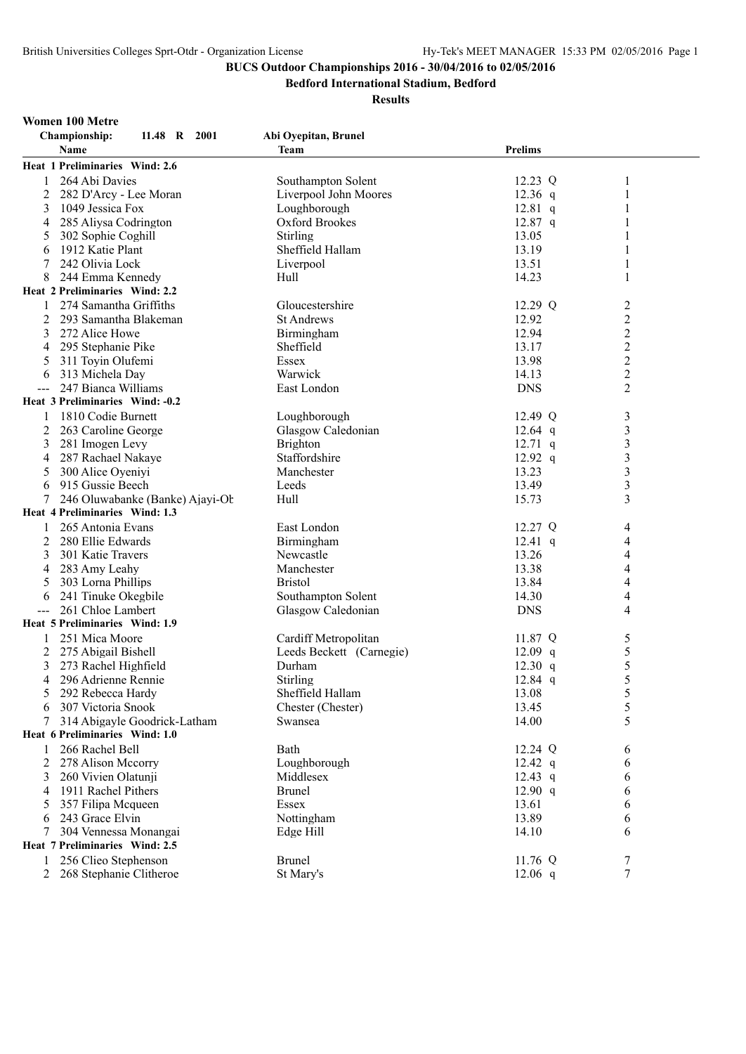# BUCS Outdoor Championships 2016 - 30/04/2016 to 02/05/2016

## Bedford International Stadium, Bedford

### Results

**Women 100 Metre**

**Championship:** 11.48 R 2001 — Abi Oyepitan, Brunel

| | Name | Team | Prelims | | Heat |
|---|---|---|---|---|---|
| **Heat 1 Preliminaries Wind: 2.6** | | | | | |
| 1 | 264 Abi Davies | Southampton Solent | 12.23 | Q | 1 |
| 2 | 282 D'Arcy - Lee Moran | Liverpool John Moores | 12.36 | q | 1 |
| 3 | 1049 Jessica Fox | Loughborough | 12.81 | q | 1 |
| 4 | 285 Aliysa Codrington | Oxford Brookes | 12.87 | q | 1 |
| 5 | 302 Sophie Coghill | Stirling | 13.05 | | 1 |
| 6 | 1912 Katie Plant | Sheffield Hallam | 13.19 | | 1 |
| 7 | 242 Olivia Lock | Liverpool | 13.51 | | 1 |
| 8 | 244 Emma Kennedy | Hull | 14.23 | | 1 |
| **Heat 2 Preliminaries Wind: 2.2** | | | | | |
| 1 | 274 Samantha Griffiths | Gloucestershire | 12.29 | Q | 2 |
| 2 | 293 Samantha Blakeman | St Andrews | 12.92 | | 2 |
| 3 | 272 Alice Howe | Birmingham | 12.94 | | 2 |
| 4 | 295 Stephanie Pike | Sheffield | 13.17 | | 2 |
| 5 | 311 Toyin Olufemi | Essex | 13.98 | | 2 |
| 6 | 313 Michela Day | Warwick | 14.13 | | 2 |
| --- | 247 Bianca Williams | East London | DNS | | 2 |
| **Heat 3 Preliminaries Wind: -0.2** | | | | | |
| 1 | 1810 Codie Burnett | Loughborough | 12.49 | Q | 3 |
| 2 | 263 Caroline George | Glasgow Caledonian | 12.64 | q | 3 |
| 3 | 281 Imogen Levy | Brighton | 12.71 | q | 3 |
| 4 | 287 Rachael Nakaye | Staffordshire | 12.92 | q | 3 |
| 5 | 300 Alice Oyeniyi | Manchester | 13.23 | | 3 |
| 6 | 915 Gussie Beech | Leeds | 13.49 | | 3 |
| 7 | 246 Oluwabanke (Banke) Ajayi-Ob | Hull | 15.73 | | 3 |
| **Heat 4 Preliminaries Wind: 1.3** | | | | | |
| 1 | 265 Antonia Evans | East London | 12.27 | Q | 4 |
| 2 | 280 Ellie Edwards | Birmingham | 12.41 | q | 4 |
| 3 | 301 Katie Travers | Newcastle | 13.26 | | 4 |
| 4 | 283 Amy Leahy | Manchester | 13.38 | | 4 |
| 5 | 303 Lorna Phillips | Bristol | 13.84 | | 4 |
| 6 | 241 Tinuke Okegbile | Southampton Solent | 14.30 | | 4 |
| --- | 261 Chloe Lambert | Glasgow Caledonian | DNS | | 4 |
| **Heat 5 Preliminaries Wind: 1.9** | | | | | |
| 1 | 251 Mica Moore | Cardiff Metropolitan | 11.87 | Q | 5 |
| 2 | 275 Abigail Bishell | Leeds Beckett (Carnegie) | 12.09 | q | 5 |
| 3 | 273 Rachel Highfield | Durham | 12.30 | q | 5 |
| 4 | 296 Adrienne Rennie | Stirling | 12.84 | q | 5 |
| 5 | 292 Rebecca Hardy | Sheffield Hallam | 13.08 | | 5 |
| 6 | 307 Victoria Snook | Chester (Chester) | 13.45 | | 5 |
| 7 | 314 Abigayle Goodrick-Latham | Swansea | 14.00 | | 5 |
| **Heat 6 Preliminaries Wind: 1.0** | | | | | |
| 1 | 266 Rachel Bell | Bath | 12.24 | Q | 6 |
| 2 | 278 Alison Mccorry | Loughborough | 12.42 | q | 6 |
| 3 | 260 Vivien Olatunji | Middlesex | 12.43 | q | 6 |
| 4 | 1911 Rachel Pithers | Brunel | 12.90 | q | 6 |
| 5 | 357 Filipa Mcqueen | Essex | 13.61 | | 6 |
| 6 | 243 Grace Elvin | Nottingham | 13.89 | | 6 |
| 7 | 304 Vennessa Monangai | Edge Hill | 14.10 | | 6 |
| **Heat 7 Preliminaries Wind: 2.5** | | | | | |
| 1 | 256 Clieo Stephenson | Brunel | 11.76 | Q | 7 |
| 2 | 268 Stephanie Clitheroe | St Mary's | 12.06 | q | 7 |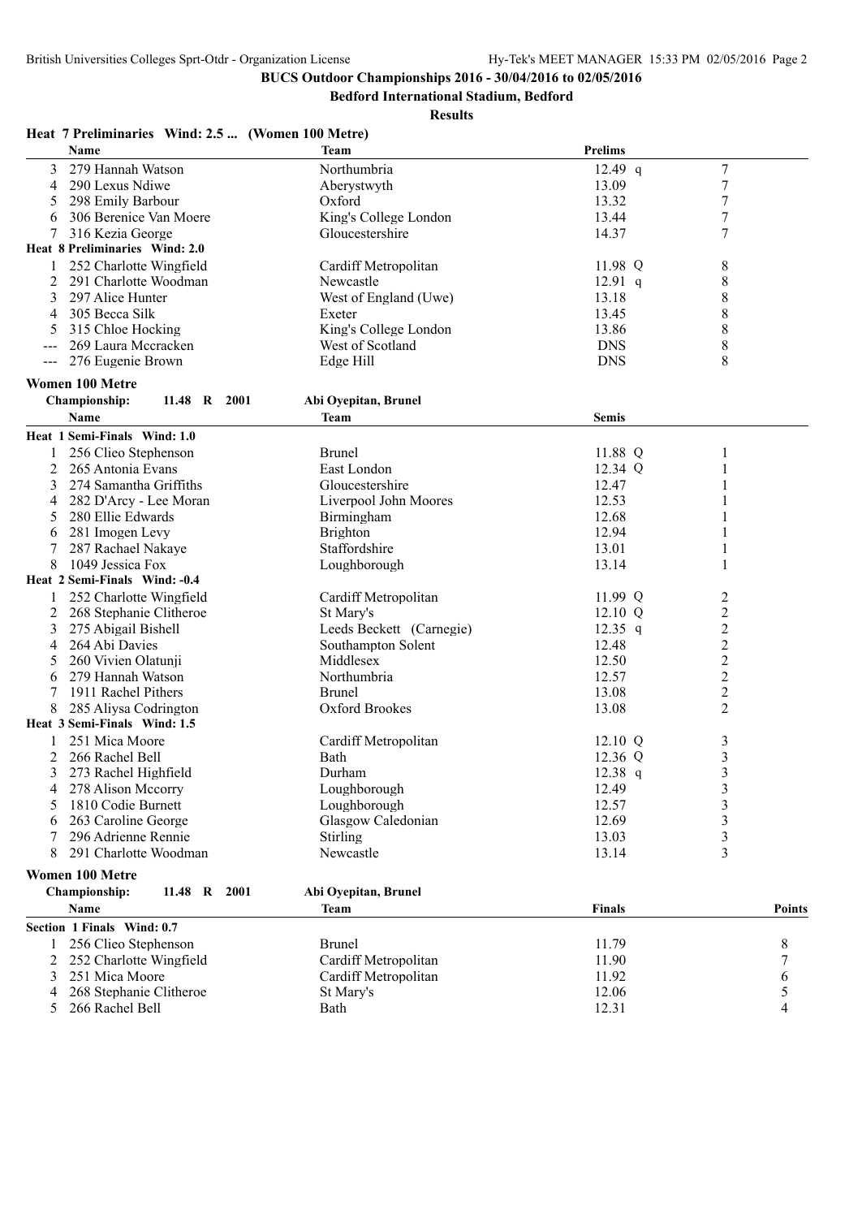BUCS Outdoor Championships 2016 - 30/04/2016 to 02/05/2016

Bedford International Stadium, Bedford

Results

### Heat 7 Preliminaries Wind: 2.5 ... (Women 100 Metre)

| | Name | Team | Prelims | |
|---|---|---|---|---|
| 3 | 279 Hannah Watson | Northumbria | 12.49 q | 7 |
| 4 | 290 Lexus Ndiwe | Aberystwyth | 13.09 | 7 |
| 5 | 298 Emily Barbour | Oxford | 13.32 | 7 |
| 6 | 306 Berenice Van Moere | King's College London | 13.44 | 7 |
| 7 | 316 Kezia George | Gloucestershire | 14.37 | 7 |

### Heat 8 Preliminaries Wind: 2.0

| | Name | Team | Prelims | |
|---|---|---|---|---|
| 1 | 252 Charlotte Wingfield | Cardiff Metropolitan | 11.98 Q | 8 |
| 2 | 291 Charlotte Woodman | Newcastle | 12.91 q | 8 |
| 3 | 297 Alice Hunter | West of England (Uwe) | 13.18 | 8 |
| 4 | 305 Becca Silk | Exeter | 13.45 | 8 |
| 5 | 315 Chloe Hocking | King's College London | 13.86 | 8 |
| --- | 269 Laura Mccracken | West of Scotland | DNS | 8 |
| --- | 276 Eugenie Brown | Edge Hill | DNS | 8 |

## Women 100 Metre

**Championship:** 11.48 R 2001 Abi Oyepitan, Brunel

### Heat 1 Semi-Finals Wind: 1.0

| | Name | Team | Semis | |
|---|---|---|---|---|
| 1 | 256 Clieo Stephenson | Brunel | 11.88 Q | 1 |
| 2 | 265 Antonia Evans | East London | 12.34 Q | 1 |
| 3 | 274 Samantha Griffiths | Gloucestershire | 12.47 | 1 |
| 4 | 282 D'Arcy - Lee Moran | Liverpool John Moores | 12.53 | 1 |
| 5 | 280 Ellie Edwards | Birmingham | 12.68 | 1 |
| 6 | 281 Imogen Levy | Brighton | 12.94 | 1 |
| 7 | 287 Rachael Nakaye | Staffordshire | 13.01 | 1 |
| 8 | 1049 Jessica Fox | Loughborough | 13.14 | 1 |

### Heat 2 Semi-Finals Wind: -0.4

| | Name | Team | Semis | |
|---|---|---|---|---|
| 1 | 252 Charlotte Wingfield | Cardiff Metropolitan | 11.99 Q | 2 |
| 2 | 268 Stephanie Clitheroe | St Mary's | 12.10 Q | 2 |
| 3 | 275 Abigail Bishell | Leeds Beckett (Carnegie) | 12.35 q | 2 |
| 4 | 264 Abi Davies | Southampton Solent | 12.48 | 2 |
| 5 | 260 Vivien Olatunji | Middlesex | 12.50 | 2 |
| 6 | 279 Hannah Watson | Northumbria | 12.57 | 2 |
| 7 | 1911 Rachel Pithers | Brunel | 13.08 | 2 |
| 8 | 285 Aliysa Codrington | Oxford Brookes | 13.08 | 2 |

### Heat 3 Semi-Finals Wind: 1.5

| | Name | Team | Semis | |
|---|---|---|---|---|
| 1 | 251 Mica Moore | Cardiff Metropolitan | 12.10 Q | 3 |
| 2 | 266 Rachel Bell | Bath | 12.36 Q | 3 |
| 3 | 273 Rachel Highfield | Durham | 12.38 q | 3 |
| 4 | 278 Alison Mccorry | Loughborough | 12.49 | 3 |
| 5 | 1810 Codie Burnett | Loughborough | 12.57 | 3 |
| 6 | 263 Caroline George | Glasgow Caledonian | 12.69 | 3 |
| 7 | 296 Adrienne Rennie | Stirling | 13.03 | 3 |
| 8 | 291 Charlotte Woodman | Newcastle | 13.14 | 3 |

## Women 100 Metre

**Championship:** 11.48 R 2001 Abi Oyepitan, Brunel

### Section 1 Finals Wind: 0.7

| | Name | Team | Finals | Points |
|---|---|---|---|---|
| 1 | 256 Clieo Stephenson | Brunel | 11.79 | 8 |
| 2 | 252 Charlotte Wingfield | Cardiff Metropolitan | 11.90 | 7 |
| 3 | 251 Mica Moore | Cardiff Metropolitan | 11.92 | 6 |
| 4 | 268 Stephanie Clitheroe | St Mary's | 12.06 | 5 |
| 5 | 266 Rachel Bell | Bath | 12.31 | 4 |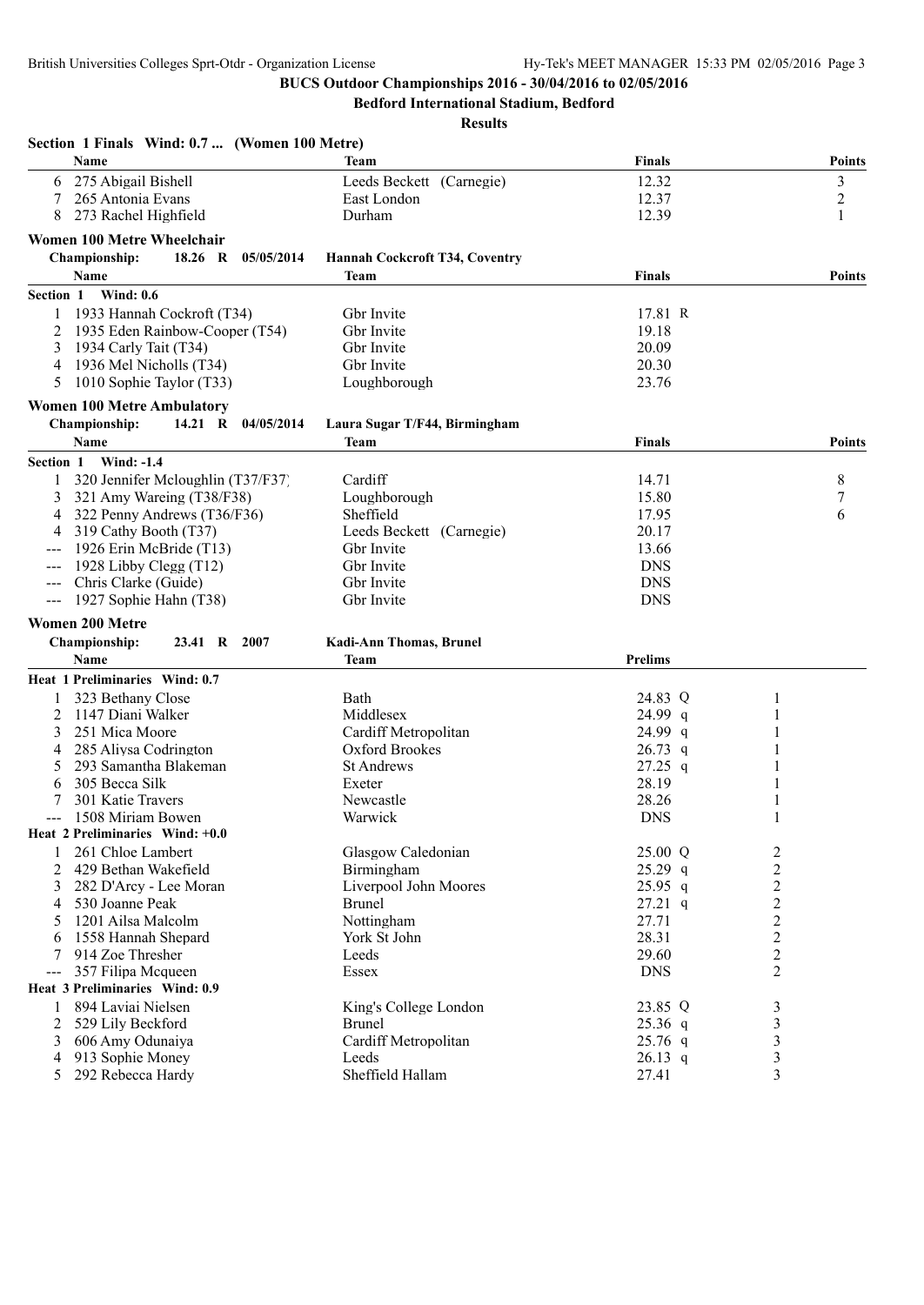**BUCS Outdoor Championships 2016 - 30/04/2016 to 02/05/2016**

**Bedford International Stadium, Bedford**

**Results**

**Section 1 Finals Wind: 0.7 ... (Women 100 Metre)**

| | Name | Team | Finals | Points |
|---|---|---|---|---|
| 6 | 275 Abigail Bishell | Leeds Beckett (Carnegie) | 12.32 | 3 |
| 7 | 265 Antonia Evans | East London | 12.37 | 2 |
| 8 | 273 Rachel Highfield | Durham | 12.39 | 1 |

### Women 100 Metre Wheelchair

**Championship:** 18.26 R 05/05/2014 Hannah Cockcroft T34, Coventry

| | Name | Team | Finals | Points |
|---|---|---|---|---|
| **Section 1 Wind: 0.6** | | | | |
| 1 | 1933 Hannah Cockroft (T34) | Gbr Invite | 17.81 R | |
| 2 | 1935 Eden Rainbow-Cooper (T54) | Gbr Invite | 19.18 | |
| 3 | 1934 Carly Tait (T34) | Gbr Invite | 20.09 | |
| 4 | 1936 Mel Nicholls (T34) | Gbr Invite | 20.30 | |
| 5 | 1010 Sophie Taylor (T33) | Loughborough | 23.76 | |

### Women 100 Metre Ambulatory

**Championship:** 14.21 R 04/05/2014 Laura Sugar T/F44, Birmingham

| | Name | Team | Finals | Points |
|---|---|---|---|---|
| **Section 1 Wind: -1.4** | | | | |
| 1 | 320 Jennifer Mcloughlin (T37/F37) | Cardiff | 14.71 | 8 |
| 3 | 321 Amy Wareing (T38/F38) | Loughborough | 15.80 | 7 |
| 4 | 322 Penny Andrews (T36/F36) | Sheffield | 17.95 | 6 |
| 4 | 319 Cathy Booth (T37) | Leeds Beckett (Carnegie) | 20.17 | |
| --- | 1926 Erin McBride (T13) | Gbr Invite | 13.66 | |
| --- | 1928 Libby Clegg (T12) | Gbr Invite | DNS | |
| --- | Chris Clarke (Guide) | Gbr Invite | DNS | |
| --- | 1927 Sophie Hahn (T38) | Gbr Invite | DNS | |

### Women 200 Metre

**Championship:** 23.41 R 2007 Kadi-Ann Thomas, Brunel

| | Name | Team | Prelims | H# |
|---|---|---|---|---|
| **Heat 1 Preliminaries Wind: 0.7** | | | | |
| 1 | 323 Bethany Close | Bath | 24.83 Q | 1 |
| 2 | 1147 Diani Walker | Middlesex | 24.99 q | 1 |
| 3 | 251 Mica Moore | Cardiff Metropolitan | 24.99 q | 1 |
| 4 | 285 Aliysa Codrington | Oxford Brookes | 26.73 q | 1 |
| 5 | 293 Samantha Blakeman | St Andrews | 27.25 q | 1 |
| 6 | 305 Becca Silk | Exeter | 28.19 | 1 |
| 7 | 301 Katie Travers | Newcastle | 28.26 | 1 |
| --- | 1508 Miriam Bowen | Warwick | DNS | 1 |
| **Heat 2 Preliminaries Wind: +0.0** | | | | |
| 1 | 261 Chloe Lambert | Glasgow Caledonian | 25.00 Q | 2 |
| 2 | 429 Bethan Wakefield | Birmingham | 25.29 q | 2 |
| 3 | 282 D'Arcy - Lee Moran | Liverpool John Moores | 25.95 q | 2 |
| 4 | 530 Joanne Peak | Brunel | 27.21 q | 2 |
| 5 | 1201 Ailsa Malcolm | Nottingham | 27.71 | 2 |
| 6 | 1558 Hannah Shepard | York St John | 28.31 | 2 |
| 7 | 914 Zoe Thresher | Leeds | 29.60 | 2 |
| --- | 357 Filipa Mcqueen | Essex | DNS | 2 |
| **Heat 3 Preliminaries Wind: 0.9** | | | | |
| 1 | 894 Laviai Nielsen | King's College London | 23.85 Q | 3 |
| 2 | 529 Lily Beckford | Brunel | 25.36 q | 3 |
| 3 | 606 Amy Odunaiya | Cardiff Metropolitan | 25.76 q | 3 |
| 4 | 913 Sophie Money | Leeds | 26.13 q | 3 |
| 5 | 292 Rebecca Hardy | Sheffield Hallam | 27.41 | 3 |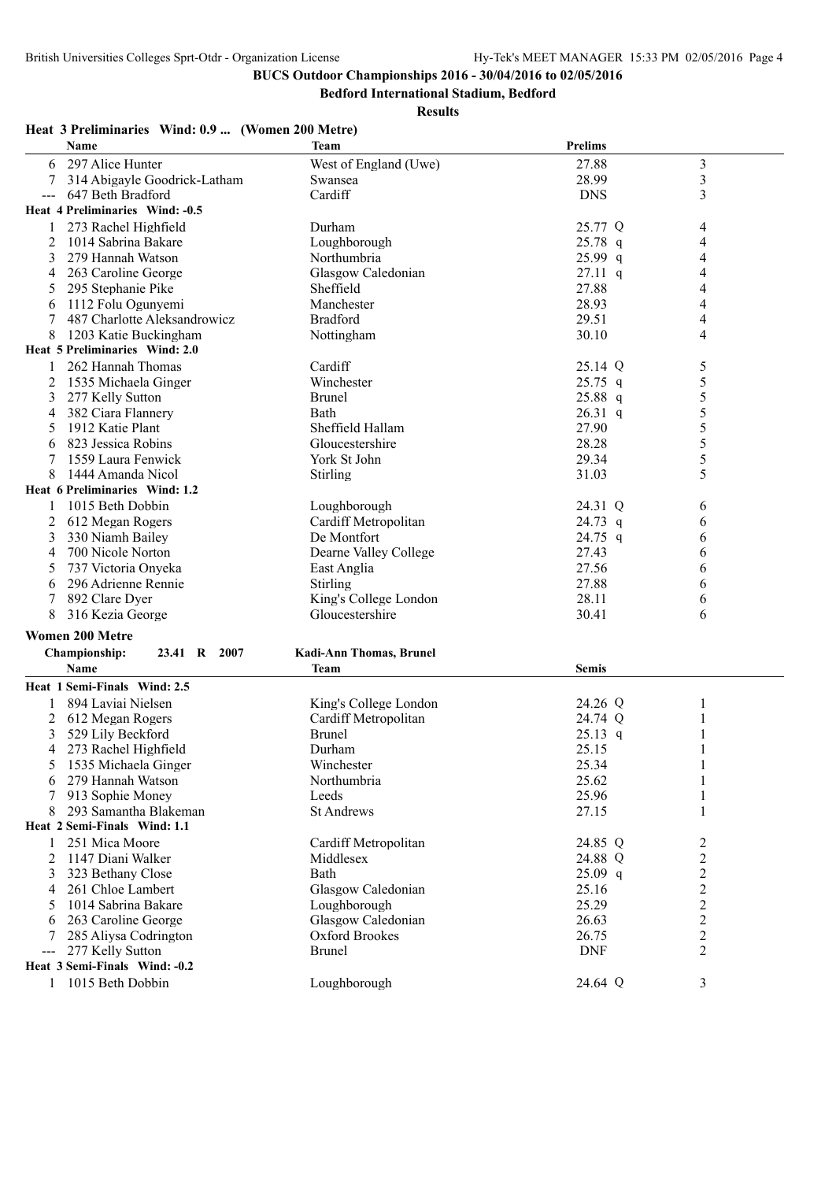## BUCS Outdoor Championships 2016 - 30/04/2016 to 02/05/2016

**Bedford International Stadium, Bedford**

**Results**

### Heat 3 Preliminaries Wind: 0.9 ... (Women 200 Metre)

| | Name | Team | Prelims | |
|---|---|---|---|---|
| 6 | 297 Alice Hunter | West of England (Uwe) | 27.88 | 3 |
| 7 | 314 Abigayle Goodrick-Latham | Swansea | 28.99 | 3 |
| --- | 647 Beth Bradford | Cardiff | DNS | 3 |

### Heat 4 Preliminaries Wind: -0.5

| | Name | Team | Prelims | |
|---|---|---|---|---|
| 1 | 273 Rachel Highfield | Durham | 25.77 Q | 4 |
| 2 | 1014 Sabrina Bakare | Loughborough | 25.78 q | 4 |
| 3 | 279 Hannah Watson | Northumbria | 25.99 q | 4 |
| 4 | 263 Caroline George | Glasgow Caledonian | 27.11 q | 4 |
| 5 | 295 Stephanie Pike | Sheffield | 27.88 | 4 |
| 6 | 1112 Folu Ogunyemi | Manchester | 28.93 | 4 |
| 7 | 487 Charlotte Aleksandrowicz | Bradford | 29.51 | 4 |
| 8 | 1203 Katie Buckingham | Nottingham | 30.10 | 4 |

### Heat 5 Preliminaries Wind: 2.0

| | Name | Team | Prelims | |
|---|---|---|---|---|
| 1 | 262 Hannah Thomas | Cardiff | 25.14 Q | 5 |
| 2 | 1535 Michaela Ginger | Winchester | 25.75 q | 5 |
| 3 | 277 Kelly Sutton | Brunel | 25.88 q | 5 |
| 4 | 382 Ciara Flannery | Bath | 26.31 q | 5 |
| 5 | 1912 Katie Plant | Sheffield Hallam | 27.90 | 5 |
| 6 | 823 Jessica Robins | Gloucestershire | 28.28 | 5 |
| 7 | 1559 Laura Fenwick | York St John | 29.34 | 5 |
| 8 | 1444 Amanda Nicol | Stirling | 31.03 | 5 |

### Heat 6 Preliminaries Wind: 1.2

| | Name | Team | Prelims | |
|---|---|---|---|---|
| 1 | 1015 Beth Dobbin | Loughborough | 24.31 Q | 6 |
| 2 | 612 Megan Rogers | Cardiff Metropolitan | 24.73 q | 6 |
| 3 | 330 Niamh Bailey | De Montfort | 24.75 q | 6 |
| 4 | 700 Nicole Norton | Dearne Valley College | 27.43 | 6 |
| 5 | 737 Victoria Onyeka | East Anglia | 27.56 | 6 |
| 6 | 296 Adrienne Rennie | Stirling | 27.88 | 6 |
| 7 | 892 Clare Dyer | King's College London | 28.11 | 6 |
| 8 | 316 Kezia George | Gloucestershire | 30.41 | 6 |

## Women 200 Metre

**Championship: 23.41 R 2007 Kadi-Ann Thomas, Brunel**

### Heat 1 Semi-Finals Wind: 2.5

| | Name | Team | Semis | |
|---|---|---|---|---|
| 1 | 894 Laviai Nielsen | King's College London | 24.26 Q | 1 |
| 2 | 612 Megan Rogers | Cardiff Metropolitan | 24.74 Q | 1 |
| 3 | 529 Lily Beckford | Brunel | 25.13 q | 1 |
| 4 | 273 Rachel Highfield | Durham | 25.15 | 1 |
| 5 | 1535 Michaela Ginger | Winchester | 25.34 | 1 |
| 6 | 279 Hannah Watson | Northumbria | 25.62 | 1 |
| 7 | 913 Sophie Money | Leeds | 25.96 | 1 |
| 8 | 293 Samantha Blakeman | St Andrews | 27.15 | 1 |

### Heat 2 Semi-Finals Wind: 1.1

| | Name | Team | Semis | |
|---|---|---|---|---|
| 1 | 251 Mica Moore | Cardiff Metropolitan | 24.85 Q | 2 |
| 2 | 1147 Diani Walker | Middlesex | 24.88 Q | 2 |
| 3 | 323 Bethany Close | Bath | 25.09 q | 2 |
| 4 | 261 Chloe Lambert | Glasgow Caledonian | 25.16 | 2 |
| 5 | 1014 Sabrina Bakare | Loughborough | 25.29 | 2 |
| 6 | 263 Caroline George | Glasgow Caledonian | 26.63 | 2 |
| 7 | 285 Aliysa Codrington | Oxford Brookes | 26.75 | 2 |
| --- | 277 Kelly Sutton | Brunel | DNF | 2 |

### Heat 3 Semi-Finals Wind: -0.2

| | Name | Team | Semis | |
|---|---|---|---|---|
| 1 | 1015 Beth Dobbin | Loughborough | 24.64 Q | 3 |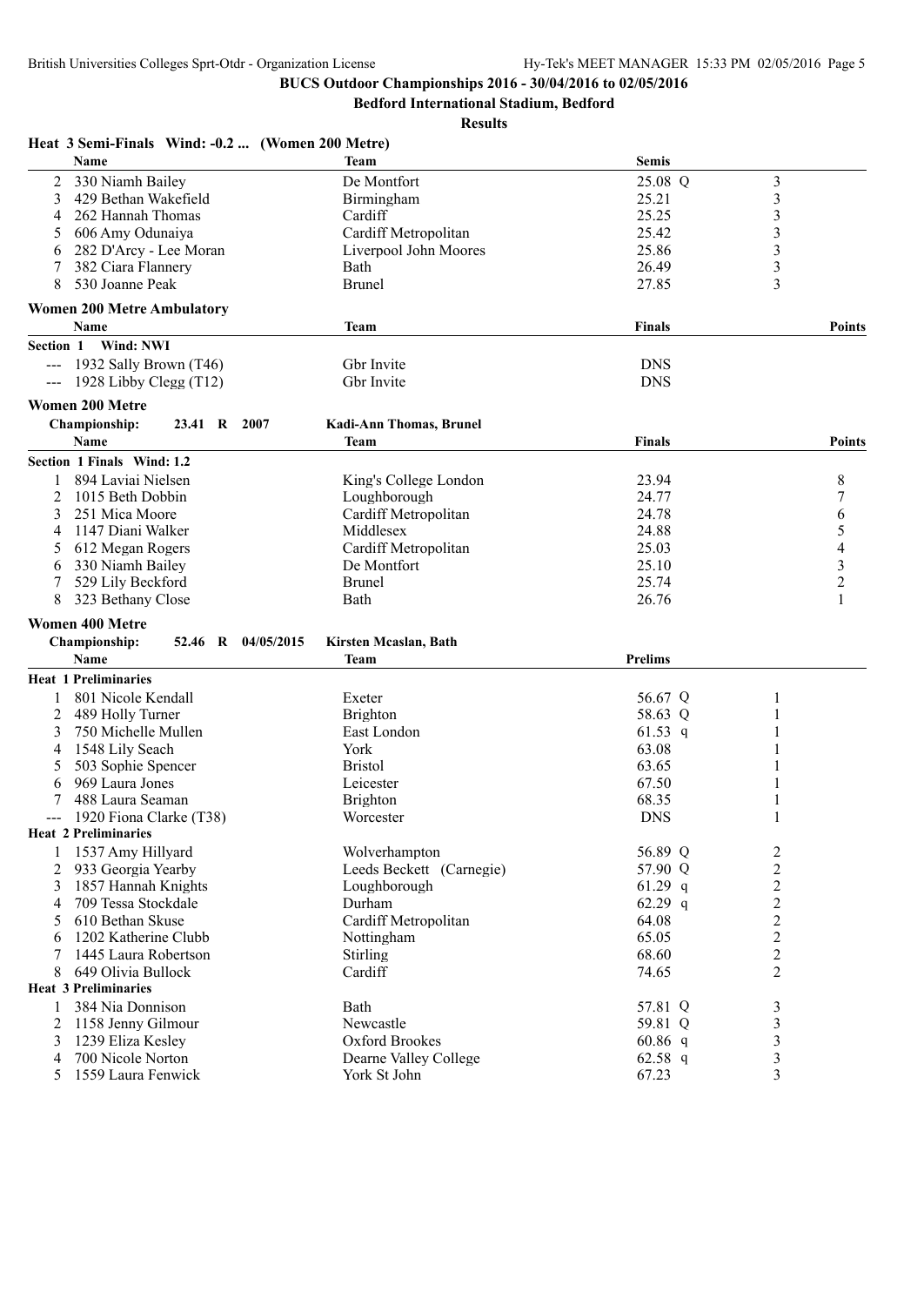# BUCS Outdoor Championships 2016 - 30/04/2016 to 02/05/2016

## Bedford International Stadium, Bedford

### Results

**Heat 3 Semi-Finals Wind: -0.2 ... (Women 200 Metre)**

| | Name | Team | Semis | |
|---|---|---|---|---|
| 2 | 330 Niamh Bailey | De Montfort | 25.08 Q | 3 |
| 3 | 429 Bethan Wakefield | Birmingham | 25.21 | 3 |
| 4 | 262 Hannah Thomas | Cardiff | 25.25 | 3 |
| 5 | 606 Amy Odunaiya | Cardiff Metropolitan | 25.42 | 3 |
| 6 | 282 D'Arcy - Lee Moran | Liverpool John Moores | 25.86 | 3 |
| 7 | 382 Ciara Flannery | Bath | 26.49 | 3 |
| 8 | 530 Joanne Peak | Brunel | 27.85 | 3 |

**Women 200 Metre Ambulatory**

| | Name | Team | Finals | Points |
|---|---|---|---|---|
| **Section 1 Wind: NWI** | | | | |
| --- | 1932 Sally Brown (T46) | Gbr Invite | DNS | |
| --- | 1928 Libby Clegg (T12) | Gbr Invite | DNS | |

**Women 200 Metre**

Championship: 23.41 R 2007 Kadi-Ann Thomas, Brunel

| | Name | Team | Finals | Points |
|---|---|---|---|---|
| **Section 1 Finals Wind: 1.2** | | | | |
| 1 | 894 Laviai Nielsen | King's College London | 23.94 | 8 |
| 2 | 1015 Beth Dobbin | Loughborough | 24.77 | 7 |
| 3 | 251 Mica Moore | Cardiff Metropolitan | 24.78 | 6 |
| 4 | 1147 Diani Walker | Middlesex | 24.88 | 5 |
| 5 | 612 Megan Rogers | Cardiff Metropolitan | 25.03 | 4 |
| 6 | 330 Niamh Bailey | De Montfort | 25.10 | 3 |
| 7 | 529 Lily Beckford | Brunel | 25.74 | 2 |
| 8 | 323 Bethany Close | Bath | 26.76 | 1 |

**Women 400 Metre**

Championship: 52.46 R 04/05/2015 Kirsten Mcaslan, Bath

| | Name | Team | Prelims | |
|---|---|---|---|---|
| **Heat 1 Preliminaries** | | | | |
| 1 | 801 Nicole Kendall | Exeter | 56.67 Q | 1 |
| 2 | 489 Holly Turner | Brighton | 58.63 Q | 1 |
| 3 | 750 Michelle Mullen | East London | 61.53 q | 1 |
| 4 | 1548 Lily Seach | York | 63.08 | 1 |
| 5 | 503 Sophie Spencer | Bristol | 63.65 | 1 |
| 6 | 969 Laura Jones | Leicester | 67.50 | 1 |
| 7 | 488 Laura Seaman | Brighton | 68.35 | 1 |
| --- | 1920 Fiona Clarke (T38) | Worcester | DNS | 1 |
| **Heat 2 Preliminaries** | | | | |
| 1 | 1537 Amy Hillyard | Wolverhampton | 56.89 Q | 2 |
| 2 | 933 Georgia Yearby | Leeds Beckett (Carnegie) | 57.90 Q | 2 |
| 3 | 1857 Hannah Knights | Loughborough | 61.29 q | 2 |
| 4 | 709 Tessa Stockdale | Durham | 62.29 q | 2 |
| 5 | 610 Bethan Skuse | Cardiff Metropolitan | 64.08 | 2 |
| 6 | 1202 Katherine Clubb | Nottingham | 65.05 | 2 |
| 7 | 1445 Laura Robertson | Stirling | 68.60 | 2 |
| 8 | 649 Olivia Bullock | Cardiff | 74.65 | 2 |
| **Heat 3 Preliminaries** | | | | |
| 1 | 384 Nia Donnison | Bath | 57.81 Q | 3 |
| 2 | 1158 Jenny Gilmour | Newcastle | 59.81 Q | 3 |
| 3 | 1239 Eliza Kesley | Oxford Brookes | 60.86 q | 3 |
| 4 | 700 Nicole Norton | Dearne Valley College | 62.58 q | 3 |
| 5 | 1559 Laura Fenwick | York St John | 67.23 | 3 |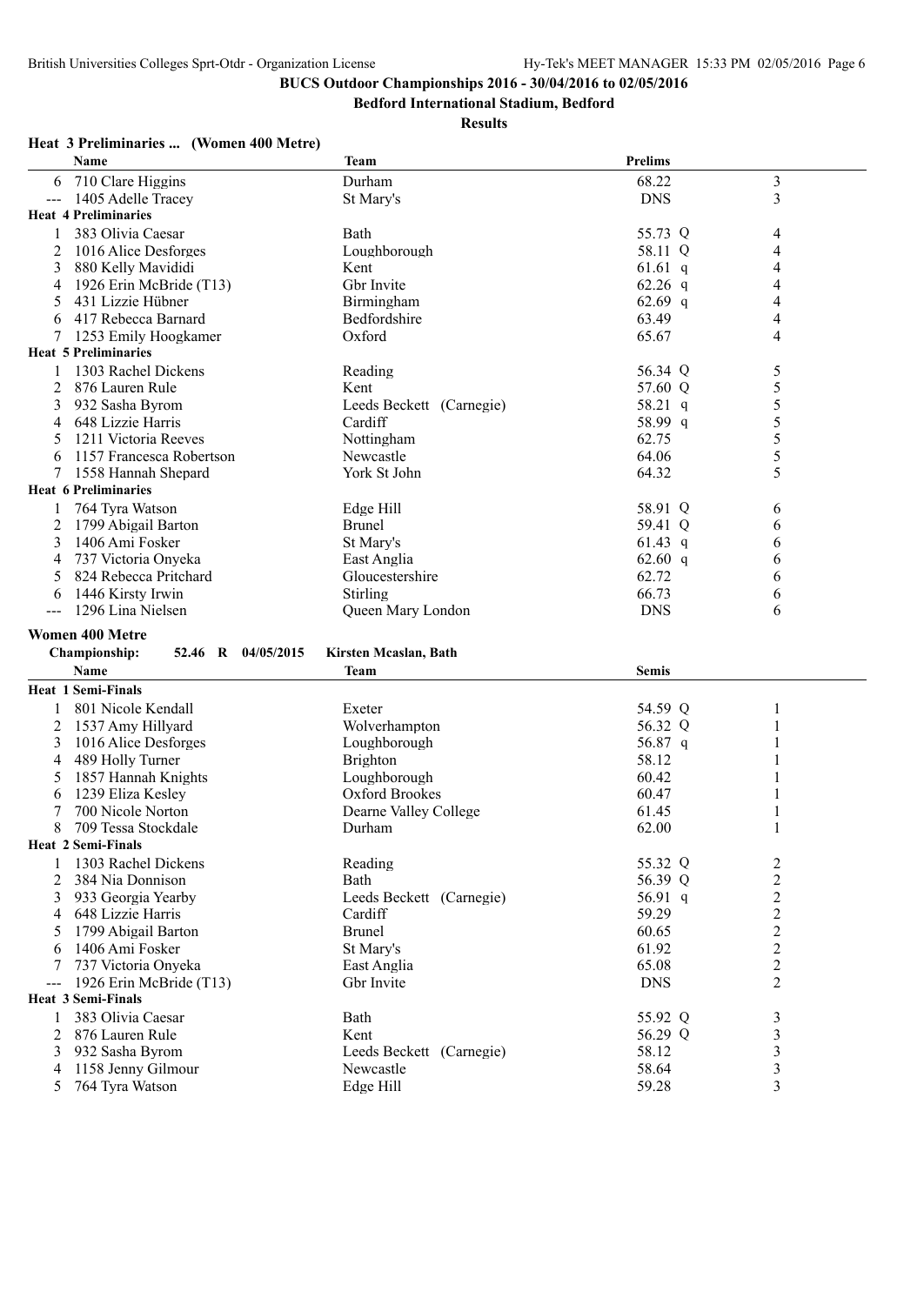**BUCS Outdoor Championships 2016 - 30/04/2016 to 02/05/2016**

**Bedford International Stadium, Bedford**

**Results**

### Heat 3 Preliminaries ... (Women 400 Metre)

| | Name | Team | Prelims | | |
|---|---|---|---|---|---|
| 6 | 710 Clare Higgins | Durham | 68.22 | | 3 |
| --- | 1405 Adelle Tracey | St Mary's | DNS | | 3 |
| **Heat 4 Preliminaries** | | | | | |
| 1 | 383 Olivia Caesar | Bath | 55.73 | Q | 4 |
| 2 | 1016 Alice Desforges | Loughborough | 58.11 | Q | 4 |
| 3 | 880 Kelly Mavididi | Kent | 61.61 | q | 4 |
| 4 | 1926 Erin McBride (T13) | Gbr Invite | 62.26 | q | 4 |
| 5 | 431 Lizzie Hübner | Birmingham | 62.69 | q | 4 |
| 6 | 417 Rebecca Barnard | Bedfordshire | 63.49 | | 4 |
| 7 | 1253 Emily Hoogkamer | Oxford | 65.67 | | 4 |
| **Heat 5 Preliminaries** | | | | | |
| 1 | 1303 Rachel Dickens | Reading | 56.34 | Q | 5 |
| 2 | 876 Lauren Rule | Kent | 57.60 | Q | 5 |
| 3 | 932 Sasha Byrom | Leeds Beckett (Carnegie) | 58.21 | q | 5 |
| 4 | 648 Lizzie Harris | Cardiff | 58.99 | q | 5 |
| 5 | 1211 Victoria Reeves | Nottingham | 62.75 | | 5 |
| 6 | 1157 Francesca Robertson | Newcastle | 64.06 | | 5 |
| 7 | 1558 Hannah Shepard | York St John | 64.32 | | 5 |
| **Heat 6 Preliminaries** | | | | | |
| 1 | 764 Tyra Watson | Edge Hill | 58.91 | Q | 6 |
| 2 | 1799 Abigail Barton | Brunel | 59.41 | Q | 6 |
| 3 | 1406 Ami Fosker | St Mary's | 61.43 | q | 6 |
| 4 | 737 Victoria Onyeka | East Anglia | 62.60 | q | 6 |
| 5 | 824 Rebecca Pritchard | Gloucestershire | 62.72 | | 6 |
| 6 | 1446 Kirsty Irwin | Stirling | 66.73 | | 6 |
| --- | 1296 Lina Nielsen | Queen Mary London | DNS | | 6 |

### Women 400 Metre

**Championship:** 52.46 R 04/05/2015 Kirsten Mcaslan, Bath

| | Name | Team | Semis | | |
|---|---|---|---|---|---|
| **Heat 1 Semi-Finals** | | | | | |
| 1 | 801 Nicole Kendall | Exeter | 54.59 | Q | 1 |
| 2 | 1537 Amy Hillyard | Wolverhampton | 56.32 | Q | 1 |
| 3 | 1016 Alice Desforges | Loughborough | 56.87 | q | 1 |
| 4 | 489 Holly Turner | Brighton | 58.12 | | 1 |
| 5 | 1857 Hannah Knights | Loughborough | 60.42 | | 1 |
| 6 | 1239 Eliza Kesley | Oxford Brookes | 60.47 | | 1 |
| 7 | 700 Nicole Norton | Dearne Valley College | 61.45 | | 1 |
| 8 | 709 Tessa Stockdale | Durham | 62.00 | | 1 |
| **Heat 2 Semi-Finals** | | | | | |
| 1 | 1303 Rachel Dickens | Reading | 55.32 | Q | 2 |
| 2 | 384 Nia Donnison | Bath | 56.39 | Q | 2 |
| 3 | 933 Georgia Yearby | Leeds Beckett (Carnegie) | 56.91 | q | 2 |
| 4 | 648 Lizzie Harris | Cardiff | 59.29 | | 2 |
| 5 | 1799 Abigail Barton | Brunel | 60.65 | | 2 |
| 6 | 1406 Ami Fosker | St Mary's | 61.92 | | 2 |
| 7 | 737 Victoria Onyeka | East Anglia | 65.08 | | 2 |
| --- | 1926 Erin McBride (T13) | Gbr Invite | DNS | | 2 |
| **Heat 3 Semi-Finals** | | | | | |
| 1 | 383 Olivia Caesar | Bath | 55.92 | Q | 3 |
| 2 | 876 Lauren Rule | Kent | 56.29 | Q | 3 |
| 3 | 932 Sasha Byrom | Leeds Beckett (Carnegie) | 58.12 | | 3 |
| 4 | 1158 Jenny Gilmour | Newcastle | 58.64 | | 3 |
| 5 | 764 Tyra Watson | Edge Hill | 59.28 | | 3 |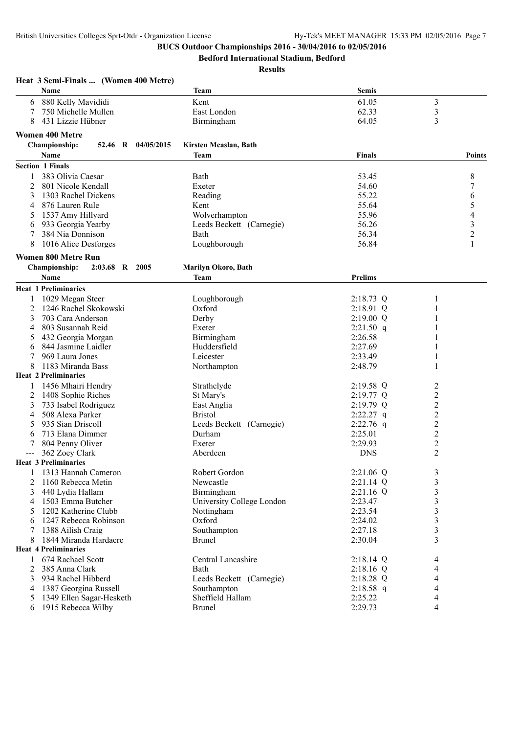**BUCS Outdoor Championships 2016 - 30/04/2016 to 02/05/2016**

**Bedford International Stadium, Bedford**

**Results**

### Heat 3 Semi-Finals ... (Women 400 Metre)

| | Name | Team | Semis | |
|---|---|---|---|---|
| 6 | 880 Kelly Mavididi | Kent | 61.05 | 3 |
| 7 | 750 Michelle Mullen | East London | 62.33 | 3 |
| 8 | 431 Lizzie Hübner | Birmingham | 64.05 | 3 |

### Women 400 Metre

**Championship:** 52.46 R 04/05/2015 Kirsten Mcaslan, Bath

| | Name | Team | Finals | Points |
|---|---|---|---|---|
| **Section 1 Finals** | | | | |
| 1 | 383 Olivia Caesar | Bath | 53.45 | 8 |
| 2 | 801 Nicole Kendall | Exeter | 54.60 | 7 |
| 3 | 1303 Rachel Dickens | Reading | 55.22 | 6 |
| 4 | 876 Lauren Rule | Kent | 55.64 | 5 |
| 5 | 1537 Amy Hillyard | Wolverhampton | 55.96 | 4 |
| 6 | 933 Georgia Yearby | Leeds Beckett (Carnegie) | 56.26 | 3 |
| 7 | 384 Nia Donnison | Bath | 56.34 | 2 |
| 8 | 1016 Alice Desforges | Loughborough | 56.84 | 1 |

### Women 800 Metre Run

**Championship:** 2:03.68 R 2005 Marilyn Okoro, Bath

| | Name | Team | Prelims | |
|---|---|---|---|---|
| **Heat 1 Preliminaries** | | | | |
| 1 | 1029 Megan Steer | Loughborough | 2:18.73 Q | 1 |
| 2 | 1246 Rachel Skokowski | Oxford | 2:18.91 Q | 1 |
| 3 | 703 Cara Anderson | Derby | 2:19.00 Q | 1 |
| 4 | 803 Susannah Reid | Exeter | 2:21.50 q | 1 |
| 5 | 432 Georgia Morgan | Birmingham | 2:26.58 | 1 |
| 6 | 844 Jasmine Laidler | Huddersfield | 2:27.69 | 1 |
| 7 | 969 Laura Jones | Leicester | 2:33.49 | 1 |
| 8 | 1183 Miranda Bass | Northampton | 2:48.79 | 1 |
| **Heat 2 Preliminaries** | | | | |
| 1 | 1456 Mhairi Hendry | Strathclyde | 2:19.58 Q | 2 |
| 2 | 1408 Sophie Riches | St Mary's | 2:19.77 Q | 2 |
| 3 | 733 Isabel Rodriguez | East Anglia | 2:19.79 Q | 2 |
| 4 | 508 Alexa Parker | Bristol | 2:22.27 q | 2 |
| 5 | 935 Sian Driscoll | Leeds Beckett (Carnegie) | 2:22.76 q | 2 |
| 6 | 713 Elana Dimmer | Durham | 2:25.01 | 2 |
| 7 | 804 Penny Oliver | Exeter | 2:29.93 | 2 |
| --- | 362 Zoey Clark | Aberdeen | DNS | 2 |
| **Heat 3 Preliminaries** | | | | |
| 1 | 1313 Hannah Cameron | Robert Gordon | 2:21.06 Q | 3 |
| 2 | 1160 Rebecca Metin | Newcastle | 2:21.14 Q | 3 |
| 3 | 440 Lydia Hallam | Birmingham | 2:21.16 Q | 3 |
| 4 | 1503 Emma Butcher | University College London | 2:23.47 | 3 |
| 5 | 1202 Katherine Clubb | Nottingham | 2:23.54 | 3 |
| 6 | 1247 Rebecca Robinson | Oxford | 2:24.02 | 3 |
| 7 | 1388 Ailish Craig | Southampton | 2:27.18 | 3 |
| 8 | 1844 Miranda Hardacre | Brunel | 2:30.04 | 3 |
| **Heat 4 Preliminaries** | | | | |
| 1 | 674 Rachael Scott | Central Lancashire | 2:18.14 Q | 4 |
| 2 | 385 Anna Clark | Bath | 2:18.16 Q | 4 |
| 3 | 934 Rachel Hibberd | Leeds Beckett (Carnegie) | 2:18.28 Q | 4 |
| 4 | 1387 Georgina Russell | Southampton | 2:18.58 q | 4 |
| 5 | 1349 Ellen Sagar-Hesketh | Sheffield Hallam | 2:25.22 | 4 |
| 6 | 1915 Rebecca Wilby | Brunel | 2:29.73 | 4 |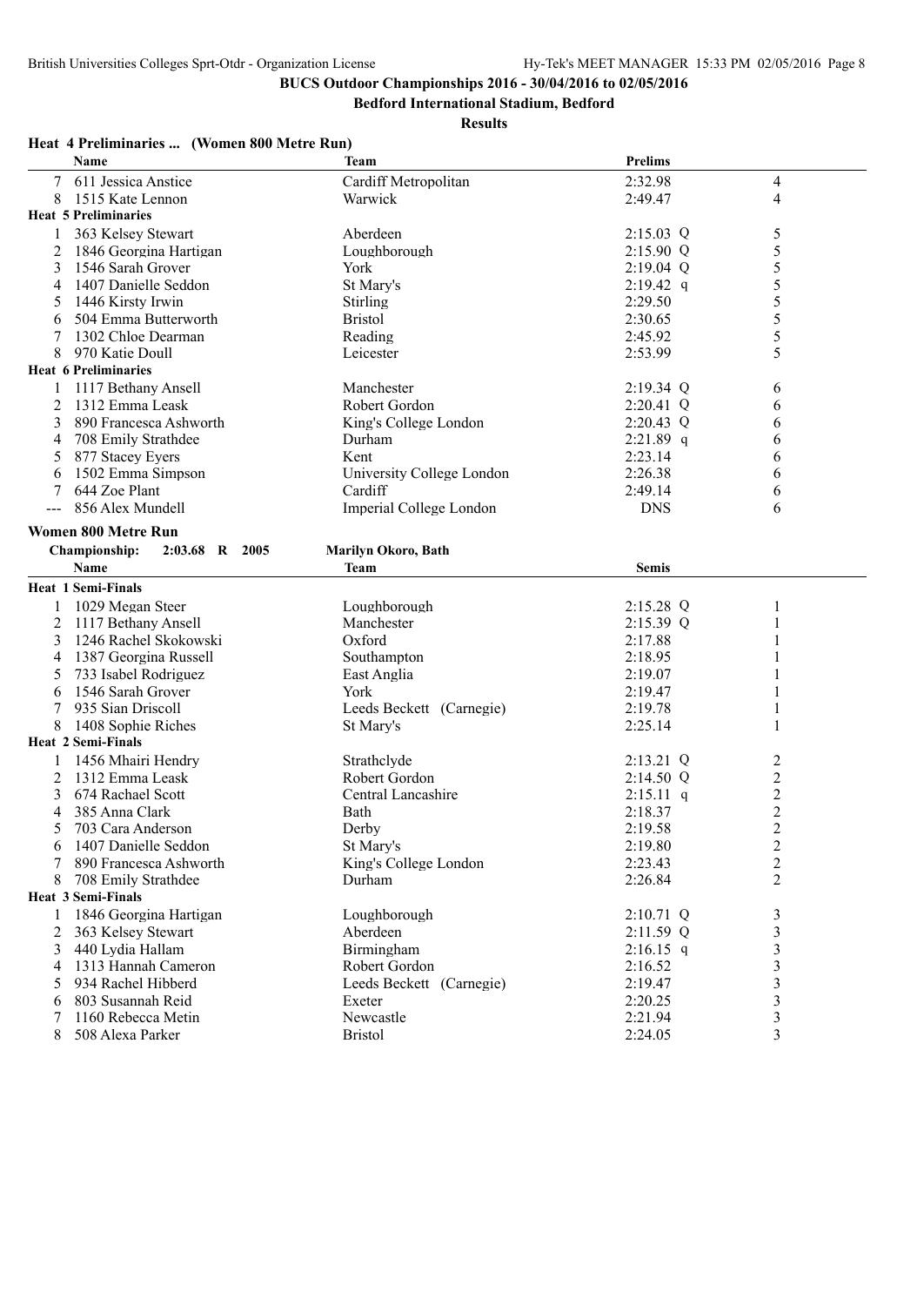**BUCS Outdoor Championships 2016 - 30/04/2016 to 02/05/2016**

**Bedford International Stadium, Bedford**

**Results**

**Heat 4 Preliminaries ... (Women 800 Metre Run)**

| | Name | Team | Prelims | |
|---|---|---|---|---|
| 7 | 611 Jessica Anstice | Cardiff Metropolitan | 2:32.98 | 4 |
| 8 | 1515 Kate Lennon | Warwick | 2:49.47 | 4 |
| **Heat 5 Preliminaries** | | | | |
| 1 | 363 Kelsey Stewart | Aberdeen | 2:15.03 Q | 5 |
| 2 | 1846 Georgina Hartigan | Loughborough | 2:15.90 Q | 5 |
| 3 | 1546 Sarah Grover | York | 2:19.04 Q | 5 |
| 4 | 1407 Danielle Seddon | St Mary's | 2:19.42 q | 5 |
| 5 | 1446 Kirsty Irwin | Stirling | 2:29.50 | 5 |
| 6 | 504 Emma Butterworth | Bristol | 2:30.65 | 5 |
| 7 | 1302 Chloe Dearman | Reading | 2:45.92 | 5 |
| 8 | 970 Katie Doull | Leicester | 2:53.99 | 5 |
| **Heat 6 Preliminaries** | | | | |
| 1 | 1117 Bethany Ansell | Manchester | 2:19.34 Q | 6 |
| 2 | 1312 Emma Leask | Robert Gordon | 2:20.41 Q | 6 |
| 3 | 890 Francesca Ashworth | King's College London | 2:20.43 Q | 6 |
| 4 | 708 Emily Strathdee | Durham | 2:21.89 q | 6 |
| 5 | 877 Stacey Eyers | Kent | 2:23.14 | 6 |
| 6 | 1502 Emma Simpson | University College London | 2:26.38 | 6 |
| 7 | 644 Zoe Plant | Cardiff | 2:49.14 | 6 |
| --- | 856 Alex Mundell | Imperial College London | DNS | 6 |

**Women 800 Metre Run**

**Championship:** 2:03.68 R 2005 **Marilyn Okoro, Bath**

| | Name | Team | Semis | |
|---|---|---|---|---|
| **Heat 1 Semi-Finals** | | | | |
| 1 | 1029 Megan Steer | Loughborough | 2:15.28 Q | 1 |
| 2 | 1117 Bethany Ansell | Manchester | 2:15.39 Q | 1 |
| 3 | 1246 Rachel Skokowski | Oxford | 2:17.88 | 1 |
| 4 | 1387 Georgina Russell | Southampton | 2:18.95 | 1 |
| 5 | 733 Isabel Rodriguez | East Anglia | 2:19.07 | 1 |
| 6 | 1546 Sarah Grover | York | 2:19.47 | 1 |
| 7 | 935 Sian Driscoll | Leeds Beckett (Carnegie) | 2:19.78 | 1 |
| 8 | 1408 Sophie Riches | St Mary's | 2:25.14 | 1 |
| **Heat 2 Semi-Finals** | | | | |
| 1 | 1456 Mhairi Hendry | Strathclyde | 2:13.21 Q | 2 |
| 2 | 1312 Emma Leask | Robert Gordon | 2:14.50 Q | 2 |
| 3 | 674 Rachael Scott | Central Lancashire | 2:15.11 q | 2 |
| 4 | 385 Anna Clark | Bath | 2:18.37 | 2 |
| 5 | 703 Cara Anderson | Derby | 2:19.58 | 2 |
| 6 | 1407 Danielle Seddon | St Mary's | 2:19.80 | 2 |
| 7 | 890 Francesca Ashworth | King's College London | 2:23.43 | 2 |
| 8 | 708 Emily Strathdee | Durham | 2:26.84 | 2 |
| **Heat 3 Semi-Finals** | | | | |
| 1 | 1846 Georgina Hartigan | Loughborough | 2:10.71 Q | 3 |
| 2 | 363 Kelsey Stewart | Aberdeen | 2:11.59 Q | 3 |
| 3 | 440 Lydia Hallam | Birmingham | 2:16.15 q | 3 |
| 4 | 1313 Hannah Cameron | Robert Gordon | 2:16.52 | 3 |
| 5 | 934 Rachel Hibberd | Leeds Beckett (Carnegie) | 2:19.47 | 3 |
| 6 | 803 Susannah Reid | Exeter | 2:20.25 | 3 |
| 7 | 1160 Rebecca Metin | Newcastle | 2:21.94 | 3 |
| 8 | 508 Alexa Parker | Bristol | 2:24.05 | 3 |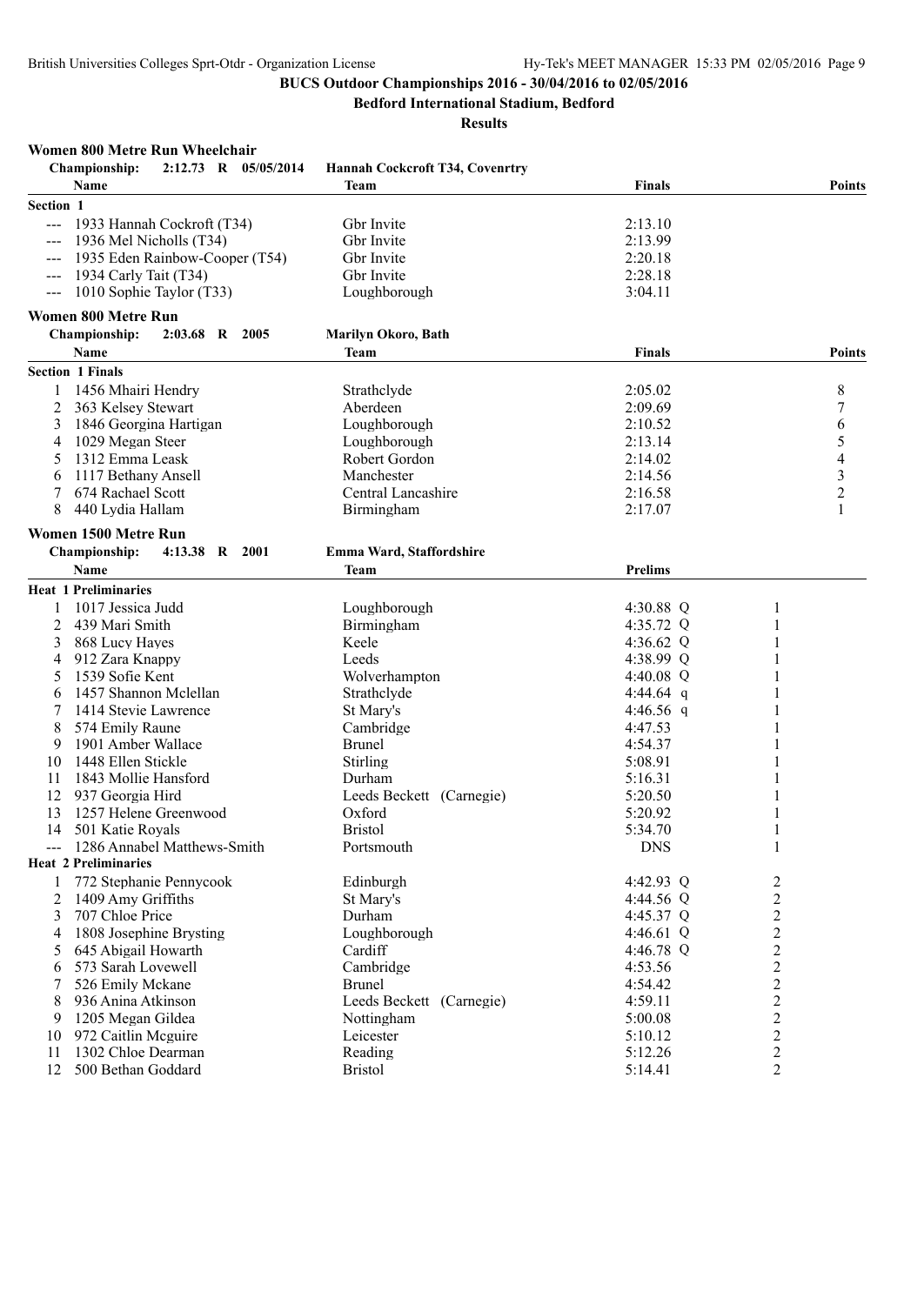**BUCS Outdoor Championships 2016 - 30/04/2016 to 02/05/2016**

**Bedford International Stadium, Bedford**

**Results**

### Women 800 Metre Run Wheelchair

**Championship:** 2:12.73 R 05/05/2014 **Hannah Cockcroft T34, Covenrtry**

| | Name | Team | Finals | Points |
|---|---|---|---|---|
| **Section 1** | | | | |
| --- | 1933 Hannah Cockroft (T34) | Gbr Invite | 2:13.10 | |
| --- | 1936 Mel Nicholls (T34) | Gbr Invite | 2:13.99 | |
| --- | 1935 Eden Rainbow-Cooper (T54) | Gbr Invite | 2:20.18 | |
| --- | 1934 Carly Tait (T34) | Gbr Invite | 2:28.18 | |
| --- | 1010 Sophie Taylor (T33) | Loughborough | 3:04.11 | |

### Women 800 Metre Run

**Championship:** 2:03.68 R 2005 **Marilyn Okoro, Bath**

| | Name | Team | Finals | Points |
|---|---|---|---|---|
| **Section 1 Finals** | | | | |
| 1 | 1456 Mhairi Hendry | Strathclyde | 2:05.02 | 8 |
| 2 | 363 Kelsey Stewart | Aberdeen | 2:09.69 | 7 |
| 3 | 1846 Georgina Hartigan | Loughborough | 2:10.52 | 6 |
| 4 | 1029 Megan Steer | Loughborough | 2:13.14 | 5 |
| 5 | 1312 Emma Leask | Robert Gordon | 2:14.02 | 4 |
| 6 | 1117 Bethany Ansell | Manchester | 2:14.56 | 3 |
| 7 | 674 Rachael Scott | Central Lancashire | 2:16.58 | 2 |
| 8 | 440 Lydia Hallam | Birmingham | 2:17.07 | 1 |

### Women 1500 Metre Run

**Championship:** 4:13.38 R 2001 **Emma Ward, Staffordshire**

| | Name | Team | Prelims | |
|---|---|---|---|---|
| **Heat 1 Preliminaries** | | | | |
| 1 | 1017 Jessica Judd | Loughborough | 4:30.88 Q | 1 |
| 2 | 439 Mari Smith | Birmingham | 4:35.72 Q | 1 |
| 3 | 868 Lucy Hayes | Keele | 4:36.62 Q | 1 |
| 4 | 912 Zara Knappy | Leeds | 4:38.99 Q | 1 |
| 5 | 1539 Sofie Kent | Wolverhampton | 4:40.08 Q | 1 |
| 6 | 1457 Shannon Mclellan | Strathclyde | 4:44.64 q | 1 |
| 7 | 1414 Stevie Lawrence | St Mary's | 4:46.56 q | 1 |
| 8 | 574 Emily Raune | Cambridge | 4:47.53 | 1 |
| 9 | 1901 Amber Wallace | Brunel | 4:54.37 | 1 |
| 10 | 1448 Ellen Stickle | Stirling | 5:08.91 | 1 |
| 11 | 1843 Mollie Hansford | Durham | 5:16.31 | 1 |
| 12 | 937 Georgia Hird | Leeds Beckett (Carnegie) | 5:20.50 | 1 |
| 13 | 1257 Helene Greenwood | Oxford | 5:20.92 | 1 |
| 14 | 501 Katie Royals | Bristol | 5:34.70 | 1 |
| --- | 1286 Annabel Matthews-Smith | Portsmouth | DNS | 1 |
| **Heat 2 Preliminaries** | | | | |
| 1 | 772 Stephanie Pennycook | Edinburgh | 4:42.93 Q | 2 |
| 2 | 1409 Amy Griffiths | St Mary's | 4:44.56 Q | 2 |
| 3 | 707 Chloe Price | Durham | 4:45.37 Q | 2 |
| 4 | 1808 Josephine Brysting | Loughborough | 4:46.61 Q | 2 |
| 5 | 645 Abigail Howarth | Cardiff | 4:46.78 Q | 2 |
| 6 | 573 Sarah Lovewell | Cambridge | 4:53.56 | 2 |
| 7 | 526 Emily Mckane | Brunel | 4:54.42 | 2 |
| 8 | 936 Anina Atkinson | Leeds Beckett (Carnegie) | 4:59.11 | 2 |
| 9 | 1205 Megan Gildea | Nottingham | 5:00.08 | 2 |
| 10 | 972 Caitlin Mcguire | Leicester | 5:10.12 | 2 |
| 11 | 1302 Chloe Dearman | Reading | 5:12.26 | 2 |
| 12 | 500 Bethan Goddard | Bristol | 5:14.41 | 2 |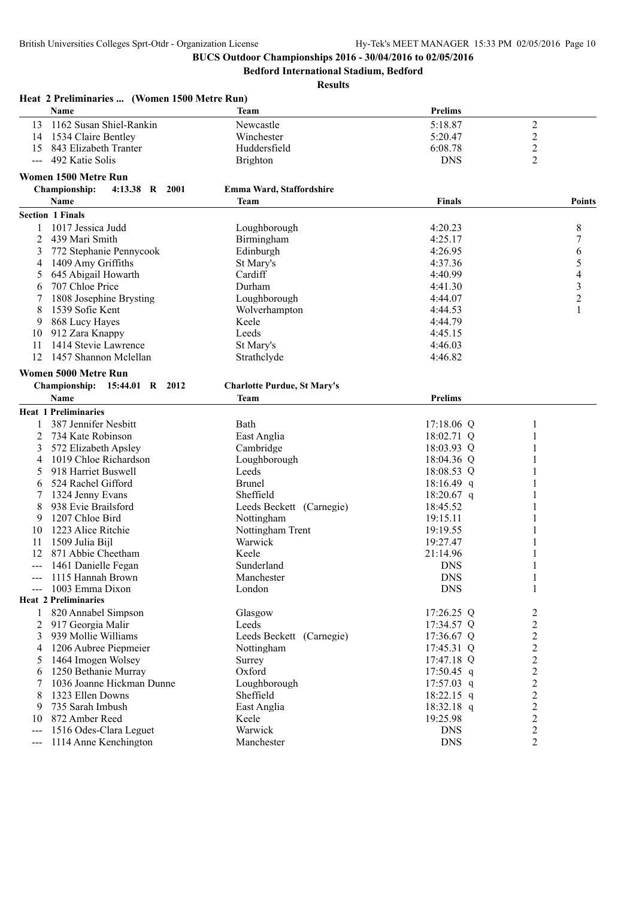**BUCS Outdoor Championships 2016 - 30/04/2016 to 02/05/2016**

**Bedford International Stadium, Bedford**

**Results**

### Heat 2 Preliminaries ... (Women 1500 Metre Run)

| | Name | Team | Prelims | |
|---|---|---|---|---|
| 13 | 1162 Susan Shiel-Rankin | Newcastle | 5:18.87 | 2 |
| 14 | 1534 Claire Bentley | Winchester | 5:20.47 | 2 |
| 15 | 843 Elizabeth Tranter | Huddersfield | 6:08.78 | 2 |
| --- | 492 Katie Solis | Brighton | DNS | 2 |

### Women 1500 Metre Run

**Championship: 4:13.38 R 2001** — **Emma Ward, Staffordshire**

| | Name | Team | Finals | Points |
|---|---|---|---|---|
| **Section 1 Finals** | | | | |
| 1 | 1017 Jessica Judd | Loughborough | 4:20.23 | 8 |
| 2 | 439 Mari Smith | Birmingham | 4:25.17 | 7 |
| 3 | 772 Stephanie Pennycook | Edinburgh | 4:26.95 | 6 |
| 4 | 1409 Amy Griffiths | St Mary's | 4:37.36 | 5 |
| 5 | 645 Abigail Howarth | Cardiff | 4:40.99 | 4 |
| 6 | 707 Chloe Price | Durham | 4:41.30 | 3 |
| 7 | 1808 Josephine Brysting | Loughborough | 4:44.07 | 2 |
| 8 | 1539 Sofie Kent | Wolverhampton | 4:44.53 | 1 |
| 9 | 868 Lucy Hayes | Keele | 4:44.79 | |
| 10 | 912 Zara Knappy | Leeds | 4:45.15 | |
| 11 | 1414 Stevie Lawrence | St Mary's | 4:46.03 | |
| 12 | 1457 Shannon Mclellan | Strathclyde | 4:46.82 | |

### Women 5000 Metre Run

**Championship: 15:44.01 R 2012** — **Charlotte Purdue, St Mary's**

| | Name | Team | Prelims | |
|---|---|---|---|---|
| **Heat 1 Preliminaries** | | | | |
| 1 | 387 Jennifer Nesbitt | Bath | 17:18.06 Q | 1 |
| 2 | 734 Kate Robinson | East Anglia | 18:02.71 Q | 1 |
| 3 | 572 Elizabeth Apsley | Cambridge | 18:03.93 Q | 1 |
| 4 | 1019 Chloe Richardson | Loughborough | 18:04.36 Q | 1 |
| 5 | 918 Harriet Buswell | Leeds | 18:08.53 Q | 1 |
| 6 | 524 Rachel Gifford | Brunel | 18:16.49 q | 1 |
| 7 | 1324 Jenny Evans | Sheffield | 18:20.67 q | 1 |
| 8 | 938 Evie Brailsford | Leeds Beckett (Carnegie) | 18:45.52 | 1 |
| 9 | 1207 Chloe Bird | Nottingham | 19:15.11 | 1 |
| 10 | 1223 Alice Ritchie | Nottingham Trent | 19:19.55 | 1 |
| 11 | 1509 Julia Bijl | Warwick | 19:27.47 | 1 |
| 12 | 871 Abbie Cheetham | Keele | 21:14.96 | 1 |
| --- | 1461 Danielle Fegan | Sunderland | DNS | 1 |
| --- | 1115 Hannah Brown | Manchester | DNS | 1 |
| --- | 1003 Emma Dixon | London | DNS | 1 |
| **Heat 2 Preliminaries** | | | | |
| 1 | 820 Annabel Simpson | Glasgow | 17:26.25 Q | 2 |
| 2 | 917 Georgia Malir | Leeds | 17:34.57 Q | 2 |
| 3 | 939 Mollie Williams | Leeds Beckett (Carnegie) | 17:36.67 Q | 2 |
| 4 | 1206 Aubree Piepmeier | Nottingham | 17:45.31 Q | 2 |
| 5 | 1464 Imogen Wolsey | Surrey | 17:47.18 Q | 2 |
| 6 | 1250 Bethanie Murray | Oxford | 17:50.45 q | 2 |
| 7 | 1036 Joanne Hickman Dunne | Loughborough | 17:57.03 q | 2 |
| 8 | 1323 Ellen Downs | Sheffield | 18:22.15 q | 2 |
| 9 | 735 Sarah Imbush | East Anglia | 18:32.18 q | 2 |
| 10 | 872 Amber Reed | Keele | 19:25.98 | 2 |
| --- | 1516 Odes-Clara Leguet | Warwick | DNS | 2 |
| --- | 1114 Anne Kenchington | Manchester | DNS | 2 |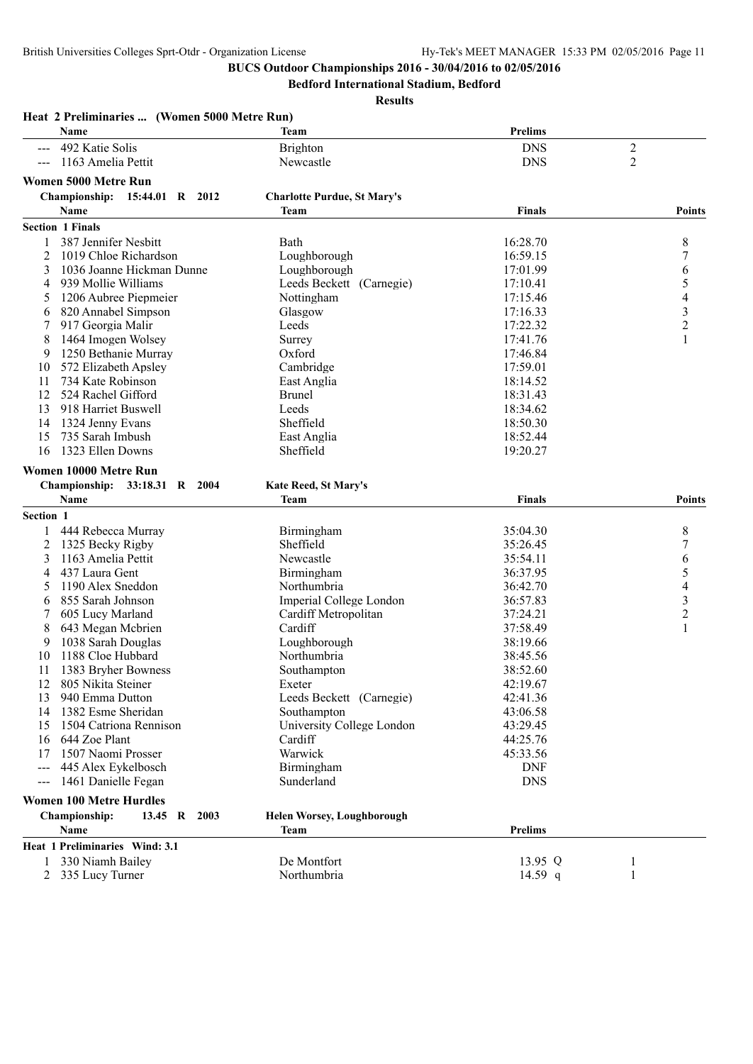**BUCS Outdoor Championships 2016 - 30/04/2016 to 02/05/2016**

**Bedford International Stadium, Bedford**

**Results**

### Heat 2 Preliminaries ... (Women 5000 Metre Run)

| | Name | Team | Prelims | |
|---|---|---|---|---|
| --- | 492 Katie Solis | Brighton | DNS | 2 |
| --- | 1163 Amelia Pettit | Newcastle | DNS | 2 |

### Women 5000 Metre Run

**Championship: 15:44.01 R 2012** — **Charlotte Purdue, St Mary's**

**Section 1 Finals**

| | Name | Team | Finals | Points |
|---|---|---|---|---|
| 1 | 387 Jennifer Nesbitt | Bath | 16:28.70 | 8 |
| 2 | 1019 Chloe Richardson | Loughborough | 16:59.15 | 7 |
| 3 | 1036 Joanne Hickman Dunne | Loughborough | 17:01.99 | 6 |
| 4 | 939 Mollie Williams | Leeds Beckett (Carnegie) | 17:10.41 | 5 |
| 5 | 1206 Aubree Piepmeier | Nottingham | 17:15.46 | 4 |
| 6 | 820 Annabel Simpson | Glasgow | 17:16.33 | 3 |
| 7 | 917 Georgia Malir | Leeds | 17:22.32 | 2 |
| 8 | 1464 Imogen Wolsey | Surrey | 17:41.76 | 1 |
| 9 | 1250 Bethanie Murray | Oxford | 17:46.84 | |
| 10 | 572 Elizabeth Apsley | Cambridge | 17:59.01 | |
| 11 | 734 Kate Robinson | East Anglia | 18:14.52 | |
| 12 | 524 Rachel Gifford | Brunel | 18:31.43 | |
| 13 | 918 Harriet Buswell | Leeds | 18:34.62 | |
| 14 | 1324 Jenny Evans | Sheffield | 18:50.30 | |
| 15 | 735 Sarah Imbush | East Anglia | 18:52.44 | |
| 16 | 1323 Ellen Downs | Sheffield | 19:20.27 | |

### Women 10000 Metre Run

**Championship: 33:18.31 R 2004** — **Kate Reed, St Mary's**

**Section 1**

| | Name | Team | Finals | Points |
|---|---|---|---|---|
| 1 | 444 Rebecca Murray | Birmingham | 35:04.30 | 8 |
| 2 | 1325 Becky Rigby | Sheffield | 35:26.45 | 7 |
| 3 | 1163 Amelia Pettit | Newcastle | 35:54.11 | 6 |
| 4 | 437 Laura Gent | Birmingham | 36:37.95 | 5 |
| 5 | 1190 Alex Sneddon | Northumbria | 36:42.70 | 4 |
| 6 | 855 Sarah Johnson | Imperial College London | 36:57.83 | 3 |
| 7 | 605 Lucy Marland | Cardiff Metropolitan | 37:24.21 | 2 |
| 8 | 643 Megan Mcbrien | Cardiff | 37:58.49 | 1 |
| 9 | 1038 Sarah Douglas | Loughborough | 38:19.66 | |
| 10 | 1188 Cloe Hubbard | Northumbria | 38:45.56 | |
| 11 | 1383 Bryher Bowness | Southampton | 38:52.60 | |
| 12 | 805 Nikita Steiner | Exeter | 42:19.67 | |
| 13 | 940 Emma Dutton | Leeds Beckett (Carnegie) | 42:41.36 | |
| 14 | 1382 Esme Sheridan | Southampton | 43:06.58 | |
| 15 | 1504 Catriona Rennison | University College London | 43:29.45 | |
| 16 | 644 Zoe Plant | Cardiff | 44:25.76 | |
| 17 | 1507 Naomi Prosser | Warwick | 45:33.56 | |
| --- | 445 Alex Eykelbosch | Birmingham | DNF | |
| --- | 1461 Danielle Fegan | Sunderland | DNS | |

### Women 100 Metre Hurdles

**Championship: 13.45 R 2003** — **Helen Worsey, Loughborough**

**Heat 1 Preliminaries Wind: 3.1**

| | Name | Team | Prelims | |
|---|---|---|---|---|
| 1 | 330 Niamh Bailey | De Montfort | 13.95 Q | 1 |
| 2 | 335 Lucy Turner | Northumbria | 14.59 q | 1 |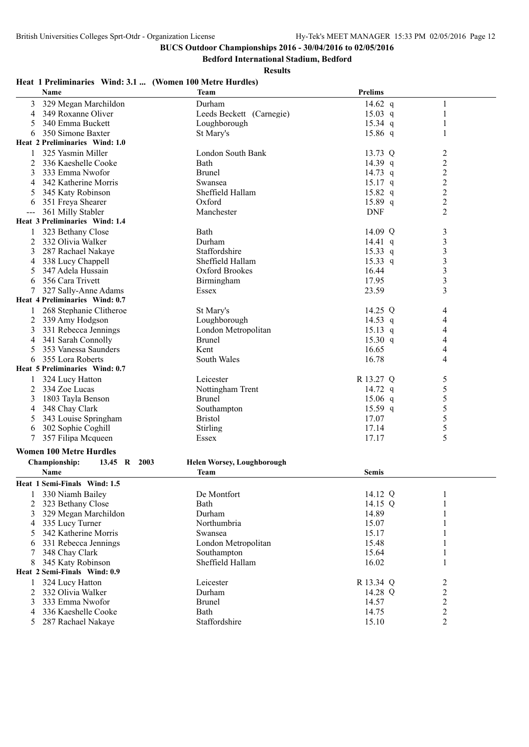**BUCS Outdoor Championships 2016 - 30/04/2016 to 02/05/2016**

**Bedford International Stadium, Bedford**

**Results**

**Heat 1 Preliminaries Wind: 3.1 ... (Women 100 Metre Hurdles)**

| | Name | Team | Prelims | |
|---|---|---|---|---|
| 3 | 329 Megan Marchildon | Durham | 14.62 q | 1 |
| 4 | 349 Roxanne Oliver | Leeds Beckett (Carnegie) | 15.03 q | 1 |
| 5 | 340 Emma Buckett | Loughborough | 15.34 q | 1 |
| 6 | 350 Simone Baxter | St Mary's | 15.86 q | 1 |
| **Heat 2 Preliminaries Wind: 1.0** | | | | |
| 1 | 325 Yasmin Miller | London South Bank | 13.73 Q | 2 |
| 2 | 336 Kaeshelle Cooke | Bath | 14.39 q | 2 |
| 3 | 333 Emma Nwofor | Brunel | 14.73 q | 2 |
| 4 | 342 Katherine Morris | Swansea | 15.17 q | 2 |
| 5 | 345 Katy Robinson | Sheffield Hallam | 15.82 q | 2 |
| 6 | 351 Freya Shearer | Oxford | 15.89 q | 2 |
| --- | 361 Milly Stabler | Manchester | DNF | 2 |
| **Heat 3 Preliminaries Wind: 1.4** | | | | |
| 1 | 323 Bethany Close | Bath | 14.09 Q | 3 |
| 2 | 332 Olivia Walker | Durham | 14.41 q | 3 |
| 3 | 287 Rachael Nakaye | Staffordshire | 15.33 q | 3 |
| 4 | 338 Lucy Chappell | Sheffield Hallam | 15.33 q | 3 |
| 5 | 347 Adela Hussain | Oxford Brookes | 16.44 | 3 |
| 6 | 356 Cara Trivett | Birmingham | 17.95 | 3 |
| 7 | 327 Sally-Anne Adams | Essex | 23.59 | 3 |
| **Heat 4 Preliminaries Wind: 0.7** | | | | |
| 1 | 268 Stephanie Clitheroe | St Mary's | 14.25 Q | 4 |
| 2 | 339 Amy Hodgson | Loughborough | 14.53 q | 4 |
| 3 | 331 Rebecca Jennings | London Metropolitan | 15.13 q | 4 |
| 4 | 341 Sarah Connolly | Brunel | 15.30 q | 4 |
| 5 | 353 Vanessa Saunders | Kent | 16.65 | 4 |
| 6 | 355 Lora Roberts | South Wales | 16.78 | 4 |
| **Heat 5 Preliminaries Wind: 0.7** | | | | |
| 1 | 324 Lucy Hatton | Leicester | R 13.27 Q | 5 |
| 2 | 334 Zoe Lucas | Nottingham Trent | 14.72 q | 5 |
| 3 | 1803 Tayla Benson | Brunel | 15.06 q | 5 |
| 4 | 348 Chay Clark | Southampton | 15.59 q | 5 |
| 5 | 343 Louise Springham | Bristol | 17.07 | 5 |
| 6 | 302 Sophie Coghill | Stirling | 17.14 | 5 |
| 7 | 357 Filipa Mcqueen | Essex | 17.17 | 5 |

**Women 100 Metre Hurdles**

**Championship: 13.45 R 2003 Helen Worsey, Loughborough**

| | Name | Team | Semis | |
|---|---|---|---|---|
| **Heat 1 Semi-Finals Wind: 1.5** | | | | |
| 1 | 330 Niamh Bailey | De Montfort | 14.12 Q | 1 |
| 2 | 323 Bethany Close | Bath | 14.15 Q | 1 |
| 3 | 329 Megan Marchildon | Durham | 14.89 | 1 |
| 4 | 335 Lucy Turner | Northumbria | 15.07 | 1 |
| 5 | 342 Katherine Morris | Swansea | 15.17 | 1 |
| 6 | 331 Rebecca Jennings | London Metropolitan | 15.48 | 1 |
| 7 | 348 Chay Clark | Southampton | 15.64 | 1 |
| 8 | 345 Katy Robinson | Sheffield Hallam | 16.02 | 1 |
| **Heat 2 Semi-Finals Wind: 0.9** | | | | |
| 1 | 324 Lucy Hatton | Leicester | R 13.34 Q | 2 |
| 2 | 332 Olivia Walker | Durham | 14.28 Q | 2 |
| 3 | 333 Emma Nwofor | Brunel | 14.57 | 2 |
| 4 | 336 Kaeshelle Cooke | Bath | 14.75 | 2 |
| 5 | 287 Rachael Nakaye | Staffordshire | 15.10 | 2 |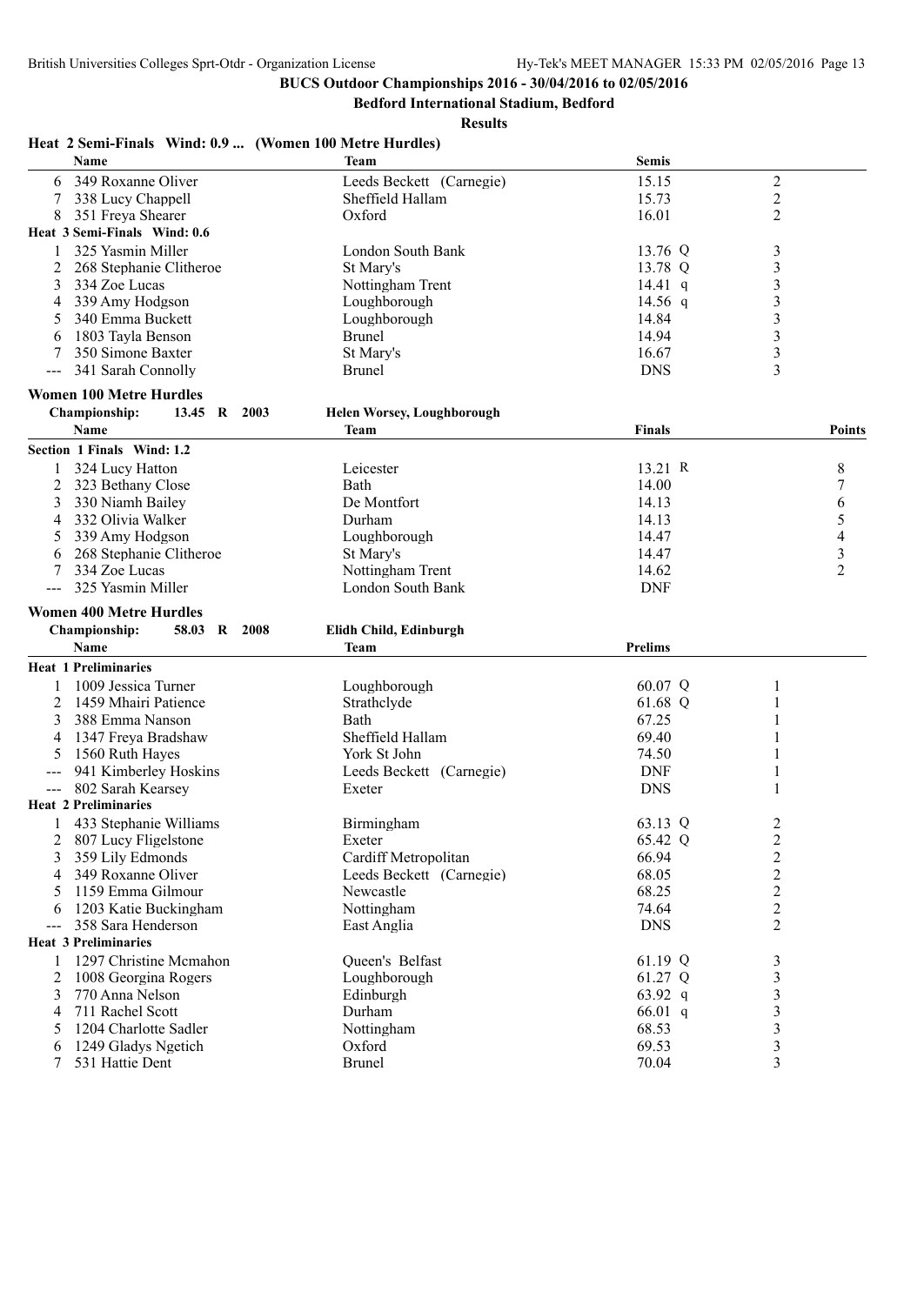**BUCS Outdoor Championships 2016 - 30/04/2016 to 02/05/2016**

**Bedford International Stadium, Bedford**

**Results**

### Heat 2 Semi-Finals Wind: 0.9 ... (Women 100 Metre Hurdles)

| | Name | Team | Semis | |
|---|---|---|---|---|
| 6 | 349 Roxanne Oliver | Leeds Beckett (Carnegie) | 15.15 | 2 |
| 7 | 338 Lucy Chappell | Sheffield Hallam | 15.73 | 2 |
| 8 | 351 Freya Shearer | Oxford | 16.01 | 2 |
| **Heat 3 Semi-Finals Wind: 0.6** | | | | |
| 1 | 325 Yasmin Miller | London South Bank | 13.76 Q | 3 |
| 2 | 268 Stephanie Clitheroe | St Mary's | 13.78 Q | 3 |
| 3 | 334 Zoe Lucas | Nottingham Trent | 14.41 q | 3 |
| 4 | 339 Amy Hodgson | Loughborough | 14.56 q | 3 |
| 5 | 340 Emma Buckett | Loughborough | 14.84 | 3 |
| 6 | 1803 Tayla Benson | Brunel | 14.94 | 3 |
| 7 | 350 Simone Baxter | St Mary's | 16.67 | 3 |
| --- | 341 Sarah Connolly | Brunel | DNS | 3 |

### Women 100 Metre Hurdles

**Championship: 13.45 R 2003 Helen Worsey, Loughborough**

| | Name | Team | Finals | Points |
|---|---|---|---|---|
| **Section 1 Finals Wind: 1.2** | | | | |
| 1 | 324 Lucy Hatton | Leicester | 13.21 R | 8 |
| 2 | 323 Bethany Close | Bath | 14.00 | 7 |
| 3 | 330 Niamh Bailey | De Montfort | 14.13 | 6 |
| 4 | 332 Olivia Walker | Durham | 14.13 | 5 |
| 5 | 339 Amy Hodgson | Loughborough | 14.47 | 4 |
| 6 | 268 Stephanie Clitheroe | St Mary's | 14.47 | 3 |
| 7 | 334 Zoe Lucas | Nottingham Trent | 14.62 | 2 |
| --- | 325 Yasmin Miller | London South Bank | DNF | |

### Women 400 Metre Hurdles

**Championship: 58.03 R 2008 Elidh Child, Edinburgh**

| | Name | Team | Prelims | |
|---|---|---|---|---|
| **Heat 1 Preliminaries** | | | | |
| 1 | 1009 Jessica Turner | Loughborough | 60.07 Q | 1 |
| 2 | 1459 Mhairi Patience | Strathclyde | 61.68 Q | 1 |
| 3 | 388 Emma Nanson | Bath | 67.25 | 1 |
| 4 | 1347 Freya Bradshaw | Sheffield Hallam | 69.40 | 1 |
| 5 | 1560 Ruth Hayes | York St John | 74.50 | 1 |
| --- | 941 Kimberley Hoskins | Leeds Beckett (Carnegie) | DNF | 1 |
| --- | 802 Sarah Kearsey | Exeter | DNS | 1 |
| **Heat 2 Preliminaries** | | | | |
| 1 | 433 Stephanie Williams | Birmingham | 63.13 Q | 2 |
| 2 | 807 Lucy Fligelstone | Exeter | 65.42 Q | 2 |
| 3 | 359 Lily Edmonds | Cardiff Metropolitan | 66.94 | 2 |
| 4 | 349 Roxanne Oliver | Leeds Beckett (Carnegie) | 68.05 | 2 |
| 5 | 1159 Emma Gilmour | Newcastle | 68.25 | 2 |
| 6 | 1203 Katie Buckingham | Nottingham | 74.64 | 2 |
| --- | 358 Sara Henderson | East Anglia | DNS | 2 |
| **Heat 3 Preliminaries** | | | | |
| 1 | 1297 Christine Mcmahon | Queen's Belfast | 61.19 Q | 3 |
| 2 | 1008 Georgina Rogers | Loughborough | 61.27 Q | 3 |
| 3 | 770 Anna Nelson | Edinburgh | 63.92 q | 3 |
| 4 | 711 Rachel Scott | Durham | 66.01 q | 3 |
| 5 | 1204 Charlotte Sadler | Nottingham | 68.53 | 3 |
| 6 | 1249 Gladys Ngetich | Oxford | 69.53 | 3 |
| 7 | 531 Hattie Dent | Brunel | 70.04 | 3 |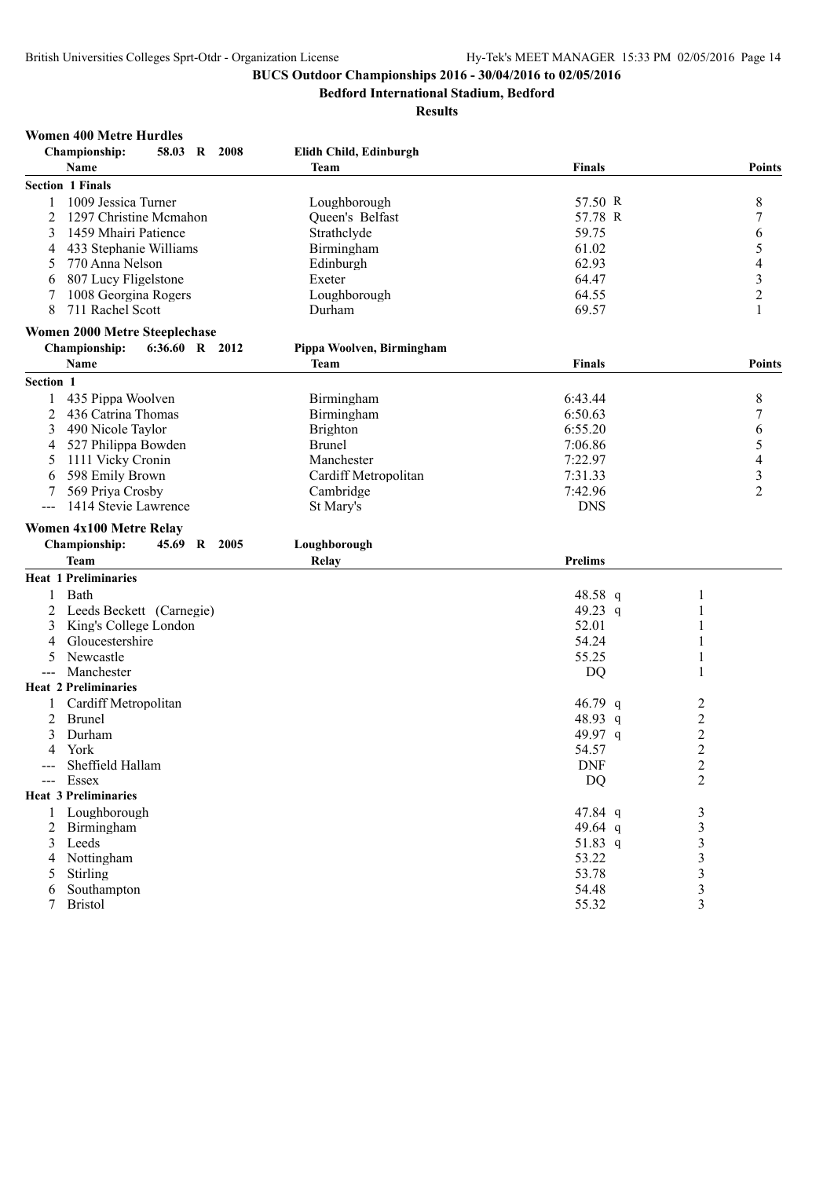# BUCS Outdoor Championships 2016 - 30/04/2016 to 02/05/2016

**Bedford International Stadium, Bedford**

**Results**

### Women 400 Metre Hurdles

**Championship:** 58.03 R 2008 — Elidh Child, Edinburgh

**Section 1 Finals**

| | Name | Team | Finals | Points |
|---|---|---|---|---|
| 1 | 1009 Jessica Turner | Loughborough | 57.50 R | 8 |
| 2 | 1297 Christine Mcmahon | Queen's Belfast | 57.78 R | 7 |
| 3 | 1459 Mhairi Patience | Strathclyde | 59.75 | 6 |
| 4 | 433 Stephanie Williams | Birmingham | 61.02 | 5 |
| 5 | 770 Anna Nelson | Edinburgh | 62.93 | 4 |
| 6 | 807 Lucy Fligelstone | Exeter | 64.47 | 3 |
| 7 | 1008 Georgina Rogers | Loughborough | 64.55 | 2 |
| 8 | 711 Rachel Scott | Durham | 69.57 | 1 |

### Women 2000 Metre Steeplechase

**Championship:** 6:36.60 R 2012 — Pippa Woolven, Birmingham

**Section 1**

| | Name | Team | Finals | Points |
|---|---|---|---|---|
| 1 | 435 Pippa Woolven | Birmingham | 6:43.44 | 8 |
| 2 | 436 Catrina Thomas | Birmingham | 6:50.63 | 7 |
| 3 | 490 Nicole Taylor | Brighton | 6:55.20 | 6 |
| 4 | 527 Philippa Bowden | Brunel | 7:06.86 | 5 |
| 5 | 1111 Vicky Cronin | Manchester | 7:22.97 | 4 |
| 6 | 598 Emily Brown | Cardiff Metropolitan | 7:31.33 | 3 |
| 7 | 569 Priya Crosby | Cambridge | 7:42.96 | 2 |
| --- | 1414 Stevie Lawrence | St Mary's | DNS | |

### Women 4x100 Metre Relay

**Championship:** 45.69 R 2005 — Loughborough

| | Team | Relay | Prelims | Heat |
|---|---|---|---|---|
| **Heat 1 Preliminaries** | | | | |
| 1 | Bath | | 48.58 q | 1 |
| 2 | Leeds Beckett (Carnegie) | | 49.23 q | 1 |
| 3 | King's College London | | 52.01 | 1 |
| 4 | Gloucestershire | | 54.24 | 1 |
| 5 | Newcastle | | 55.25 | 1 |
| --- | Manchester | | DQ | 1 |
| **Heat 2 Preliminaries** | | | | |
| 1 | Cardiff Metropolitan | | 46.79 q | 2 |
| 2 | Brunel | | 48.93 q | 2 |
| 3 | Durham | | 49.97 q | 2 |
| 4 | York | | 54.57 | 2 |
| --- | Sheffield Hallam | | DNF | 2 |
| --- | Essex | | DQ | 2 |
| **Heat 3 Preliminaries** | | | | |
| 1 | Loughborough | | 47.84 q | 3 |
| 2 | Birmingham | | 49.64 q | 3 |
| 3 | Leeds | | 51.83 q | 3 |
| 4 | Nottingham | | 53.22 | 3 |
| 5 | Stirling | | 53.78 | 3 |
| 6 | Southampton | | 54.48 | 3 |
| 7 | Bristol | | 55.32 | 3 |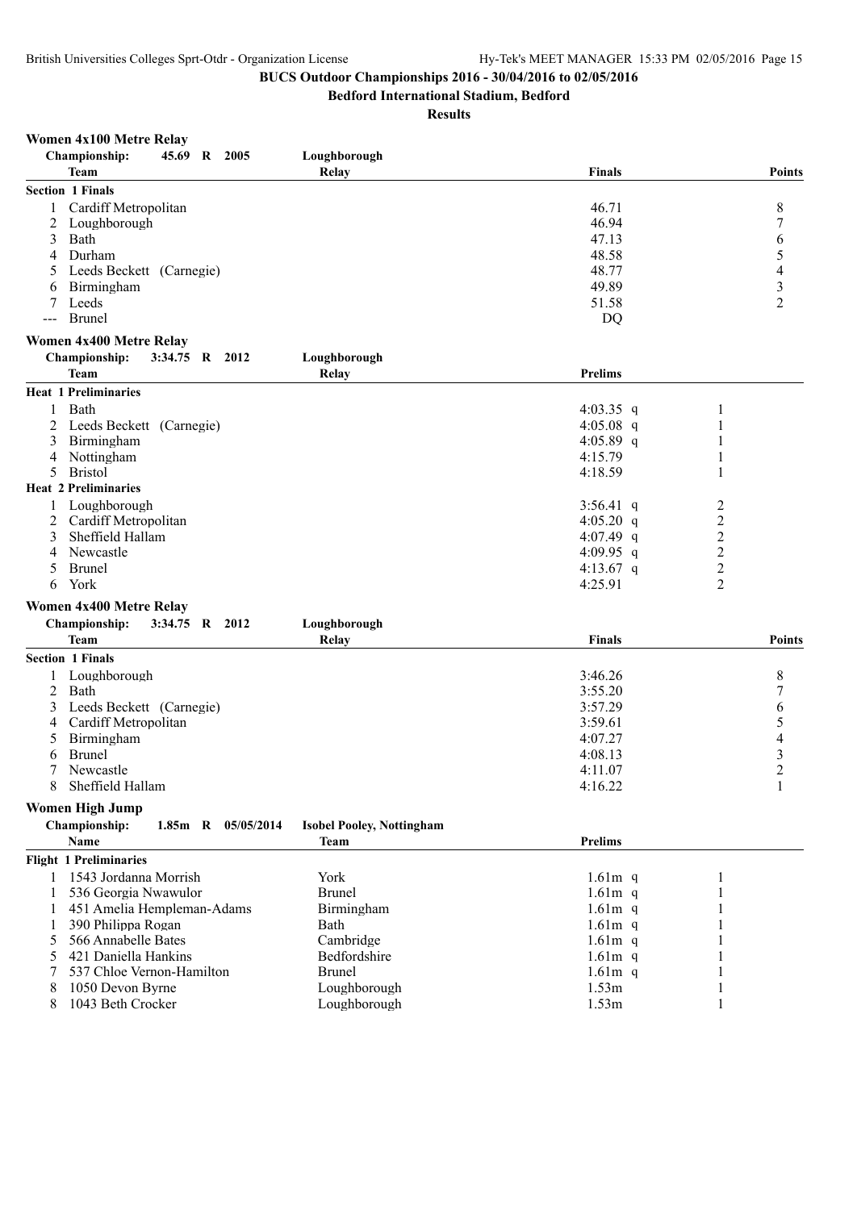**BUCS Outdoor Championships 2016 - 30/04/2016 to 02/05/2016**

**Bedford International Stadium, Bedford**

**Results**

### Women 4x100 Metre Relay

Championship: 45.69 R 2005 Loughborough

| | Team | Relay | Finals | Points |
|---|---|---|---|---|
| **Section 1 Finals** | | | | |
| 1 | Cardiff Metropolitan | | 46.71 | 8 |
| 2 | Loughborough | | 46.94 | 7 |
| 3 | Bath | | 47.13 | 6 |
| 4 | Durham | | 48.58 | 5 |
| 5 | Leeds Beckett (Carnegie) | | 48.77 | 4 |
| 6 | Birmingham | | 49.89 | 3 |
| 7 | Leeds | | 51.58 | 2 |
| --- | Brunel | | DQ | |

### Women 4x400 Metre Relay

Championship: 3:34.75 R 2012 Loughborough

| | Team | Relay | Prelims | |
|---|---|---|---|---|
| **Heat 1 Preliminaries** | | | | |
| 1 | Bath | | 4:03.35 q | 1 |
| 2 | Leeds Beckett (Carnegie) | | 4:05.08 q | 1 |
| 3 | Birmingham | | 4:05.89 q | 1 |
| 4 | Nottingham | | 4:15.79 | 1 |
| 5 | Bristol | | 4:18.59 | 1 |
| **Heat 2 Preliminaries** | | | | |
| 1 | Loughborough | | 3:56.41 q | 2 |
| 2 | Cardiff Metropolitan | | 4:05.20 q | 2 |
| 3 | Sheffield Hallam | | 4:07.49 q | 2 |
| 4 | Newcastle | | 4:09.95 q | 2 |
| 5 | Brunel | | 4:13.67 q | 2 |
| 6 | York | | 4:25.91 | 2 |

### Women 4x400 Metre Relay

Championship: 3:34.75 R 2012 Loughborough

| | Team | Relay | Finals | Points |
|---|---|---|---|---|
| **Section 1 Finals** | | | | |
| 1 | Loughborough | | 3:46.26 | 8 |
| 2 | Bath | | 3:55.20 | 7 |
| 3 | Leeds Beckett (Carnegie) | | 3:57.29 | 6 |
| 4 | Cardiff Metropolitan | | 3:59.61 | 5 |
| 5 | Birmingham | | 4:07.27 | 4 |
| 6 | Brunel | | 4:08.13 | 3 |
| 7 | Newcastle | | 4:11.07 | 2 |
| 8 | Sheffield Hallam | | 4:16.22 | 1 |

### Women High Jump

Championship: 1.85m R 05/05/2014 Isobel Pooley, Nottingham

| | Name | Team | Prelims | |
|---|---|---|---|---|
| **Flight 1 Preliminaries** | | | | |
| 1 | 1543 Jordanna Morrish | York | 1.61m q | 1 |
| 1 | 536 Georgia Nwawulor | Brunel | 1.61m q | 1 |
| 1 | 451 Amelia Hempleman-Adams | Birmingham | 1.61m q | 1 |
| 1 | 390 Philippa Rogan | Bath | 1.61m q | 1 |
| 5 | 566 Annabelle Bates | Cambridge | 1.61m q | 1 |
| 5 | 421 Daniella Hankins | Bedfordshire | 1.61m q | 1 |
| 7 | 537 Chloe Vernon-Hamilton | Brunel | 1.61m q | 1 |
| 8 | 1050 Devon Byrne | Loughborough | 1.53m | 1 |
| 8 | 1043 Beth Crocker | Loughborough | 1.53m | 1 |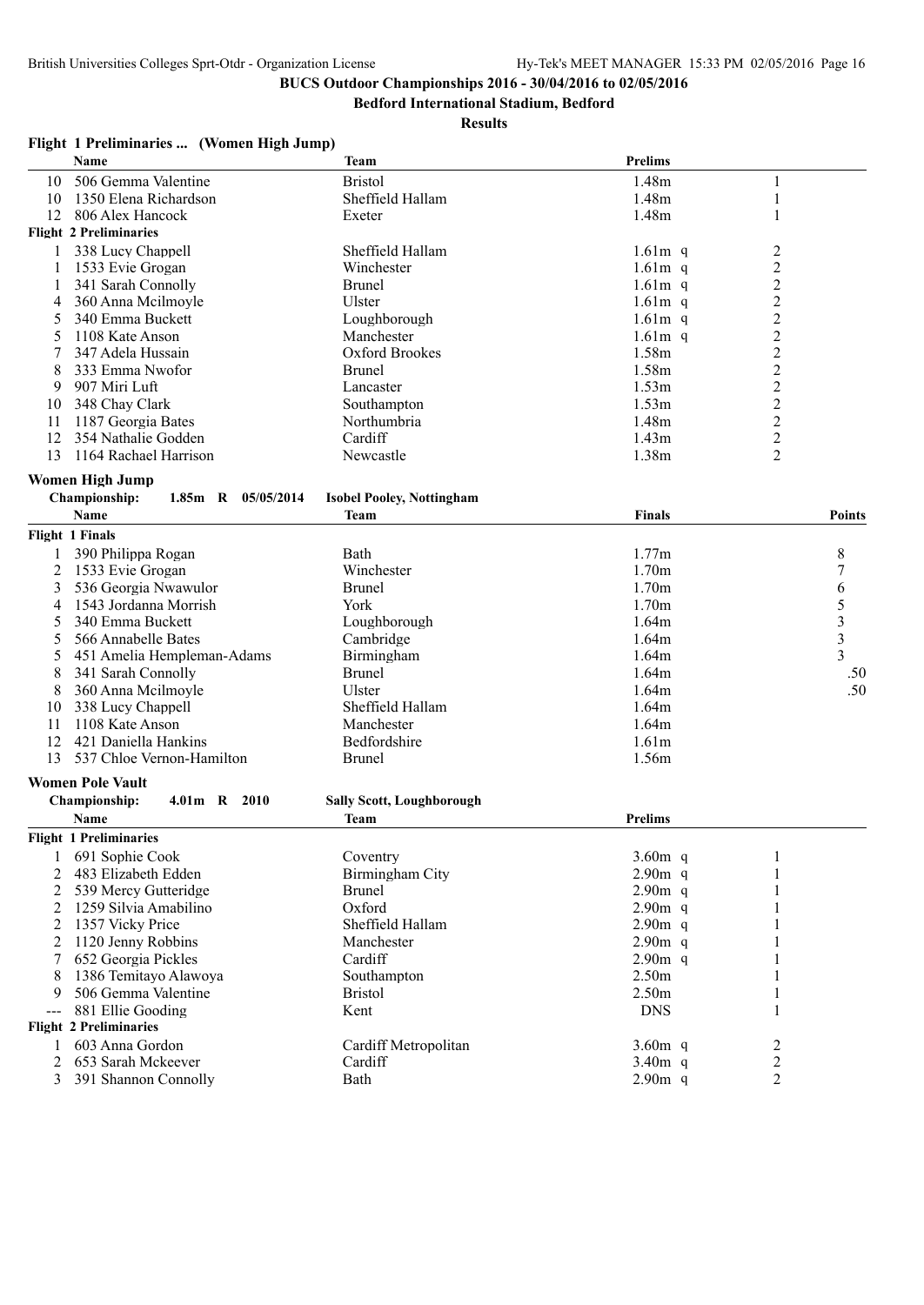**BUCS Outdoor Championships 2016 - 30/04/2016 to 02/05/2016**

**Bedford International Stadium, Bedford**

**Results**

### Flight 1 Preliminaries ... (Women High Jump)

| | Name | Team | Prelims | |
|---|---|---|---|---|
| 10 | 506 Gemma Valentine | Bristol | 1.48m | 1 |
| 10 | 1350 Elena Richardson | Sheffield Hallam | 1.48m | 1 |
| 12 | 806 Alex Hancock | Exeter | 1.48m | 1 |
| **Flight 2 Preliminaries** | | | | |
| 1 | 338 Lucy Chappell | Sheffield Hallam | 1.61m q | 2 |
| 1 | 1533 Evie Grogan | Winchester | 1.61m q | 2 |
| 1 | 341 Sarah Connolly | Brunel | 1.61m q | 2 |
| 4 | 360 Anna Mcilmoyle | Ulster | 1.61m q | 2 |
| 5 | 340 Emma Buckett | Loughborough | 1.61m q | 2 |
| 5 | 1108 Kate Anson | Manchester | 1.61m q | 2 |
| 7 | 347 Adela Hussain | Oxford Brookes | 1.58m | 2 |
| 8 | 333 Emma Nwofor | Brunel | 1.58m | 2 |
| 9 | 907 Miri Luft | Lancaster | 1.53m | 2 |
| 10 | 348 Chay Clark | Southampton | 1.53m | 2 |
| 11 | 1187 Georgia Bates | Northumbria | 1.48m | 2 |
| 12 | 354 Nathalie Godden | Cardiff | 1.43m | 2 |
| 13 | 1164 Rachael Harrison | Newcastle | 1.38m | 2 |

### Women High Jump

**Championship:** 1.85m R 05/05/2014 **Isobel Pooley, Nottingham**

| | Name | Team | Finals | Points |
|---|---|---|---|---|
| **Flight 1 Finals** | | | | |
| 1 | 390 Philippa Rogan | Bath | 1.77m | 8 |
| 2 | 1533 Evie Grogan | Winchester | 1.70m | 7 |
| 3 | 536 Georgia Nwawulor | Brunel | 1.70m | 6 |
| 4 | 1543 Jordanna Morrish | York | 1.70m | 5 |
| 5 | 340 Emma Buckett | Loughborough | 1.64m | 3 |
| 5 | 566 Annabelle Bates | Cambridge | 1.64m | 3 |
| 5 | 451 Amelia Hempleman-Adams | Birmingham | 1.64m | 3 |
| 8 | 341 Sarah Connolly | Brunel | 1.64m | .50 |
| 8 | 360 Anna Mcilmoyle | Ulster | 1.64m | .50 |
| 10 | 338 Lucy Chappell | Sheffield Hallam | 1.64m | |
| 11 | 1108 Kate Anson | Manchester | 1.64m | |
| 12 | 421 Daniella Hankins | Bedfordshire | 1.61m | |
| 13 | 537 Chloe Vernon-Hamilton | Brunel | 1.56m | |

### Women Pole Vault

**Championship:** 4.01m R 2010 **Sally Scott, Loughborough**

| | Name | Team | Prelims | |
|---|---|---|---|---|
| **Flight 1 Preliminaries** | | | | |
| 1 | 691 Sophie Cook | Coventry | 3.60m q | 1 |
| 2 | 483 Elizabeth Edden | Birmingham City | 2.90m q | 1 |
| 2 | 539 Mercy Gutteridge | Brunel | 2.90m q | 1 |
| 2 | 1259 Silvia Amabilino | Oxford | 2.90m q | 1 |
| 2 | 1357 Vicky Price | Sheffield Hallam | 2.90m q | 1 |
| 2 | 1120 Jenny Robbins | Manchester | 2.90m q | 1 |
| 7 | 652 Georgia Pickles | Cardiff | 2.90m q | 1 |
| 8 | 1386 Temitayo Alawoya | Southampton | 2.50m | 1 |
| 9 | 506 Gemma Valentine | Bristol | 2.50m | 1 |
| --- | 881 Ellie Gooding | Kent | DNS | 1 |
| **Flight 2 Preliminaries** | | | | |
| 1 | 603 Anna Gordon | Cardiff Metropolitan | 3.60m q | 2 |
| 2 | 653 Sarah Mckeever | Cardiff | 3.40m q | 2 |
| 3 | 391 Shannon Connolly | Bath | 2.90m q | 2 |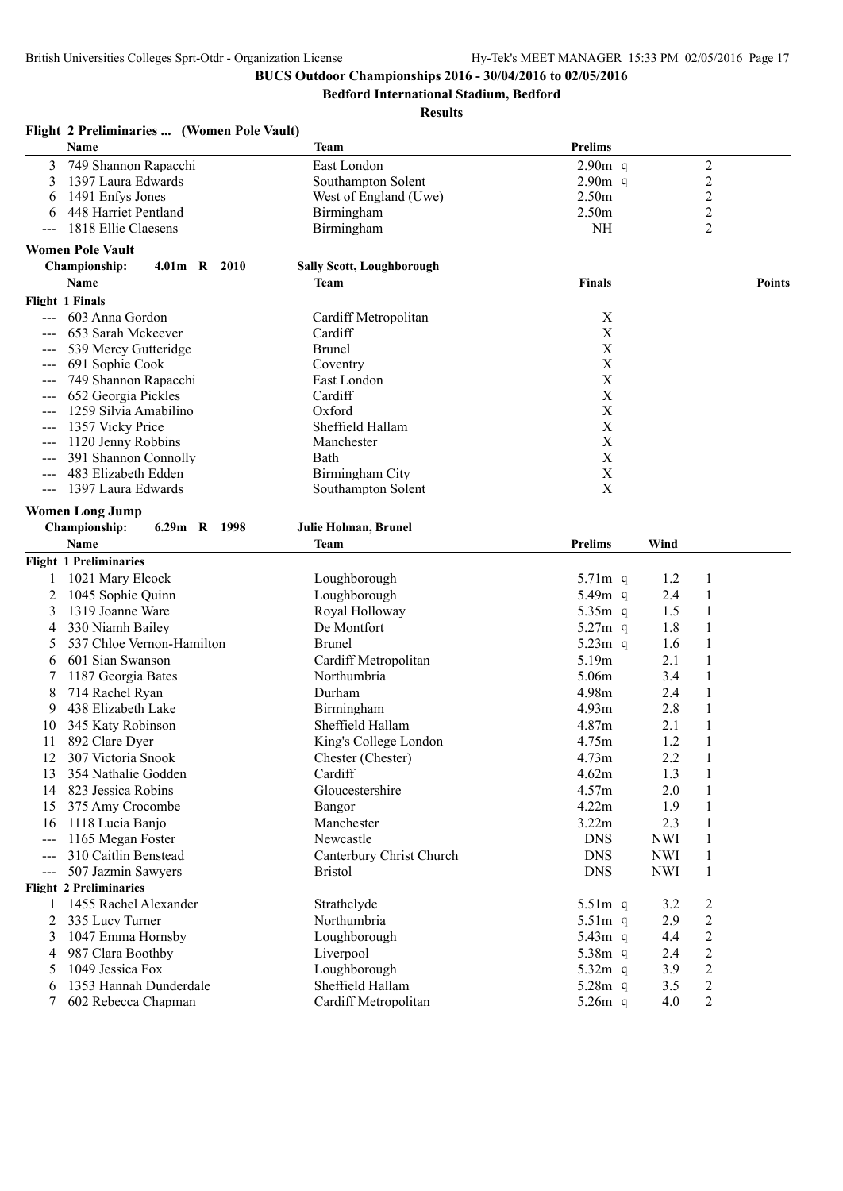**BUCS Outdoor Championships 2016 - 30/04/2016 to 02/05/2016**

**Bedford International Stadium, Bedford**

**Results**

### Flight 2 Preliminaries ... (Women Pole Vault)

| | Name | Team | Prelims | | Flight |
|---|---|---|---|---|---|
| 3 | 749 Shannon Rapacchi | East London | 2.90m | q | 2 |
| 3 | 1397 Laura Edwards | Southampton Solent | 2.90m | q | 2 |
| 6 | 1491 Enfys Jones | West of England (Uwe) | 2.50m | | 2 |
| 6 | 448 Harriet Pentland | Birmingham | 2.50m | | 2 |
| --- | 1818 Ellie Claesens | Birmingham | NH | | 2 |

### Women Pole Vault

**Championship:** 4.01m R 2010 **Sally Scott, Loughborough**

| | Name | Team | Finals | Points |
|---|---|---|---|---|
| **Flight 1 Finals** | | | | |
| --- | 603 Anna Gordon | Cardiff Metropolitan | X | |
| --- | 653 Sarah Mckeever | Cardiff | X | |
| --- | 539 Mercy Gutteridge | Brunel | X | |
| --- | 691 Sophie Cook | Coventry | X | |
| --- | 749 Shannon Rapacchi | East London | X | |
| --- | 652 Georgia Pickles | Cardiff | X | |
| --- | 1259 Silvia Amabilino | Oxford | X | |
| --- | 1357 Vicky Price | Sheffield Hallam | X | |
| --- | 1120 Jenny Robbins | Manchester | X | |
| --- | 391 Shannon Connolly | Bath | X | |
| --- | 483 Elizabeth Edden | Birmingham City | X | |
| --- | 1397 Laura Edwards | Southampton Solent | X | |

### Women Long Jump

**Championship:** 6.29m R 1998 **Julie Holman, Brunel**

| | Name | Team | Prelims | | Wind | Flight |
|---|---|---|---|---|---|---|
| **Flight 1 Preliminaries** | | | | | | |
| 1 | 1021 Mary Elcock | Loughborough | 5.71m | q | 1.2 | 1 |
| 2 | 1045 Sophie Quinn | Loughborough | 5.49m | q | 2.4 | 1 |
| 3 | 1319 Joanne Ware | Royal Holloway | 5.35m | q | 1.5 | 1 |
| 4 | 330 Niamh Bailey | De Montfort | 5.27m | q | 1.8 | 1 |
| 5 | 537 Chloe Vernon-Hamilton | Brunel | 5.23m | q | 1.6 | 1 |
| 6 | 601 Sian Swanson | Cardiff Metropolitan | 5.19m | | 2.1 | 1 |
| 7 | 1187 Georgia Bates | Northumbria | 5.06m | | 3.4 | 1 |
| 8 | 714 Rachel Ryan | Durham | 4.98m | | 2.4 | 1 |
| 9 | 438 Elizabeth Lake | Birmingham | 4.93m | | 2.8 | 1 |
| 10 | 345 Katy Robinson | Sheffield Hallam | 4.87m | | 2.1 | 1 |
| 11 | 892 Clare Dyer | King's College London | 4.75m | | 1.2 | 1 |
| 12 | 307 Victoria Snook | Chester (Chester) | 4.73m | | 2.2 | 1 |
| 13 | 354 Nathalie Godden | Cardiff | 4.62m | | 1.3 | 1 |
| 14 | 823 Jessica Robins | Gloucestershire | 4.57m | | 2.0 | 1 |
| 15 | 375 Amy Crocombe | Bangor | 4.22m | | 1.9 | 1 |
| 16 | 1118 Lucia Banjo | Manchester | 3.22m | | 2.3 | 1 |
| --- | 1165 Megan Foster | Newcastle | DNS | | NWI | 1 |
| --- | 310 Caitlin Benstead | Canterbury Christ Church | DNS | | NWI | 1 |
| --- | 507 Jazmin Sawyers | Bristol | DNS | | NWI | 1 |
| **Flight 2 Preliminaries** | | | | | | |
| 1 | 1455 Rachel Alexander | Strathclyde | 5.51m | q | 3.2 | 2 |
| 2 | 335 Lucy Turner | Northumbria | 5.51m | q | 2.9 | 2 |
| 3 | 1047 Emma Hornsby | Loughborough | 5.43m | q | 4.4 | 2 |
| 4 | 987 Clara Boothby | Liverpool | 5.38m | q | 2.4 | 2 |
| 5 | 1049 Jessica Fox | Loughborough | 5.32m | q | 3.9 | 2 |
| 6 | 1353 Hannah Dunderdale | Sheffield Hallam | 5.28m | q | 3.5 | 2 |
| 7 | 602 Rebecca Chapman | Cardiff Metropolitan | 5.26m | q | 4.0 | 2 |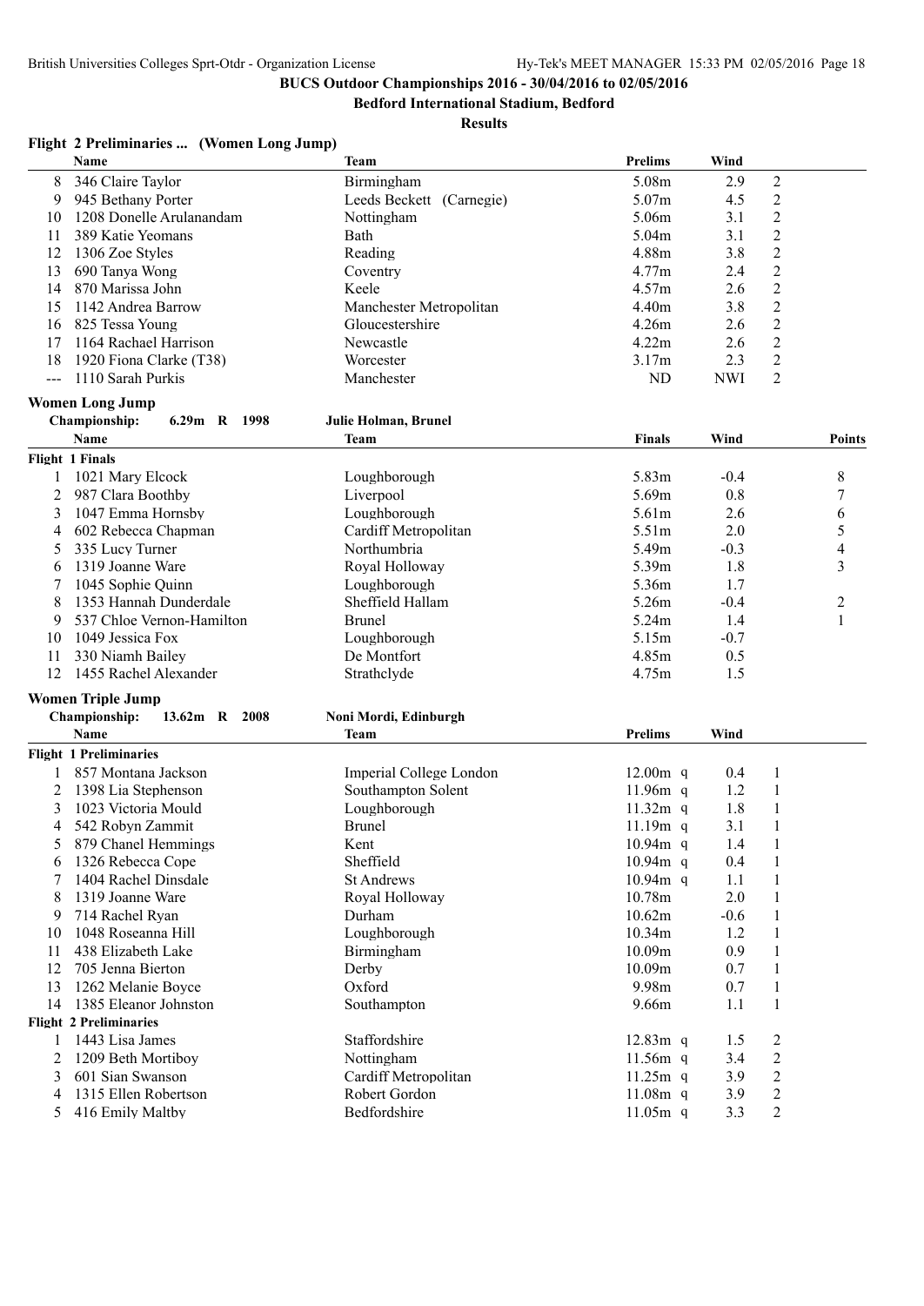**BUCS Outdoor Championships 2016 - 30/04/2016 to 02/05/2016**

**Bedford International Stadium, Bedford**

**Results**

### Flight 2 Preliminaries ... (Women Long Jump)

| | Name | Team | Prelims | Wind | |
|---|---|---|---|---|---|
| 8 | 346 Claire Taylor | Birmingham | 5.08m | 2.9 | 2 |
| 9 | 945 Bethany Porter | Leeds Beckett (Carnegie) | 5.07m | 4.5 | 2 |
| 10 | 1208 Donelle Arulanandam | Nottingham | 5.06m | 3.1 | 2 |
| 11 | 389 Katie Yeomans | Bath | 5.04m | 3.1 | 2 |
| 12 | 1306 Zoe Styles | Reading | 4.88m | 3.8 | 2 |
| 13 | 690 Tanya Wong | Coventry | 4.77m | 2.4 | 2 |
| 14 | 870 Marissa John | Keele | 4.57m | 2.6 | 2 |
| 15 | 1142 Andrea Barrow | Manchester Metropolitan | 4.40m | 3.8 | 2 |
| 16 | 825 Tessa Young | Gloucestershire | 4.26m | 2.6 | 2 |
| 17 | 1164 Rachael Harrison | Newcastle | 4.22m | 2.6 | 2 |
| 18 | 1920 Fiona Clarke (T38) | Worcester | 3.17m | 2.3 | 2 |
| --- | 1110 Sarah Purkis | Manchester | ND | NWI | 2 |

### Women Long Jump

**Championship:** 6.29m R 1998 — Julie Holman, Brunel

| | Name | Team | Finals | Wind | Points |
|---|---|---|---|---|---|
| **Flight 1 Finals** | | | | | |
| 1 | 1021 Mary Elcock | Loughborough | 5.83m | -0.4 | 8 |
| 2 | 987 Clara Boothby | Liverpool | 5.69m | 0.8 | 7 |
| 3 | 1047 Emma Hornsby | Loughborough | 5.61m | 2.6 | 6 |
| 4 | 602 Rebecca Chapman | Cardiff Metropolitan | 5.51m | 2.0 | 5 |
| 5 | 335 Lucy Turner | Northumbria | 5.49m | -0.3 | 4 |
| 6 | 1319 Joanne Ware | Royal Holloway | 5.39m | 1.8 | 3 |
| 7 | 1045 Sophie Quinn | Loughborough | 5.36m | 1.7 | |
| 8 | 1353 Hannah Dunderdale | Sheffield Hallam | 5.26m | -0.4 | 2 |
| 9 | 537 Chloe Vernon-Hamilton | Brunel | 5.24m | 1.4 | 1 |
| 10 | 1049 Jessica Fox | Loughborough | 5.15m | -0.7 | |
| 11 | 330 Niamh Bailey | De Montfort | 4.85m | 0.5 | |
| 12 | 1455 Rachel Alexander | Strathclyde | 4.75m | 1.5 | |

### Women Triple Jump

**Championship:** 13.62m R 2008 — Noni Mordi, Edinburgh

| | Name | Team | Prelims | Wind | |
|---|---|---|---|---|---|
| **Flight 1 Preliminaries** | | | | | |
| 1 | 857 Montana Jackson | Imperial College London | 12.00m q | 0.4 | 1 |
| 2 | 1398 Lia Stephenson | Southampton Solent | 11.96m q | 1.2 | 1 |
| 3 | 1023 Victoria Mould | Loughborough | 11.32m q | 1.8 | 1 |
| 4 | 542 Robyn Zammit | Brunel | 11.19m q | 3.1 | 1 |
| 5 | 879 Chanel Hemmings | Kent | 10.94m q | 1.4 | 1 |
| 6 | 1326 Rebecca Cope | Sheffield | 10.94m q | 0.4 | 1 |
| 7 | 1404 Rachel Dinsdale | St Andrews | 10.94m q | 1.1 | 1 |
| 8 | 1319 Joanne Ware | Royal Holloway | 10.78m | 2.0 | 1 |
| 9 | 714 Rachel Ryan | Durham | 10.62m | -0.6 | 1 |
| 10 | 1048 Roseanna Hill | Loughborough | 10.34m | 1.2 | 1 |
| 11 | 438 Elizabeth Lake | Birmingham | 10.09m | 0.9 | 1 |
| 12 | 705 Jenna Bierton | Derby | 10.09m | 0.7 | 1 |
| 13 | 1262 Melanie Boyce | Oxford | 9.98m | 0.7 | 1 |
| 14 | 1385 Eleanor Johnston | Southampton | 9.66m | 1.1 | 1 |
| **Flight 2 Preliminaries** | | | | | |
| 1 | 1443 Lisa James | Staffordshire | 12.83m q | 1.5 | 2 |
| 2 | 1209 Beth Mortiboy | Nottingham | 11.56m q | 3.4 | 2 |
| 3 | 601 Sian Swanson | Cardiff Metropolitan | 11.25m q | 3.9 | 2 |
| 4 | 1315 Ellen Robertson | Robert Gordon | 11.08m q | 3.9 | 2 |
| 5 | 416 Emily Maltby | Bedfordshire | 11.05m q | 3.3 | 2 |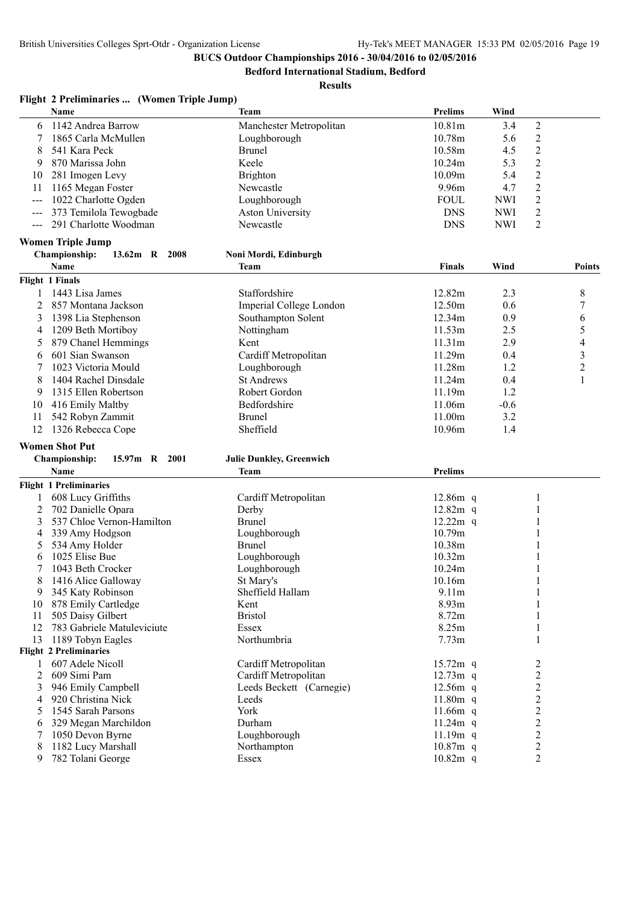**BUCS Outdoor Championships 2016 - 30/04/2016 to 02/05/2016**

**Bedford International Stadium, Bedford**

**Results**

### Flight 2 Preliminaries ... (Women Triple Jump)

| | Name | Team | Prelims | Wind | |
|---|---|---|---|---|---|
| 6 | 1142 Andrea Barrow | Manchester Metropolitan | 10.81m | 3.4 | 2 |
| 7 | 1865 Carla McMullen | Loughborough | 10.78m | 5.6 | 2 |
| 8 | 541 Kara Peck | Brunel | 10.58m | 4.5 | 2 |
| 9 | 870 Marissa John | Keele | 10.24m | 5.3 | 2 |
| 10 | 281 Imogen Levy | Brighton | 10.09m | 5.4 | 2 |
| 11 | 1165 Megan Foster | Newcastle | 9.96m | 4.7 | 2 |
| --- | 1022 Charlotte Ogden | Loughborough | FOUL | NWI | 2 |
| --- | 373 Temilola Tewogbade | Aston University | DNS | NWI | 2 |
| --- | 291 Charlotte Woodman | Newcastle | DNS | NWI | 2 |

### Women Triple Jump

**Championship: 13.62m R 2008 Noni Mordi, Edinburgh**

| | Name | Team | Finals | Wind | Points |
|---|---|---|---|---|---|
| **Flight 1 Finals** | | | | | |
| 1 | 1443 Lisa James | Staffordshire | 12.82m | 2.3 | 8 |
| 2 | 857 Montana Jackson | Imperial College London | 12.50m | 0.6 | 7 |
| 3 | 1398 Lia Stephenson | Southampton Solent | 12.34m | 0.9 | 6 |
| 4 | 1209 Beth Mortiboy | Nottingham | 11.53m | 2.5 | 5 |
| 5 | 879 Chanel Hemmings | Kent | 11.31m | 2.9 | 4 |
| 6 | 601 Sian Swanson | Cardiff Metropolitan | 11.29m | 0.4 | 3 |
| 7 | 1023 Victoria Mould | Loughborough | 11.28m | 1.2 | 2 |
| 8 | 1404 Rachel Dinsdale | St Andrews | 11.24m | 0.4 | 1 |
| 9 | 1315 Ellen Robertson | Robert Gordon | 11.19m | 1.2 | |
| 10 | 416 Emily Maltby | Bedfordshire | 11.06m | -0.6 | |
| 11 | 542 Robyn Zammit | Brunel | 11.00m | 3.2 | |
| 12 | 1326 Rebecca Cope | Sheffield | 10.96m | 1.4 | |

### Women Shot Put

**Championship: 15.97m R 2001 Julie Dunkley, Greenwich**

| | Name | Team | Prelims | |
|---|---|---|---|---|
| **Flight 1 Preliminaries** | | | | |
| 1 | 608 Lucy Griffiths | Cardiff Metropolitan | 12.86m q | 1 |
| 2 | 702 Danielle Opara | Derby | 12.82m q | 1 |
| 3 | 537 Chloe Vernon-Hamilton | Brunel | 12.22m q | 1 |
| 4 | 339 Amy Hodgson | Loughborough | 10.79m | 1 |
| 5 | 534 Amy Holder | Brunel | 10.38m | 1 |
| 6 | 1025 Elise Bue | Loughborough | 10.32m | 1 |
| 7 | 1043 Beth Crocker | Loughborough | 10.24m | 1 |
| 8 | 1416 Alice Galloway | St Mary's | 10.16m | 1 |
| 9 | 345 Katy Robinson | Sheffield Hallam | 9.11m | 1 |
| 10 | 878 Emily Cartledge | Kent | 8.93m | 1 |
| 11 | 505 Daisy Gilbert | Bristol | 8.72m | 1 |
| 12 | 783 Gabriele Matuleviciute | Essex | 8.25m | 1 |
| 13 | 1189 Tobyn Eagles | Northumbria | 7.73m | 1 |
| **Flight 2 Preliminaries** | | | | |
| 1 | 607 Adele Nicoll | Cardiff Metropolitan | 15.72m q | 2 |
| 2 | 609 Simi Pam | Cardiff Metropolitan | 12.73m q | 2 |
| 3 | 946 Emily Campbell | Leeds Beckett (Carnegie) | 12.56m q | 2 |
| 4 | 920 Christina Nick | Leeds | 11.80m q | 2 |
| 5 | 1545 Sarah Parsons | York | 11.66m q | 2 |
| 6 | 329 Megan Marchildon | Durham | 11.24m q | 2 |
| 7 | 1050 Devon Byrne | Loughborough | 11.19m q | 2 |
| 8 | 1182 Lucy Marshall | Northampton | 10.87m q | 2 |
| 9 | 782 Tolani George | Essex | 10.82m q | 2 |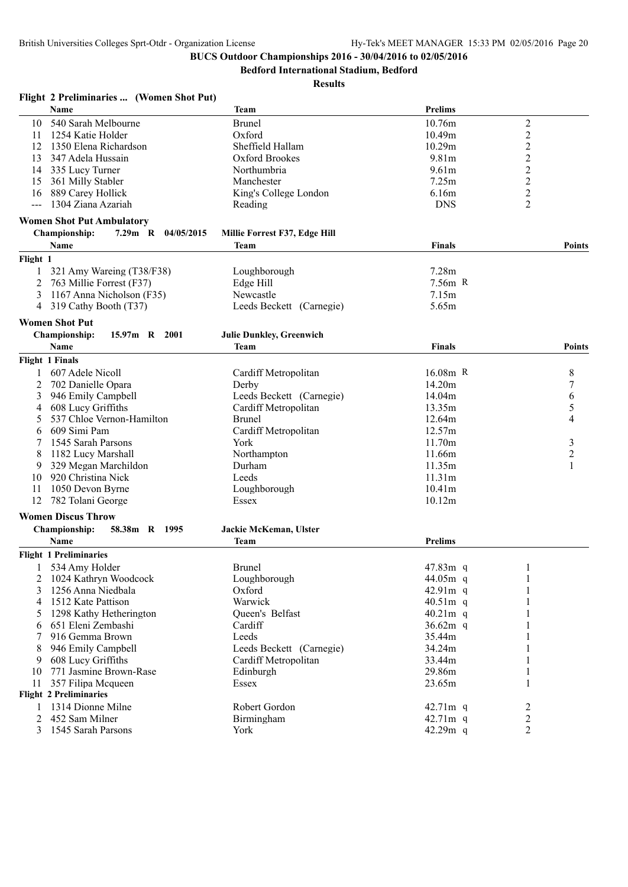**BUCS Outdoor Championships 2016 - 30/04/2016 to 02/05/2016**

**Bedford International Stadium, Bedford**

**Results**

### Flight 2 Preliminaries ... (Women Shot Put)

| | Name | Team | Prelims | |
|---|---|---|---|---|
| 10 | 540 Sarah Melbourne | Brunel | 10.76m | 2 |
| 11 | 1254 Katie Holder | Oxford | 10.49m | 2 |
| 12 | 1350 Elena Richardson | Sheffield Hallam | 10.29m | 2 |
| 13 | 347 Adela Hussain | Oxford Brookes | 9.81m | 2 |
| 14 | 335 Lucy Turner | Northumbria | 9.61m | 2 |
| 15 | 361 Milly Stabler | Manchester | 7.25m | 2 |
| 16 | 889 Carey Hollick | King's College London | 6.16m | 2 |
| --- | 1304 Ziana Azariah | Reading | DNS | 2 |

### Women Shot Put Ambulatory

**Championship: 7.29m R 04/05/2015 Millie Forrest F37, Edge Hill**

| | Name | Team | Finals | Points |
|---|---|---|---|---|
| **Flight 1** | | | | |
| 1 | 321 Amy Wareing (T38/F38) | Loughborough | 7.28m | |
| 2 | 763 Millie Forrest (F37) | Edge Hill | 7.56m R | |
| 3 | 1167 Anna Nicholson (F35) | Newcastle | 7.15m | |
| 4 | 319 Cathy Booth (T37) | Leeds Beckett (Carnegie) | 5.65m | |

### Women Shot Put

**Championship: 15.97m R 2001 Julie Dunkley, Greenwich**

| | Name | Team | Finals | Points |
|---|---|---|---|---|
| **Flight 1 Finals** | | | | |
| 1 | 607 Adele Nicoll | Cardiff Metropolitan | 16.08m R | 8 |
| 2 | 702 Danielle Opara | Derby | 14.20m | 7 |
| 3 | 946 Emily Campbell | Leeds Beckett (Carnegie) | 14.04m | 6 |
| 4 | 608 Lucy Griffiths | Cardiff Metropolitan | 13.35m | 5 |
| 5 | 537 Chloe Vernon-Hamilton | Brunel | 12.64m | 4 |
| 6 | 609 Simi Pam | Cardiff Metropolitan | 12.57m | |
| 7 | 1545 Sarah Parsons | York | 11.70m | 3 |
| 8 | 1182 Lucy Marshall | Northampton | 11.66m | 2 |
| 9 | 329 Megan Marchildon | Durham | 11.35m | 1 |
| 10 | 920 Christina Nick | Leeds | 11.31m | |
| 11 | 1050 Devon Byrne | Loughborough | 10.41m | |
| 12 | 782 Tolani George | Essex | 10.12m | |

### Women Discus Throw

**Championship: 58.38m R 1995 Jackie McKeman, Ulster**

| | Name | Team | Prelims | |
|---|---|---|---|---|
| **Flight 1 Preliminaries** | | | | |
| 1 | 534 Amy Holder | Brunel | 47.83m q | 1 |
| 2 | 1024 Kathryn Woodcock | Loughborough | 44.05m q | 1 |
| 3 | 1256 Anna Niedbala | Oxford | 42.91m q | 1 |
| 4 | 1512 Kate Pattison | Warwick | 40.51m q | 1 |
| 5 | 1298 Kathy Hetherington | Queen's Belfast | 40.21m q | 1 |
| 6 | 651 Eleni Zembashi | Cardiff | 36.62m q | 1 |
| 7 | 916 Gemma Brown | Leeds | 35.44m | 1 |
| 8 | 946 Emily Campbell | Leeds Beckett (Carnegie) | 34.24m | 1 |
| 9 | 608 Lucy Griffiths | Cardiff Metropolitan | 33.44m | 1 |
| 10 | 771 Jasmine Brown-Rase | Edinburgh | 29.86m | 1 |
| 11 | 357 Filipa Mcqueen | Essex | 23.65m | 1 |
| **Flight 2 Preliminaries** | | | | |
| 1 | 1314 Dionne Milne | Robert Gordon | 42.71m q | 2 |
| 2 | 452 Sam Milner | Birmingham | 42.71m q | 2 |
| 3 | 1545 Sarah Parsons | York | 42.29m q | 2 |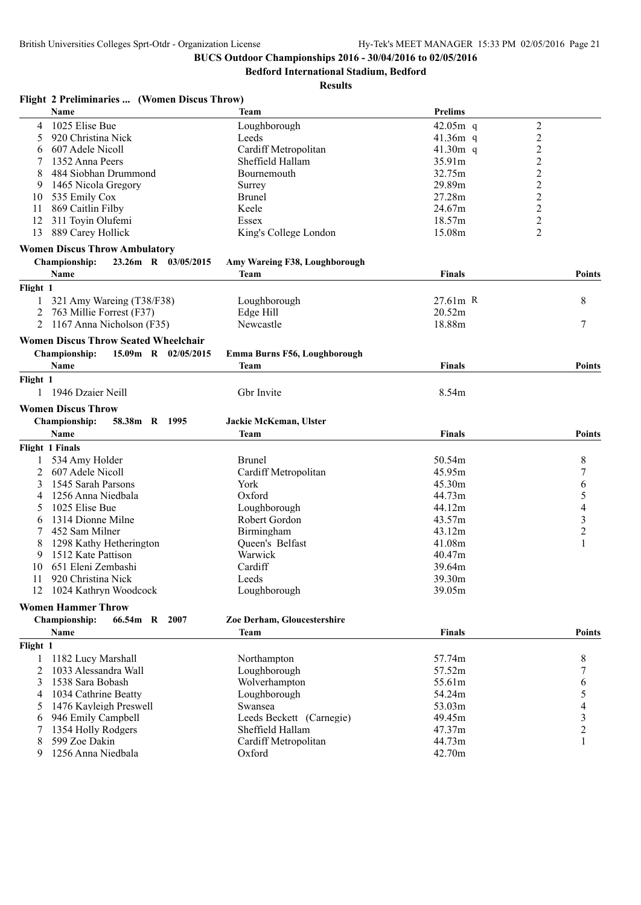**BUCS Outdoor Championships 2016 - 30/04/2016 to 02/05/2016**

**Bedford International Stadium, Bedford**

**Results**

### Flight 2 Preliminaries ... (Women Discus Throw)

| | Name | Team | Prelims | |
|---|---|---|---|---|
| 4 | 1025 Elise Bue | Loughborough | 42.05m q | 2 |
| 5 | 920 Christina Nick | Leeds | 41.36m q | 2 |
| 6 | 607 Adele Nicoll | Cardiff Metropolitan | 41.30m q | 2 |
| 7 | 1352 Anna Peers | Sheffield Hallam | 35.91m | 2 |
| 8 | 484 Siobhan Drummond | Bournemouth | 32.75m | 2 |
| 9 | 1465 Nicola Gregory | Surrey | 29.89m | 2 |
| 10 | 535 Emily Cox | Brunel | 27.28m | 2 |
| 11 | 869 Caitlin Filby | Keele | 24.67m | 2 |
| 12 | 311 Toyin Olufemi | Essex | 18.57m | 2 |
| 13 | 889 Carey Hollick | King's College London | 15.08m | 2 |

### Women Discus Throw Ambulatory

**Championship:** 23.26m R 03/05/2015 Amy Wareing F38, Loughborough

| | Name | Team | Finals | Points |
|---|---|---|---|---|
| **Flight 1** | | | | |
| 1 | 321 Amy Wareing (T38/F38) | Loughborough | 27.61m R | 8 |
| 2 | 763 Millie Forrest (F37) | Edge Hill | 20.52m | |
| 2 | 1167 Anna Nicholson (F35) | Newcastle | 18.88m | 7 |

### Women Discus Throw Seated Wheelchair

**Championship:** 15.09m R 02/05/2015 Emma Burns F56, Loughborough

| | Name | Team | Finals | Points |
|---|---|---|---|---|
| **Flight 1** | | | | |
| 1 | 1946 Dzaier Neill | Gbr Invite | 8.54m | |

### Women Discus Throw

**Championship:** 58.38m R 1995 Jackie McKeman, Ulster

| | Name | Team | Finals | Points |
|---|---|---|---|---|
| **Flight 1 Finals** | | | | |
| 1 | 534 Amy Holder | Brunel | 50.54m | 8 |
| 2 | 607 Adele Nicoll | Cardiff Metropolitan | 45.95m | 7 |
| 3 | 1545 Sarah Parsons | York | 45.30m | 6 |
| 4 | 1256 Anna Niedbala | Oxford | 44.73m | 5 |
| 5 | 1025 Elise Bue | Loughborough | 44.12m | 4 |
| 6 | 1314 Dionne Milne | Robert Gordon | 43.57m | 3 |
| 7 | 452 Sam Milner | Birmingham | 43.12m | 2 |
| 8 | 1298 Kathy Hetherington | Queen's Belfast | 41.08m | 1 |
| 9 | 1512 Kate Pattison | Warwick | 40.47m | |
| 10 | 651 Eleni Zembashi | Cardiff | 39.64m | |
| 11 | 920 Christina Nick | Leeds | 39.30m | |
| 12 | 1024 Kathryn Woodcock | Loughborough | 39.05m | |

### Women Hammer Throw

**Championship:** 66.54m R 2007 Zoe Derham, Gloucestershire

| | Name | Team | Finals | Points |
|---|---|---|---|---|
| **Flight 1** | | | | |
| 1 | 1182 Lucy Marshall | Northampton | 57.74m | 8 |
| 2 | 1033 Alessandra Wall | Loughborough | 57.52m | 7 |
| 3 | 1538 Sara Bobash | Wolverhampton | 55.61m | 6 |
| 4 | 1034 Cathrine Beatty | Loughborough | 54.24m | 5 |
| 5 | 1476 Kayleigh Preswell | Swansea | 53.03m | 4 |
| 6 | 946 Emily Campbell | Leeds Beckett (Carnegie) | 49.45m | 3 |
| 7 | 1354 Holly Rodgers | Sheffield Hallam | 47.37m | 2 |
| 8 | 599 Zoe Dakin | Cardiff Metropolitan | 44.73m | 1 |
| 9 | 1256 Anna Niedbala | Oxford | 42.70m | |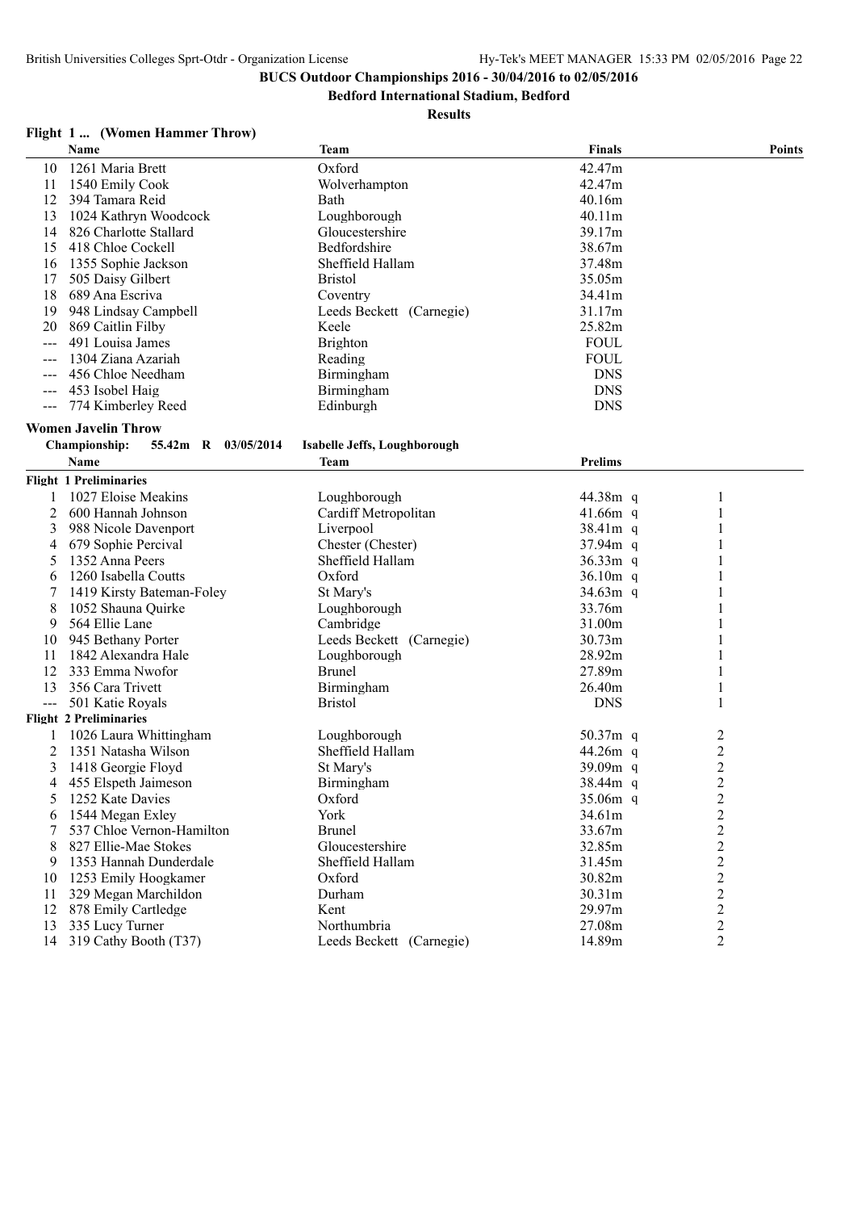**BUCS Outdoor Championships 2016 - 30/04/2016 to 02/05/2016**

**Bedford International Stadium, Bedford**

**Results**

### Flight 1 ... (Women Hammer Throw)

| | Name | Team | Finals | Points |
|---|---|---|---|---|
| 10 | 1261 Maria Brett | Oxford | 42.47m | |
| 11 | 1540 Emily Cook | Wolverhampton | 42.47m | |
| 12 | 394 Tamara Reid | Bath | 40.16m | |
| 13 | 1024 Kathryn Woodcock | Loughborough | 40.11m | |
| 14 | 826 Charlotte Stallard | Gloucestershire | 39.17m | |
| 15 | 418 Chloe Cockell | Bedfordshire | 38.67m | |
| 16 | 1355 Sophie Jackson | Sheffield Hallam | 37.48m | |
| 17 | 505 Daisy Gilbert | Bristol | 35.05m | |
| 18 | 689 Ana Escriva | Coventry | 34.41m | |
| 19 | 948 Lindsay Campbell | Leeds Beckett (Carnegie) | 31.17m | |
| 20 | 869 Caitlin Filby | Keele | 25.82m | |
| --- | 491 Louisa James | Brighton | FOUL | |
| --- | 1304 Ziana Azariah | Reading | FOUL | |
| --- | 456 Chloe Needham | Birmingham | DNS | |
| --- | 453 Isobel Haig | Birmingham | DNS | |
| --- | 774 Kimberley Reed | Edinburgh | DNS | |

### Women Javelin Throw

**Championship:** 55.42m R 03/05/2014 **Isabelle Jeffs, Loughborough**

| | Name | Team | Prelims | |
|---|---|---|---|---|
| **Flight 1 Preliminaries** | | | | |
| 1 | 1027 Eloise Meakins | Loughborough | 44.38m q | 1 |
| 2 | 600 Hannah Johnson | Cardiff Metropolitan | 41.66m q | 1 |
| 3 | 988 Nicole Davenport | Liverpool | 38.41m q | 1 |
| 4 | 679 Sophie Percival | Chester (Chester) | 37.94m q | 1 |
| 5 | 1352 Anna Peers | Sheffield Hallam | 36.33m q | 1 |
| 6 | 1260 Isabella Coutts | Oxford | 36.10m q | 1 |
| 7 | 1419 Kirsty Bateman-Foley | St Mary's | 34.63m q | 1 |
| 8 | 1052 Shauna Quirke | Loughborough | 33.76m | 1 |
| 9 | 564 Ellie Lane | Cambridge | 31.00m | 1 |
| 10 | 945 Bethany Porter | Leeds Beckett (Carnegie) | 30.73m | 1 |
| 11 | 1842 Alexandra Hale | Loughborough | 28.92m | 1 |
| 12 | 333 Emma Nwofor | Brunel | 27.89m | 1 |
| 13 | 356 Cara Trivett | Birmingham | 26.40m | 1 |
| --- | 501 Katie Royals | Bristol | DNS | 1 |
| **Flight 2 Preliminaries** | | | | |
| 1 | 1026 Laura Whittingham | Loughborough | 50.37m q | 2 |
| 2 | 1351 Natasha Wilson | Sheffield Hallam | 44.26m q | 2 |
| 3 | 1418 Georgie Floyd | St Mary's | 39.09m q | 2 |
| 4 | 455 Elspeth Jaimeson | Birmingham | 38.44m q | 2 |
| 5 | 1252 Kate Davies | Oxford | 35.06m q | 2 |
| 6 | 1544 Megan Exley | York | 34.61m | 2 |
| 7 | 537 Chloe Vernon-Hamilton | Brunel | 33.67m | 2 |
| 8 | 827 Ellie-Mae Stokes | Gloucestershire | 32.85m | 2 |
| 9 | 1353 Hannah Dunderdale | Sheffield Hallam | 31.45m | 2 |
| 10 | 1253 Emily Hoogkamer | Oxford | 30.82m | 2 |
| 11 | 329 Megan Marchildon | Durham | 30.31m | 2 |
| 12 | 878 Emily Cartledge | Kent | 29.97m | 2 |
| 13 | 335 Lucy Turner | Northumbria | 27.08m | 2 |
| 14 | 319 Cathy Booth (T37) | Leeds Beckett (Carnegie) | 14.89m | 2 |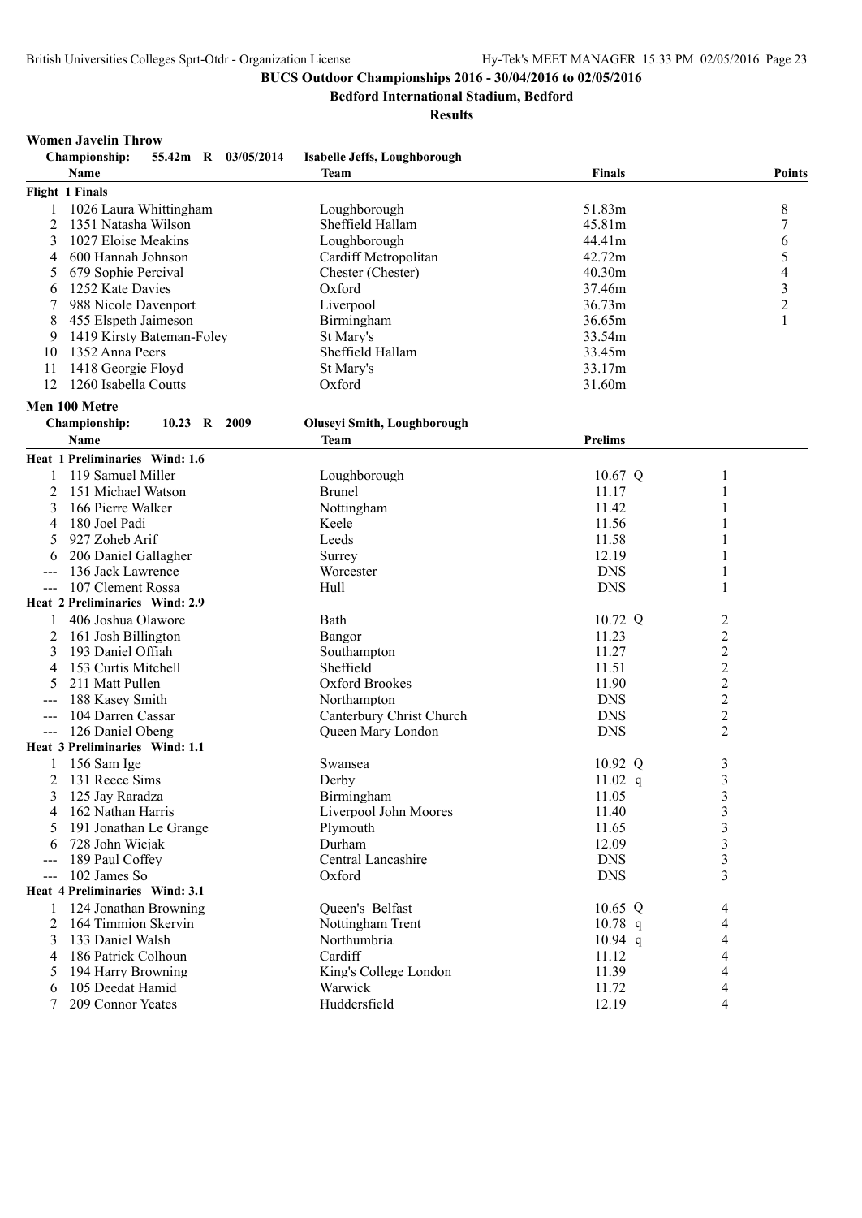**BUCS Outdoor Championships 2016 - 30/04/2016 to 02/05/2016**

**Bedford International Stadium, Bedford**

**Results**

## Women Javelin Throw

**Championship:** 55.42m R 03/05/2014 Isabelle Jeffs, Loughborough

| | Name | Team | Finals | Points |
|---|---|---|---|---|
| **Flight 1 Finals** | | | | |
| 1 | 1026 Laura Whittingham | Loughborough | 51.83m | 8 |
| 2 | 1351 Natasha Wilson | Sheffield Hallam | 45.81m | 7 |
| 3 | 1027 Eloise Meakins | Loughborough | 44.41m | 6 |
| 4 | 600 Hannah Johnson | Cardiff Metropolitan | 42.72m | 5 |
| 5 | 679 Sophie Percival | Chester (Chester) | 40.30m | 4 |
| 6 | 1252 Kate Davies | Oxford | 37.46m | 3 |
| 7 | 988 Nicole Davenport | Liverpool | 36.73m | 2 |
| 8 | 455 Elspeth Jaimeson | Birmingham | 36.65m | 1 |
| 9 | 1419 Kirsty Bateman-Foley | St Mary's | 33.54m | |
| 10 | 1352 Anna Peers | Sheffield Hallam | 33.45m | |
| 11 | 1418 Georgie Floyd | St Mary's | 33.17m | |
| 12 | 1260 Isabella Coutts | Oxford | 31.60m | |

## Men 100 Metre

**Championship:** 10.23 R 2009 Oluseyi Smith, Loughborough

| | Name | Team | Prelims | | Heat |
|---|---|---|---|---|---|
| **Heat 1 Preliminaries Wind: 1.6** | | | | | |
| 1 | 119 Samuel Miller | Loughborough | 10.67 | Q | 1 |
| 2 | 151 Michael Watson | Brunel | 11.17 | | 1 |
| 3 | 166 Pierre Walker | Nottingham | 11.42 | | 1 |
| 4 | 180 Joel Padi | Keele | 11.56 | | 1 |
| 5 | 927 Zoheb Arif | Leeds | 11.58 | | 1 |
| 6 | 206 Daniel Gallagher | Surrey | 12.19 | | 1 |
| --- | 136 Jack Lawrence | Worcester | DNS | | 1 |
| --- | 107 Clement Rossa | Hull | DNS | | 1 |
| **Heat 2 Preliminaries Wind: 2.9** | | | | | |
| 1 | 406 Joshua Olawore | Bath | 10.72 | Q | 2 |
| 2 | 161 Josh Billington | Bangor | 11.23 | | 2 |
| 3 | 193 Daniel Offiah | Southampton | 11.27 | | 2 |
| 4 | 153 Curtis Mitchell | Sheffield | 11.51 | | 2 |
| 5 | 211 Matt Pullen | Oxford Brookes | 11.90 | | 2 |
| --- | 188 Kasey Smith | Northampton | DNS | | 2 |
| --- | 104 Darren Cassar | Canterbury Christ Church | DNS | | 2 |
| --- | 126 Daniel Obeng | Queen Mary London | DNS | | 2 |
| **Heat 3 Preliminaries Wind: 1.1** | | | | | |
| 1 | 156 Sam Ige | Swansea | 10.92 | Q | 3 |
| 2 | 131 Reece Sims | Derby | 11.02 | q | 3 |
| 3 | 125 Jay Raradza | Birmingham | 11.05 | | 3 |
| 4 | 162 Nathan Harris | Liverpool John Moores | 11.40 | | 3 |
| 5 | 191 Jonathan Le Grange | Plymouth | 11.65 | | 3 |
| 6 | 728 John Wiejak | Durham | 12.09 | | 3 |
| --- | 189 Paul Coffey | Central Lancashire | DNS | | 3 |
| --- | 102 James So | Oxford | DNS | | 3 |
| **Heat 4 Preliminaries Wind: 3.1** | | | | | |
| 1 | 124 Jonathan Browning | Queen's Belfast | 10.65 | Q | 4 |
| 2 | 164 Timmion Skervin | Nottingham Trent | 10.78 | q | 4 |
| 3 | 133 Daniel Walsh | Northumbria | 10.94 | q | 4 |
| 4 | 186 Patrick Colhoun | Cardiff | 11.12 | | 4 |
| 5 | 194 Harry Browning | King's College London | 11.39 | | 4 |
| 6 | 105 Deedat Hamid | Warwick | 11.72 | | 4 |
| 7 | 209 Connor Yeates | Huddersfield | 12.19 | | 4 |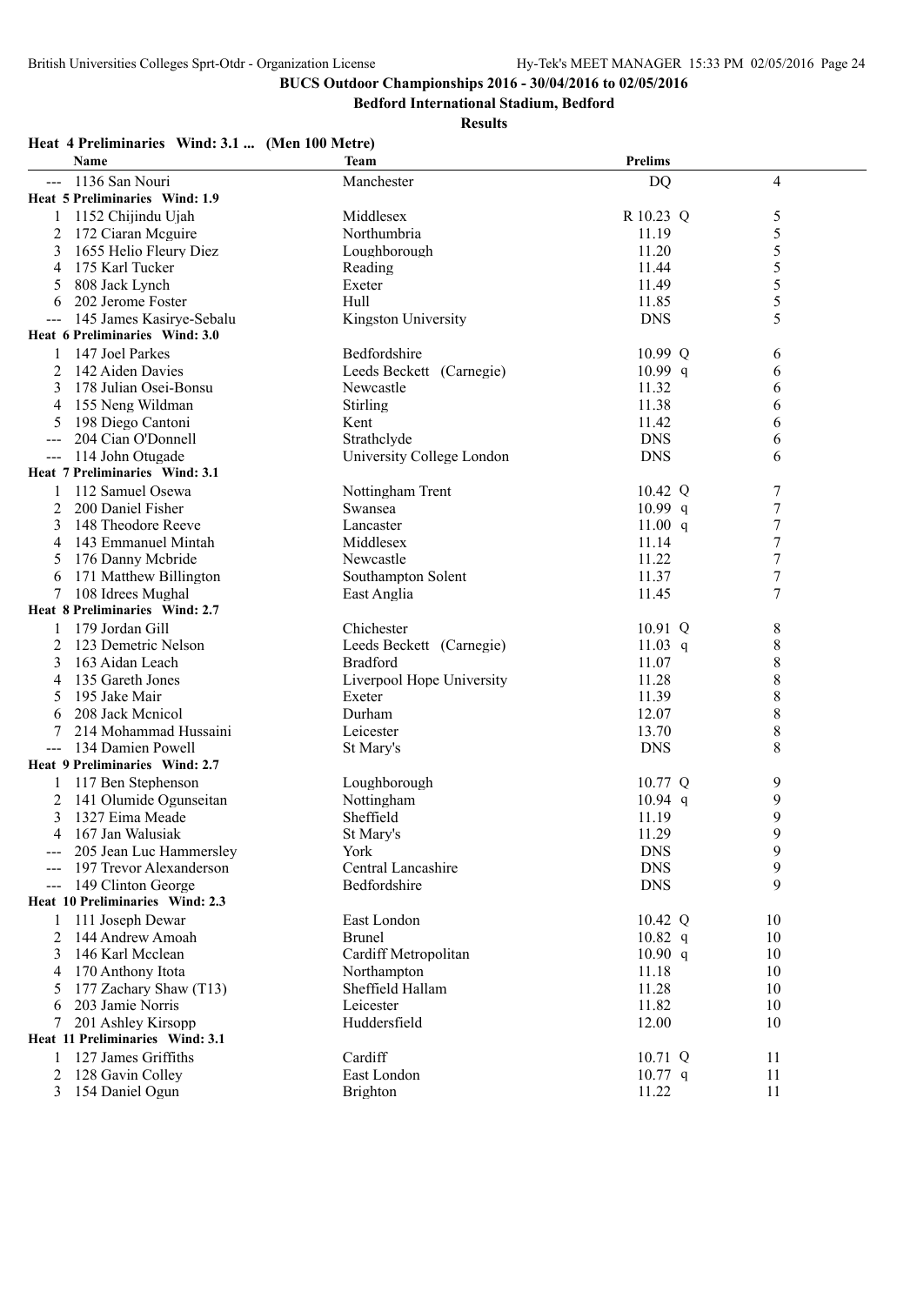**BUCS Outdoor Championships 2016 - 30/04/2016 to 02/05/2016**

**Bedford International Stadium, Bedford**

**Results**

**Heat 4 Preliminaries Wind: 3.1 ... (Men 100 Metre)**

| | Name | Team | Prelims | |
|---|---|---|---|---|
| --- | 1136 San Nouri | Manchester | DQ | 4 |
| **Heat 5 Preliminaries Wind: 1.9** | | | | |
| 1 | 1152 Chijindu Ujah | Middlesex | R 10.23 Q | 5 |
| 2 | 172 Ciaran Mcguire | Northumbria | 11.19 | 5 |
| 3 | 1655 Helio Fleury Diez | Loughborough | 11.20 | 5 |
| 4 | 175 Karl Tucker | Reading | 11.44 | 5 |
| 5 | 808 Jack Lynch | Exeter | 11.49 | 5 |
| 6 | 202 Jerome Foster | Hull | 11.85 | 5 |
| --- | 145 James Kasirye-Sebalu | Kingston University | DNS | 5 |
| **Heat 6 Preliminaries Wind: 3.0** | | | | |
| 1 | 147 Joel Parkes | Bedfordshire | 10.99 Q | 6 |
| 2 | 142 Aiden Davies | Leeds Beckett (Carnegie) | 10.99 q | 6 |
| 3 | 178 Julian Osei-Bonsu | Newcastle | 11.32 | 6 |
| 4 | 155 Neng Wildman | Stirling | 11.38 | 6 |
| 5 | 198 Diego Cantoni | Kent | 11.42 | 6 |
| --- | 204 Cian O'Donnell | Strathclyde | DNS | 6 |
| --- | 114 John Otugade | University College London | DNS | 6 |
| **Heat 7 Preliminaries Wind: 3.1** | | | | |
| 1 | 112 Samuel Osewa | Nottingham Trent | 10.42 Q | 7 |
| 2 | 200 Daniel Fisher | Swansea | 10.99 q | 7 |
| 3 | 148 Theodore Reeve | Lancaster | 11.00 q | 7 |
| 4 | 143 Emmanuel Mintah | Middlesex | 11.14 | 7 |
| 5 | 176 Danny Mcbride | Newcastle | 11.22 | 7 |
| 6 | 171 Matthew Billington | Southampton Solent | 11.37 | 7 |
| 7 | 108 Idrees Mughal | East Anglia | 11.45 | 7 |
| **Heat 8 Preliminaries Wind: 2.7** | | | | |
| 1 | 179 Jordan Gill | Chichester | 10.91 Q | 8 |
| 2 | 123 Demetric Nelson | Leeds Beckett (Carnegie) | 11.03 q | 8 |
| 3 | 163 Aidan Leach | Bradford | 11.07 | 8 |
| 4 | 135 Gareth Jones | Liverpool Hope University | 11.28 | 8 |
| 5 | 195 Jake Mair | Exeter | 11.39 | 8 |
| 6 | 208 Jack Mcnicol | Durham | 12.07 | 8 |
| 7 | 214 Mohammad Hussaini | Leicester | 13.70 | 8 |
| --- | 134 Damien Powell | St Mary's | DNS | 8 |
| **Heat 9 Preliminaries Wind: 2.7** | | | | |
| 1 | 117 Ben Stephenson | Loughborough | 10.77 Q | 9 |
| 2 | 141 Olumide Ogunseitan | Nottingham | 10.94 q | 9 |
| 3 | 1327 Eima Meade | Sheffield | 11.19 | 9 |
| 4 | 167 Jan Walusiak | St Mary's | 11.29 | 9 |
| --- | 205 Jean Luc Hammersley | York | DNS | 9 |
| --- | 197 Trevor Alexanderson | Central Lancashire | DNS | 9 |
| --- | 149 Clinton George | Bedfordshire | DNS | 9 |
| **Heat 10 Preliminaries Wind: 2.3** | | | | |
| 1 | 111 Joseph Dewar | East London | 10.42 Q | 10 |
| 2 | 144 Andrew Amoah | Brunel | 10.82 q | 10 |
| 3 | 146 Karl Mcclean | Cardiff Metropolitan | 10.90 q | 10 |
| 4 | 170 Anthony Itota | Northampton | 11.18 | 10 |
| 5 | 177 Zachary Shaw (T13) | Sheffield Hallam | 11.28 | 10 |
| 6 | 203 Jamie Norris | Leicester | 11.82 | 10 |
| 7 | 201 Ashley Kirsopp | Huddersfield | 12.00 | 10 |
| **Heat 11 Preliminaries Wind: 3.1** | | | | |
| 1 | 127 James Griffiths | Cardiff | 10.71 Q | 11 |
| 2 | 128 Gavin Colley | East London | 10.77 q | 11 |
| 3 | 154 Daniel Ogun | Brighton | 11.22 | 11 |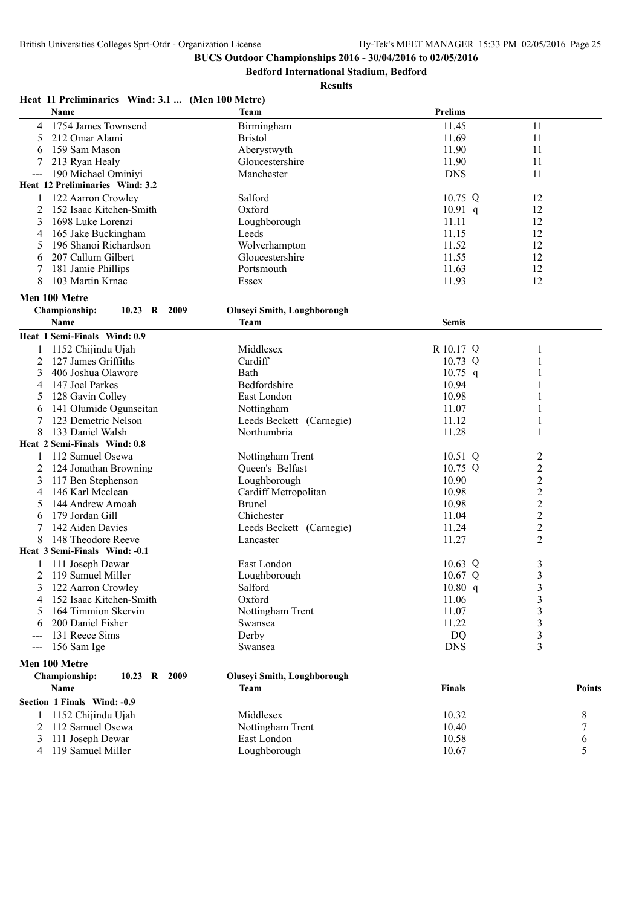**BUCS Outdoor Championships 2016 - 30/04/2016 to 02/05/2016**

**Bedford International Stadium, Bedford**

**Results**

**Heat 11 Preliminaries Wind: 3.1 ... (Men 100 Metre)**

| | Name | Team | Prelims | |
|---|---|---|---|---|
| 4 | 1754 James Townsend | Birmingham | 11.45 | 11 |
| 5 | 212 Omar Alami | Bristol | 11.69 | 11 |
| 6 | 159 Sam Mason | Aberystwyth | 11.90 | 11 |
| 7 | 213 Ryan Healy | Gloucestershire | 11.90 | 11 |
| --- | 190 Michael Ominiyi | Manchester | DNS | 11 |

**Heat 12 Preliminaries Wind: 3.2**

| | Name | Team | Prelims | |
|---|---|---|---|---|
| 1 | 122 Aarron Crowley | Salford | 10.75 Q | 12 |
| 2 | 152 Isaac Kitchen-Smith | Oxford | 10.91 q | 12 |
| 3 | 1698 Luke Lorenzi | Loughborough | 11.11 | 12 |
| 4 | 165 Jake Buckingham | Leeds | 11.15 | 12 |
| 5 | 196 Shanoi Richardson | Wolverhampton | 11.52 | 12 |
| 6 | 207 Callum Gilbert | Gloucestershire | 11.55 | 12 |
| 7 | 181 Jamie Phillips | Portsmouth | 11.63 | 12 |
| 8 | 103 Martin Krnac | Essex | 11.93 | 12 |

## Men 100 Metre

**Championship: 10.23 R 2009 Oluseyi Smith, Loughborough**

**Heat 1 Semi-Finals Wind: 0.9**

| | Name | Team | Semis | |
|---|---|---|---|---|
| 1 | 1152 Chijindu Ujah | Middlesex | R 10.17 Q | 1 |
| 2 | 127 James Griffiths | Cardiff | 10.73 Q | 1 |
| 3 | 406 Joshua Olawore | Bath | 10.75 q | 1 |
| 4 | 147 Joel Parkes | Bedfordshire | 10.94 | 1 |
| 5 | 128 Gavin Colley | East London | 10.98 | 1 |
| 6 | 141 Olumide Ogunseitan | Nottingham | 11.07 | 1 |
| 7 | 123 Demetric Nelson | Leeds Beckett (Carnegie) | 11.12 | 1 |
| 8 | 133 Daniel Walsh | Northumbria | 11.28 | 1 |

**Heat 2 Semi-Finals Wind: 0.8**

| | Name | Team | Semis | |
|---|---|---|---|---|
| 1 | 112 Samuel Osewa | Nottingham Trent | 10.51 Q | 2 |
| 2 | 124 Jonathan Browning | Queen's Belfast | 10.75 Q | 2 |
| 3 | 117 Ben Stephenson | Loughborough | 10.90 | 2 |
| 4 | 146 Karl Mcclean | Cardiff Metropolitan | 10.98 | 2 |
| 5 | 144 Andrew Amoah | Brunel | 10.98 | 2 |
| 6 | 179 Jordan Gill | Chichester | 11.04 | 2 |
| 7 | 142 Aiden Davies | Leeds Beckett (Carnegie) | 11.24 | 2 |
| 8 | 148 Theodore Reeve | Lancaster | 11.27 | 2 |

**Heat 3 Semi-Finals Wind: -0.1**

| | Name | Team | Semis | |
|---|---|---|---|---|
| 1 | 111 Joseph Dewar | East London | 10.63 Q | 3 |
| 2 | 119 Samuel Miller | Loughborough | 10.67 Q | 3 |
| 3 | 122 Aarron Crowley | Salford | 10.80 q | 3 |
| 4 | 152 Isaac Kitchen-Smith | Oxford | 11.06 | 3 |
| 5 | 164 Timmion Skervin | Nottingham Trent | 11.07 | 3 |
| 6 | 200 Daniel Fisher | Swansea | 11.22 | 3 |
| --- | 131 Reece Sims | Derby | DQ | 3 |
| --- | 156 Sam Ige | Swansea | DNS | 3 |

## Men 100 Metre

**Championship: 10.23 R 2009 Oluseyi Smith, Loughborough**

**Section 1 Finals Wind: -0.9**

| | Name | Team | Finals | Points |
|---|---|---|---|---|
| 1 | 1152 Chijindu Ujah | Middlesex | 10.32 | 8 |
| 2 | 112 Samuel Osewa | Nottingham Trent | 10.40 | 7 |
| 3 | 111 Joseph Dewar | East London | 10.58 | 6 |
| 4 | 119 Samuel Miller | Loughborough | 10.67 | 5 |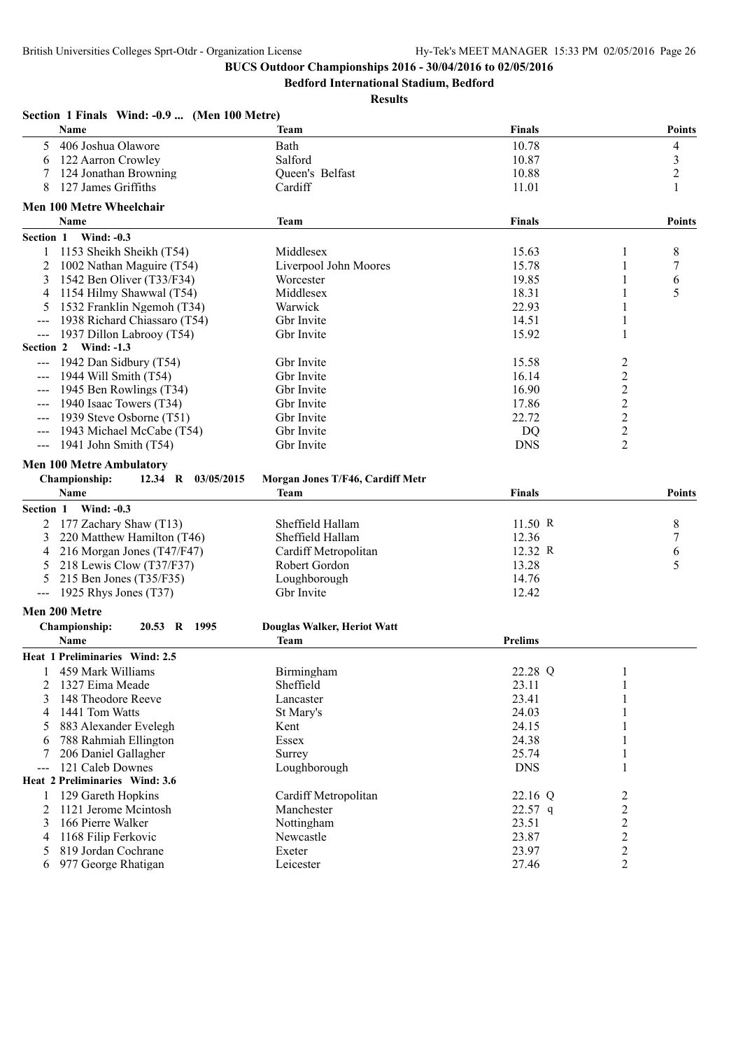**BUCS Outdoor Championships 2016 - 30/04/2016 to 02/05/2016**

**Bedford International Stadium, Bedford**

**Results**

### Section 1 Finals Wind: -0.9 ... (Men 100 Metre)

| | Name | Team | Finals | Points |
|---|---|---|---|---|
| 5 | 406 Joshua Olawore | Bath | 10.78 | 4 |
| 6 | 122 Aarron Crowley | Salford | 10.87 | 3 |
| 7 | 124 Jonathan Browning | Queen's Belfast | 10.88 | 2 |
| 8 | 127 James Griffiths | Cardiff | 11.01 | 1 |

### Men 100 Metre Wheelchair

| | Name | Team | Finals | | Points |
|---|---|---|---|---|---|
| **Section 1 Wind: -0.3** | | | | | |
| 1 | 1153 Sheikh Sheikh (T54) | Middlesex | 15.63 | 1 | 8 |
| 2 | 1002 Nathan Maguire (T54) | Liverpool John Moores | 15.78 | 1 | 7 |
| 3 | 1542 Ben Oliver (T33/F34) | Worcester | 19.85 | 1 | 6 |
| 4 | 1154 Hilmy Shawwal (T54) | Middlesex | 18.31 | 1 | 5 |
| 5 | 1532 Franklin Ngemoh (T34) | Warwick | 22.93 | 1 | |
| --- | 1938 Richard Chiassaro (T54) | Gbr Invite | 14.51 | 1 | |
| --- | 1937 Dillon Labrooy (T54) | Gbr Invite | 15.92 | 1 | |
| **Section 2 Wind: -1.3** | | | | | |
| --- | 1942 Dan Sidbury (T54) | Gbr Invite | 15.58 | 2 | |
| --- | 1944 Will Smith (T54) | Gbr Invite | 16.14 | 2 | |
| --- | 1945 Ben Rowlings (T34) | Gbr Invite | 16.90 | 2 | |
| --- | 1940 Isaac Towers (T34) | Gbr Invite | 17.86 | 2 | |
| --- | 1939 Steve Osborne (T51) | Gbr Invite | 22.72 | 2 | |
| --- | 1943 Michael McCabe (T54) | Gbr Invite | DQ | 2 | |
| --- | 1941 John Smith (T54) | Gbr Invite | DNS | 2 | |

### Men 100 Metre Ambulatory

**Championship:** 12.34 R 03/05/2015 **Morgan Jones T/F46, Cardiff Metr**

| | Name | Team | Finals | Points |
|---|---|---|---|---|
| **Section 1 Wind: -0.3** | | | | |
| 2 | 177 Zachary Shaw (T13) | Sheffield Hallam | 11.50 R | 8 |
| 3 | 220 Matthew Hamilton (T46) | Sheffield Hallam | 12.36 | 7 |
| 4 | 216 Morgan Jones (T47/F47) | Cardiff Metropolitan | 12.32 R | 6 |
| 5 | 218 Lewis Clow (T37/F37) | Robert Gordon | 13.28 | 5 |
| 5 | 215 Ben Jones (T35/F35) | Loughborough | 14.76 | |
| --- | 1925 Rhys Jones (T37) | Gbr Invite | 12.42 | |

### Men 200 Metre

**Championship:** 20.53 R 1995 **Douglas Walker, Heriot Watt**

| | Name | Team | Prelims | |
|---|---|---|---|---|
| **Heat 1 Preliminaries Wind: 2.5** | | | | |
| 1 | 459 Mark Williams | Birmingham | 22.28 Q | 1 |
| 2 | 1327 Eima Meade | Sheffield | 23.11 | 1 |
| 3 | 148 Theodore Reeve | Lancaster | 23.41 | 1 |
| 4 | 1441 Tom Watts | St Mary's | 24.03 | 1 |
| 5 | 883 Alexander Evelegh | Kent | 24.15 | 1 |
| 6 | 788 Rahmiah Ellington | Essex | 24.38 | 1 |
| 7 | 206 Daniel Gallagher | Surrey | 25.74 | 1 |
| --- | 121 Caleb Downes | Loughborough | DNS | 1 |
| **Heat 2 Preliminaries Wind: 3.6** | | | | |
| 1 | 129 Gareth Hopkins | Cardiff Metropolitan | 22.16 Q | 2 |
| 2 | 1121 Jerome Mcintosh | Manchester | 22.57 q | 2 |
| 3 | 166 Pierre Walker | Nottingham | 23.51 | 2 |
| 4 | 1168 Filip Ferkovic | Newcastle | 23.87 | 2 |
| 5 | 819 Jordan Cochrane | Exeter | 23.97 | 2 |
| 6 | 977 George Rhatigan | Leicester | 27.46 | 2 |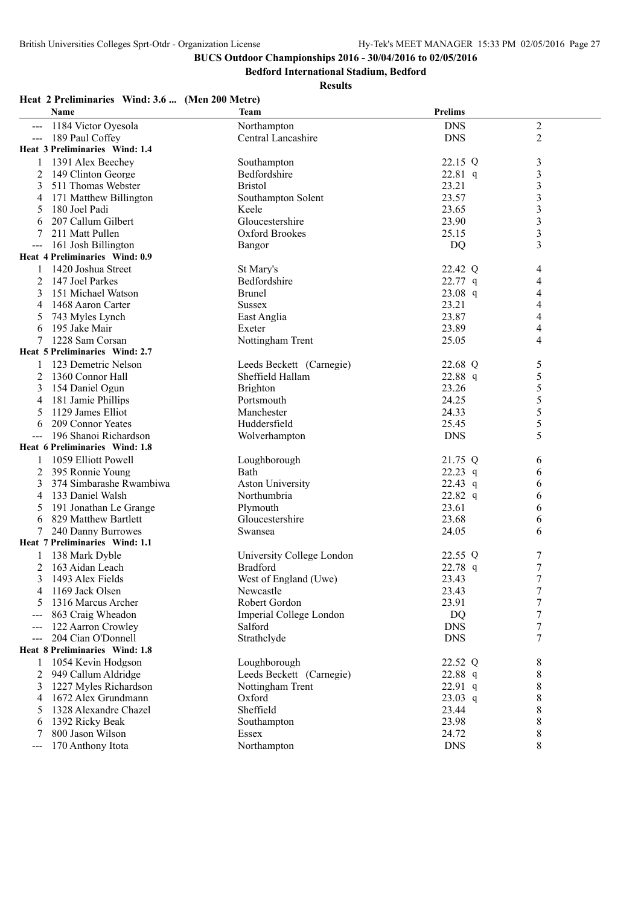**BUCS Outdoor Championships 2016 - 30/04/2016 to 02/05/2016**

**Bedford International Stadium, Bedford**

**Results**

**Heat 2 Preliminaries Wind: 3.6 ... (Men 200 Metre)**

| | Name | Team | Prelims | |
|---|---|---|---|---|
| --- | 1184 Victor Oyesola | Northampton | DNS | 2 |
| --- | 189 Paul Coffey | Central Lancashire | DNS | 2 |

**Heat 3 Preliminaries Wind: 1.4**

| | Name | Team | Prelims | |
|---|---|---|---|---|
| 1 | 1391 Alex Beechey | Southampton | 22.15 Q | 3 |
| 2 | 149 Clinton George | Bedfordshire | 22.81 q | 3 |
| 3 | 511 Thomas Webster | Bristol | 23.21 | 3 |
| 4 | 171 Matthew Billington | Southampton Solent | 23.57 | 3 |
| 5 | 180 Joel Padi | Keele | 23.65 | 3 |
| 6 | 207 Callum Gilbert | Gloucestershire | 23.90 | 3 |
| 7 | 211 Matt Pullen | Oxford Brookes | 25.15 | 3 |
| --- | 161 Josh Billington | Bangor | DQ | 3 |

**Heat 4 Preliminaries Wind: 0.9**

| | Name | Team | Prelims | |
|---|---|---|---|---|
| 1 | 1420 Joshua Street | St Mary's | 22.42 Q | 4 |
| 2 | 147 Joel Parkes | Bedfordshire | 22.77 q | 4 |
| 3 | 151 Michael Watson | Brunel | 23.08 q | 4 |
| 4 | 1468 Aaron Carter | Sussex | 23.21 | 4 |
| 5 | 743 Myles Lynch | East Anglia | 23.87 | 4 |
| 6 | 195 Jake Mair | Exeter | 23.89 | 4 |
| 7 | 1228 Sam Corsan | Nottingham Trent | 25.05 | 4 |

**Heat 5 Preliminaries Wind: 2.7**

| | Name | Team | Prelims | |
|---|---|---|---|---|
| 1 | 123 Demetric Nelson | Leeds Beckett (Carnegie) | 22.68 Q | 5 |
| 2 | 1360 Connor Hall | Sheffield Hallam | 22.88 q | 5 |
| 3 | 154 Daniel Ogun | Brighton | 23.26 | 5 |
| 4 | 181 Jamie Phillips | Portsmouth | 24.25 | 5 |
| 5 | 1129 James Elliot | Manchester | 24.33 | 5 |
| 6 | 209 Connor Yeates | Huddersfield | 25.45 | 5 |
| --- | 196 Shanoi Richardson | Wolverhampton | DNS | 5 |

**Heat 6 Preliminaries Wind: 1.8**

| | Name | Team | Prelims | |
|---|---|---|---|---|
| 1 | 1059 Elliott Powell | Loughborough | 21.75 Q | 6 |
| 2 | 395 Ronnie Young | Bath | 22.23 q | 6 |
| 3 | 374 Simbarashe Rwambiwa | Aston University | 22.43 q | 6 |
| 4 | 133 Daniel Walsh | Northumbria | 22.82 q | 6 |
| 5 | 191 Jonathan Le Grange | Plymouth | 23.61 | 6 |
| 6 | 829 Matthew Bartlett | Gloucestershire | 23.68 | 6 |
| 7 | 240 Danny Burrowes | Swansea | 24.05 | 6 |

**Heat 7 Preliminaries Wind: 1.1**

| | Name | Team | Prelims | |
|---|---|---|---|---|
| 1 | 138 Mark Dyble | University College London | 22.55 Q | 7 |
| 2 | 163 Aidan Leach | Bradford | 22.78 q | 7 |
| 3 | 1493 Alex Fields | West of England (Uwe) | 23.43 | 7 |
| 4 | 1169 Jack Olsen | Newcastle | 23.43 | 7 |
| 5 | 1316 Marcus Archer | Robert Gordon | 23.91 | 7 |
| --- | 863 Craig Wheadon | Imperial College London | DQ | 7 |
| --- | 122 Aarron Crowley | Salford | DNS | 7 |
| --- | 204 Cian O'Donnell | Strathclyde | DNS | 7 |

**Heat 8 Preliminaries Wind: 1.8**

| | Name | Team | Prelims | |
|---|---|---|---|---|
| 1 | 1054 Kevin Hodgson | Loughborough | 22.52 Q | 8 |
| 2 | 949 Callum Aldridge | Leeds Beckett (Carnegie) | 22.88 q | 8 |
| 3 | 1227 Myles Richardson | Nottingham Trent | 22.91 q | 8 |
| 4 | 1672 Alex Grundmann | Oxford | 23.03 q | 8 |
| 5 | 1328 Alexandre Chazel | Sheffield | 23.44 | 8 |
| 6 | 1392 Ricky Beak | Southampton | 23.98 | 8 |
| 7 | 800 Jason Wilson | Essex | 24.72 | 8 |
| --- | 170 Anthony Itota | Northampton | DNS | 8 |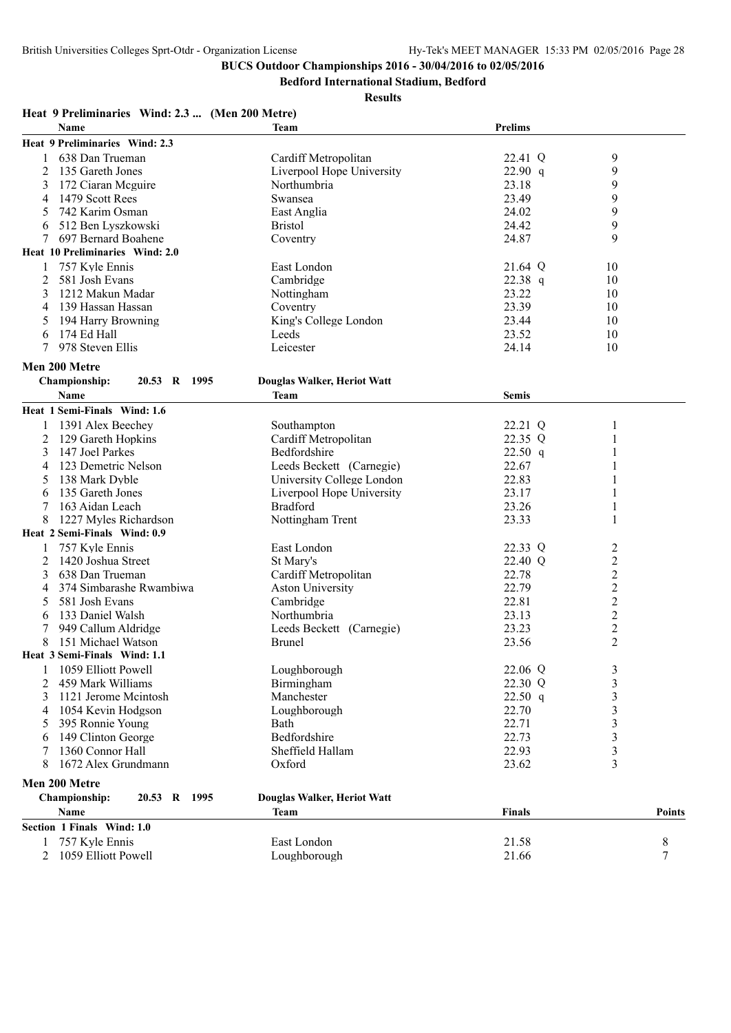**BUCS Outdoor Championships 2016 - 30/04/2016 to 02/05/2016**

**Bedford International Stadium, Bedford**

**Results**

**Heat 9 Preliminaries Wind: 2.3 ... (Men 200 Metre)**

| | Name | Team | Prelims | |
|---|---|---|---|---|
| **Heat 9 Preliminaries Wind: 2.3** | | | | |
| 1 | 638 Dan Trueman | Cardiff Metropolitan | 22.41 Q | 9 |
| 2 | 135 Gareth Jones | Liverpool Hope University | 22.90 q | 9 |
| 3 | 172 Ciaran Mcguire | Northumbria | 23.18 | 9 |
| 4 | 1479 Scott Rees | Swansea | 23.49 | 9 |
| 5 | 742 Karim Osman | East Anglia | 24.02 | 9 |
| 6 | 512 Ben Lyszkowski | Bristol | 24.42 | 9 |
| 7 | 697 Bernard Boahene | Coventry | 24.87 | 9 |
| **Heat 10 Preliminaries Wind: 2.0** | | | | |
| 1 | 757 Kyle Ennis | East London | 21.64 Q | 10 |
| 2 | 581 Josh Evans | Cambridge | 22.38 q | 10 |
| 3 | 1212 Makun Madar | Nottingham | 23.22 | 10 |
| 4 | 139 Hassan Hassan | Coventry | 23.39 | 10 |
| 5 | 194 Harry Browning | King's College London | 23.44 | 10 |
| 6 | 174 Ed Hall | Leeds | 23.52 | 10 |
| 7 | 978 Steven Ellis | Leicester | 24.14 | 10 |

**Men 200 Metre**

**Championship: 20.53 R 1995 — Douglas Walker, Heriot Watt**

| | Name | Team | Semis | |
|---|---|---|---|---|
| **Heat 1 Semi-Finals Wind: 1.6** | | | | |
| 1 | 1391 Alex Beechey | Southampton | 22.21 Q | 1 |
| 2 | 129 Gareth Hopkins | Cardiff Metropolitan | 22.35 Q | 1 |
| 3 | 147 Joel Parkes | Bedfordshire | 22.50 q | 1 |
| 4 | 123 Demetric Nelson | Leeds Beckett (Carnegie) | 22.67 | 1 |
| 5 | 138 Mark Dyble | University College London | 22.83 | 1 |
| 6 | 135 Gareth Jones | Liverpool Hope University | 23.17 | 1 |
| 7 | 163 Aidan Leach | Bradford | 23.26 | 1 |
| 8 | 1227 Myles Richardson | Nottingham Trent | 23.33 | 1 |
| **Heat 2 Semi-Finals Wind: 0.9** | | | | |
| 1 | 757 Kyle Ennis | East London | 22.33 Q | 2 |
| 2 | 1420 Joshua Street | St Mary's | 22.40 Q | 2 |
| 3 | 638 Dan Trueman | Cardiff Metropolitan | 22.78 | 2 |
| 4 | 374 Simbarashe Rwambiwa | Aston University | 22.79 | 2 |
| 5 | 581 Josh Evans | Cambridge | 22.81 | 2 |
| 6 | 133 Daniel Walsh | Northumbria | 23.13 | 2 |
| 7 | 949 Callum Aldridge | Leeds Beckett (Carnegie) | 23.23 | 2 |
| 8 | 151 Michael Watson | Brunel | 23.56 | 2 |
| **Heat 3 Semi-Finals Wind: 1.1** | | | | |
| 1 | 1059 Elliott Powell | Loughborough | 22.06 Q | 3 |
| 2 | 459 Mark Williams | Birmingham | 22.30 Q | 3 |
| 3 | 1121 Jerome Mcintosh | Manchester | 22.50 q | 3 |
| 4 | 1054 Kevin Hodgson | Loughborough | 22.70 | 3 |
| 5 | 395 Ronnie Young | Bath | 22.71 | 3 |
| 6 | 149 Clinton George | Bedfordshire | 22.73 | 3 |
| 7 | 1360 Connor Hall | Sheffield Hallam | 22.93 | 3 |
| 8 | 1672 Alex Grundmann | Oxford | 23.62 | 3 |

**Men 200 Metre**

**Championship: 20.53 R 1995 — Douglas Walker, Heriot Watt**

| | Name | Team | Finals | Points |
|---|---|---|---|---|
| **Section 1 Finals Wind: 1.0** | | | | |
| 1 | 757 Kyle Ennis | East London | 21.58 | 8 |
| 2 | 1059 Elliott Powell | Loughborough | 21.66 | 7 |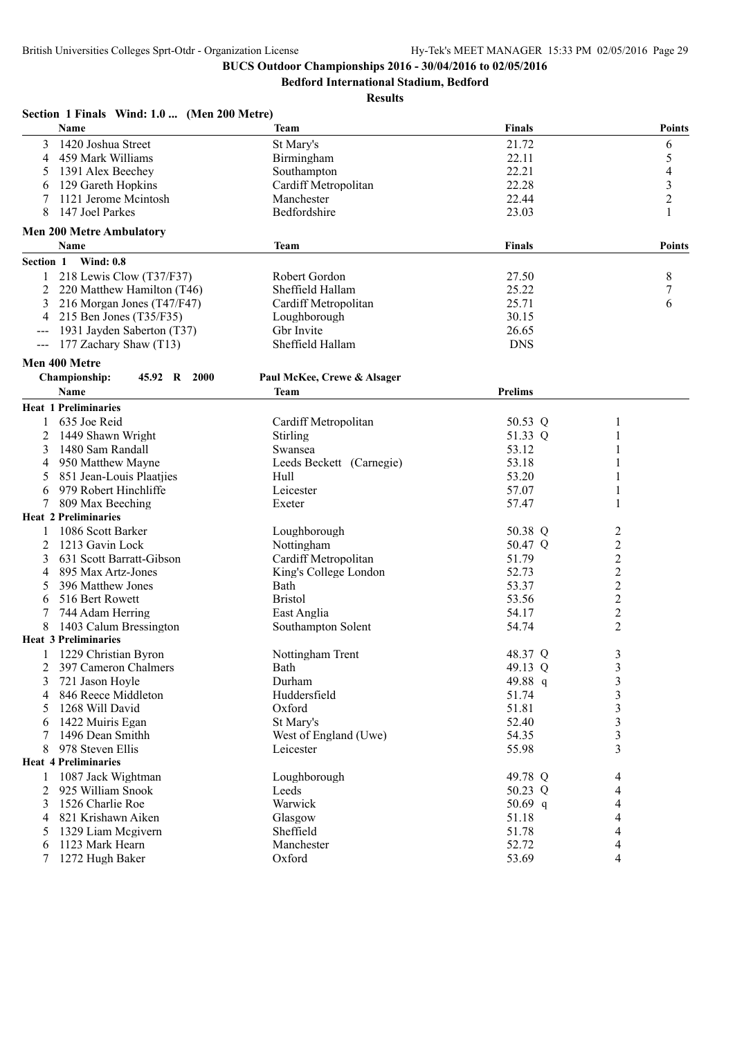## BUCS Outdoor Championships 2016 - 30/04/2016 to 02/05/2016

### Bedford International Stadium, Bedford

### Results

**Section 1 Finals Wind: 1.0 ... (Men 200 Metre)**

| | Name | Team | Finals | Points |
|---|---|---|---|---|
| 3 | 1420 Joshua Street | St Mary's | 21.72 | 6 |
| 4 | 459 Mark Williams | Birmingham | 22.11 | 5 |
| 5 | 1391 Alex Beechey | Southampton | 22.21 | 4 |
| 6 | 129 Gareth Hopkins | Cardiff Metropolitan | 22.28 | 3 |
| 7 | 1121 Jerome Mcintosh | Manchester | 22.44 | 2 |
| 8 | 147 Joel Parkes | Bedfordshire | 23.03 | 1 |

**Men 200 Metre Ambulatory**

| | Name | Team | Finals | Points |
|---|---|---|---|---|
| **Section 1 Wind: 0.8** | | | | |
| 1 | 218 Lewis Clow (T37/F37) | Robert Gordon | 27.50 | 8 |
| 2 | 220 Matthew Hamilton (T46) | Sheffield Hallam | 25.22 | 7 |
| 3 | 216 Morgan Jones (T47/F47) | Cardiff Metropolitan | 25.71 | 6 |
| 4 | 215 Ben Jones (T35/F35) | Loughborough | 30.15 | |
| --- | 1931 Jayden Saberton (T37) | Gbr Invite | 26.65 | |
| --- | 177 Zachary Shaw (T13) | Sheffield Hallam | DNS | |

**Men 400 Metre**

Championship: 45.92 R 2000 Paul McKee, Crewe & Alsager

| | Name | Team | Prelims | | Heat |
|---|---|---|---|---|---|
| **Heat 1 Preliminaries** | | | | | |
| 1 | 635 Joe Reid | Cardiff Metropolitan | 50.53 | Q | 1 |
| 2 | 1449 Shawn Wright | Stirling | 51.33 | Q | 1 |
| 3 | 1480 Sam Randall | Swansea | 53.12 | | 1 |
| 4 | 950 Matthew Mayne | Leeds Beckett (Carnegie) | 53.18 | | 1 |
| 5 | 851 Jean-Louis Plaatjies | Hull | 53.20 | | 1 |
| 6 | 979 Robert Hinchliffe | Leicester | 57.07 | | 1 |
| 7 | 809 Max Beeching | Exeter | 57.47 | | 1 |
| **Heat 2 Preliminaries** | | | | | |
| 1 | 1086 Scott Barker | Loughborough | 50.38 | Q | 2 |
| 2 | 1213 Gavin Lock | Nottingham | 50.47 | Q | 2 |
| 3 | 631 Scott Barratt-Gibson | Cardiff Metropolitan | 51.79 | | 2 |
| 4 | 895 Max Artz-Jones | King's College London | 52.73 | | 2 |
| 5 | 396 Matthew Jones | Bath | 53.37 | | 2 |
| 6 | 516 Bert Rowett | Bristol | 53.56 | | 2 |
| 7 | 744 Adam Herring | East Anglia | 54.17 | | 2 |
| 8 | 1403 Calum Bressington | Southampton Solent | 54.74 | | 2 |
| **Heat 3 Preliminaries** | | | | | |
| 1 | 1229 Christian Byron | Nottingham Trent | 48.37 | Q | 3 |
| 2 | 397 Cameron Chalmers | Bath | 49.13 | Q | 3 |
| 3 | 721 Jason Hoyle | Durham | 49.88 | q | 3 |
| 4 | 846 Reece Middleton | Huddersfield | 51.74 | | 3 |
| 5 | 1268 Will David | Oxford | 51.81 | | 3 |
| 6 | 1422 Muiris Egan | St Mary's | 52.40 | | 3 |
| 7 | 1496 Dean Smithh | West of England (Uwe) | 54.35 | | 3 |
| 8 | 978 Steven Ellis | Leicester | 55.98 | | 3 |
| **Heat 4 Preliminaries** | | | | | |
| 1 | 1087 Jack Wightman | Loughborough | 49.78 | Q | 4 |
| 2 | 925 William Snook | Leeds | 50.23 | Q | 4 |
| 3 | 1526 Charlie Roe | Warwick | 50.69 | q | 4 |
| 4 | 821 Krishawn Aiken | Glasgow | 51.18 | | 4 |
| 5 | 1329 Liam Mcgivern | Sheffield | 51.78 | | 4 |
| 6 | 1123 Mark Hearn | Manchester | 52.72 | | 4 |
| 7 | 1272 Hugh Baker | Oxford | 53.69 | | 4 |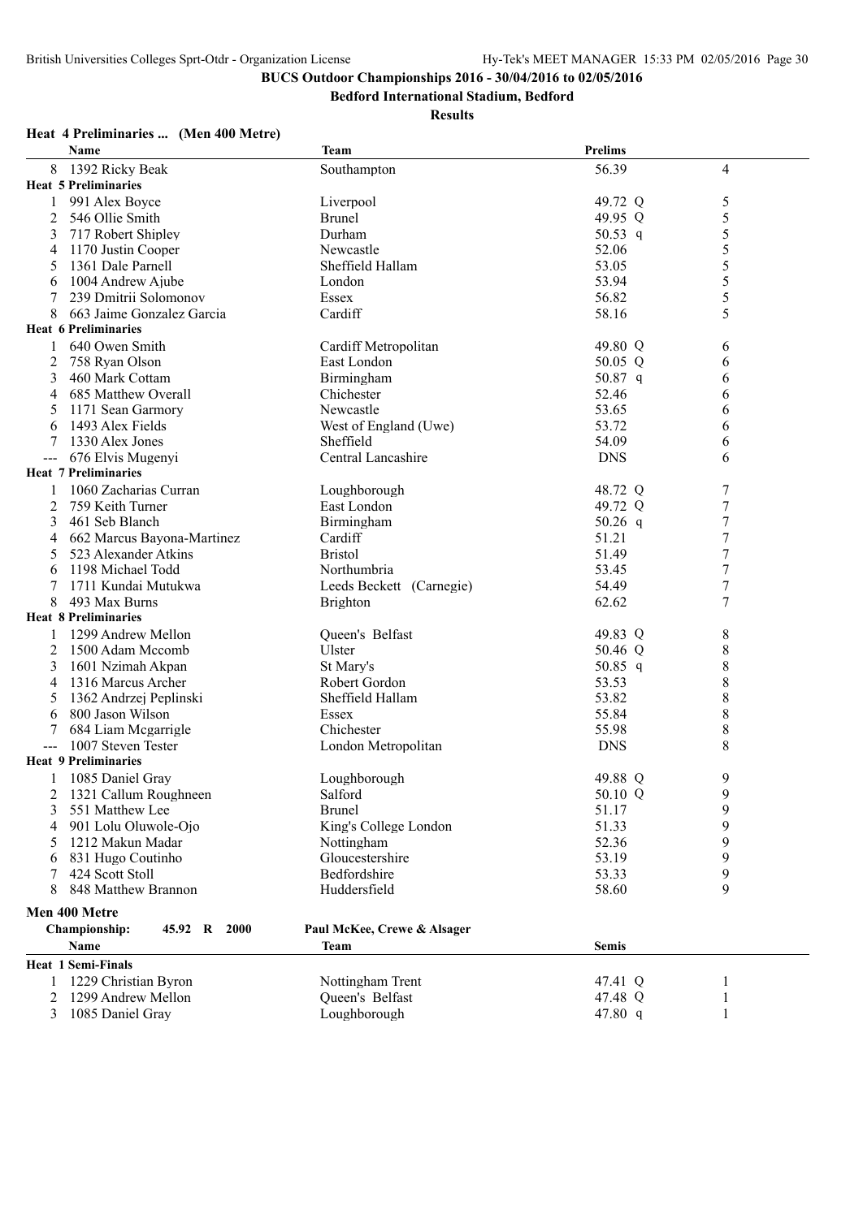**BUCS Outdoor Championships 2016 - 30/04/2016 to 02/05/2016**

**Bedford International Stadium, Bedford**

**Results**

### Heat 4 Preliminaries ... (Men 400 Metre)

| | Name | Team | Prelims | |
|---|---|---|---|---|
| 8 | 1392 Ricky Beak | Southampton | 56.39 | 4 |
| **Heat 5 Preliminaries** | | | | |
| 1 | 991 Alex Boyce | Liverpool | 49.72 Q | 5 |
| 2 | 546 Ollie Smith | Brunel | 49.95 Q | 5 |
| 3 | 717 Robert Shipley | Durham | 50.53 q | 5 |
| 4 | 1170 Justin Cooper | Newcastle | 52.06 | 5 |
| 5 | 1361 Dale Parnell | Sheffield Hallam | 53.05 | 5 |
| 6 | 1004 Andrew Ajube | London | 53.94 | 5 |
| 7 | 239 Dmitrii Solomonov | Essex | 56.82 | 5 |
| 8 | 663 Jaime Gonzalez Garcia | Cardiff | 58.16 | 5 |
| **Heat 6 Preliminaries** | | | | |
| 1 | 640 Owen Smith | Cardiff Metropolitan | 49.80 Q | 6 |
| 2 | 758 Ryan Olson | East London | 50.05 Q | 6 |
| 3 | 460 Mark Cottam | Birmingham | 50.87 q | 6 |
| 4 | 685 Matthew Overall | Chichester | 52.46 | 6 |
| 5 | 1171 Sean Garmory | Newcastle | 53.65 | 6 |
| 6 | 1493 Alex Fields | West of England (Uwe) | 53.72 | 6 |
| 7 | 1330 Alex Jones | Sheffield | 54.09 | 6 |
| --- | 676 Elvis Mugenyi | Central Lancashire | DNS | 6 |
| **Heat 7 Preliminaries** | | | | |
| 1 | 1060 Zacharias Curran | Loughborough | 48.72 Q | 7 |
| 2 | 759 Keith Turner | East London | 49.72 Q | 7 |
| 3 | 461 Seb Blanch | Birmingham | 50.26 q | 7 |
| 4 | 662 Marcus Bayona-Martinez | Cardiff | 51.21 | 7 |
| 5 | 523 Alexander Atkins | Bristol | 51.49 | 7 |
| 6 | 1198 Michael Todd | Northumbria | 53.45 | 7 |
| 7 | 1711 Kundai Mutukwa | Leeds Beckett (Carnegie) | 54.49 | 7 |
| 8 | 493 Max Burns | Brighton | 62.62 | 7 |
| **Heat 8 Preliminaries** | | | | |
| 1 | 1299 Andrew Mellon | Queen's Belfast | 49.83 Q | 8 |
| 2 | 1500 Adam Mccomb | Ulster | 50.46 Q | 8 |
| 3 | 1601 Nzimah Akpan | St Mary's | 50.85 q | 8 |
| 4 | 1316 Marcus Archer | Robert Gordon | 53.53 | 8 |
| 5 | 1362 Andrzej Peplinski | Sheffield Hallam | 53.82 | 8 |
| 6 | 800 Jason Wilson | Essex | 55.84 | 8 |
| 7 | 684 Liam Mcgarrigle | Chichester | 55.98 | 8 |
| --- | 1007 Steven Tester | London Metropolitan | DNS | 8 |
| **Heat 9 Preliminaries** | | | | |
| 1 | 1085 Daniel Gray | Loughborough | 49.88 Q | 9 |
| 2 | 1321 Callum Roughneen | Salford | 50.10 Q | 9 |
| 3 | 551 Matthew Lee | Brunel | 51.17 | 9 |
| 4 | 901 Lolu Oluwole-Ojo | King's College London | 51.33 | 9 |
| 5 | 1212 Makun Madar | Nottingham | 52.36 | 9 |
| 6 | 831 Hugo Coutinho | Gloucestershire | 53.19 | 9 |
| 7 | 424 Scott Stoll | Bedfordshire | 53.33 | 9 |
| 8 | 848 Matthew Brannon | Huddersfield | 58.60 | 9 |

### Men 400 Metre

**Championship:** 45.92 R 2000 Paul McKee, Crewe & Alsager

| | Name | Team | Semis | |
|---|---|---|---|---|
| **Heat 1 Semi-Finals** | | | | |
| 1 | 1229 Christian Byron | Nottingham Trent | 47.41 Q | 1 |
| 2 | 1299 Andrew Mellon | Queen's Belfast | 47.48 Q | 1 |
| 3 | 1085 Daniel Gray | Loughborough | 47.80 q | 1 |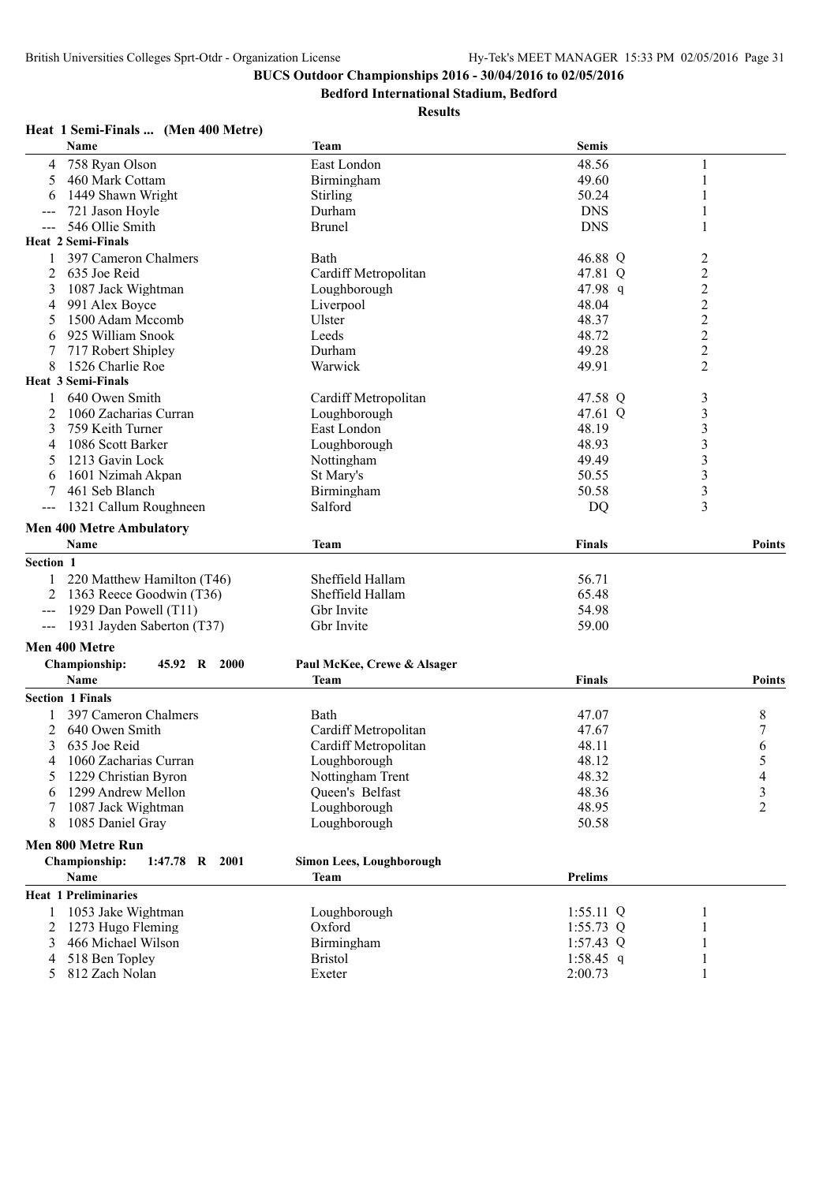**BUCS Outdoor Championships 2016 - 30/04/2016 to 02/05/2016**

**Bedford International Stadium, Bedford**

**Results**

### Heat 1 Semi-Finals ... (Men 400 Metre)

| | Name | Team | Semis | | |
|---|---|---|---|---|---|
| 4 | 758 Ryan Olson | East London | 48.56 | | 1 |
| 5 | 460 Mark Cottam | Birmingham | 49.60 | | 1 |
| 6 | 1449 Shawn Wright | Stirling | 50.24 | | 1 |
| --- | 721 Jason Hoyle | Durham | DNS | | 1 |
| --- | 546 Ollie Smith | Brunel | DNS | | 1 |
| **Heat 2 Semi-Finals** | | | | | |
| 1 | 397 Cameron Chalmers | Bath | 46.88 | Q | 2 |
| 2 | 635 Joe Reid | Cardiff Metropolitan | 47.81 | Q | 2 |
| 3 | 1087 Jack Wightman | Loughborough | 47.98 | q | 2 |
| 4 | 991 Alex Boyce | Liverpool | 48.04 | | 2 |
| 5 | 1500 Adam Mccomb | Ulster | 48.37 | | 2 |
| 6 | 925 William Snook | Leeds | 48.72 | | 2 |
| 7 | 717 Robert Shipley | Durham | 49.28 | | 2 |
| 8 | 1526 Charlie Roe | Warwick | 49.91 | | 2 |
| **Heat 3 Semi-Finals** | | | | | |
| 1 | 640 Owen Smith | Cardiff Metropolitan | 47.58 | Q | 3 |
| 2 | 1060 Zacharias Curran | Loughborough | 47.61 | Q | 3 |
| 3 | 759 Keith Turner | East London | 48.19 | | 3 |
| 4 | 1086 Scott Barker | Loughborough | 48.93 | | 3 |
| 5 | 1213 Gavin Lock | Nottingham | 49.49 | | 3 |
| 6 | 1601 Nzimah Akpan | St Mary's | 50.55 | | 3 |
| 7 | 461 Seb Blanch | Birmingham | 50.58 | | 3 |
| --- | 1321 Callum Roughneen | Salford | DQ | | 3 |

### Men 400 Metre Ambulatory

| | Name | Team | Finals | Points |
|---|---|---|---|---|
| **Section 1** | | | | |
| 1 | 220 Matthew Hamilton (T46) | Sheffield Hallam | 56.71 | |
| 2 | 1363 Reece Goodwin (T36) | Sheffield Hallam | 65.48 | |
| --- | 1929 Dan Powell (T11) | Gbr Invite | 54.98 | |
| --- | 1931 Jayden Saberton (T37) | Gbr Invite | 59.00 | |

### Men 400 Metre

**Championship:** 45.92 R 2000 — Paul McKee, Crewe & Alsager

| | Name | Team | Finals | Points |
|---|---|---|---|---|
| **Section 1 Finals** | | | | |
| 1 | 397 Cameron Chalmers | Bath | 47.07 | 8 |
| 2 | 640 Owen Smith | Cardiff Metropolitan | 47.67 | 7 |
| 3 | 635 Joe Reid | Cardiff Metropolitan | 48.11 | 6 |
| 4 | 1060 Zacharias Curran | Loughborough | 48.12 | 5 |
| 5 | 1229 Christian Byron | Nottingham Trent | 48.32 | 4 |
| 6 | 1299 Andrew Mellon | Queen's Belfast | 48.36 | 3 |
| 7 | 1087 Jack Wightman | Loughborough | 48.95 | 2 |
| 8 | 1085 Daniel Gray | Loughborough | 50.58 | |

### Men 800 Metre Run

**Championship:** 1:47.78 R 2001 — Simon Lees, Loughborough

| | Name | Team | Prelims | | |
|---|---|---|---|---|---|
| **Heat 1 Preliminaries** | | | | | |
| 1 | 1053 Jake Wightman | Loughborough | 1:55.11 | Q | 1 |
| 2 | 1273 Hugo Fleming | Oxford | 1:55.73 | Q | 1 |
| 3 | 466 Michael Wilson | Birmingham | 1:57.43 | Q | 1 |
| 4 | 518 Ben Topley | Bristol | 1:58.45 | q | 1 |
| 5 | 812 Zach Nolan | Exeter | 2:00.73 | | 1 |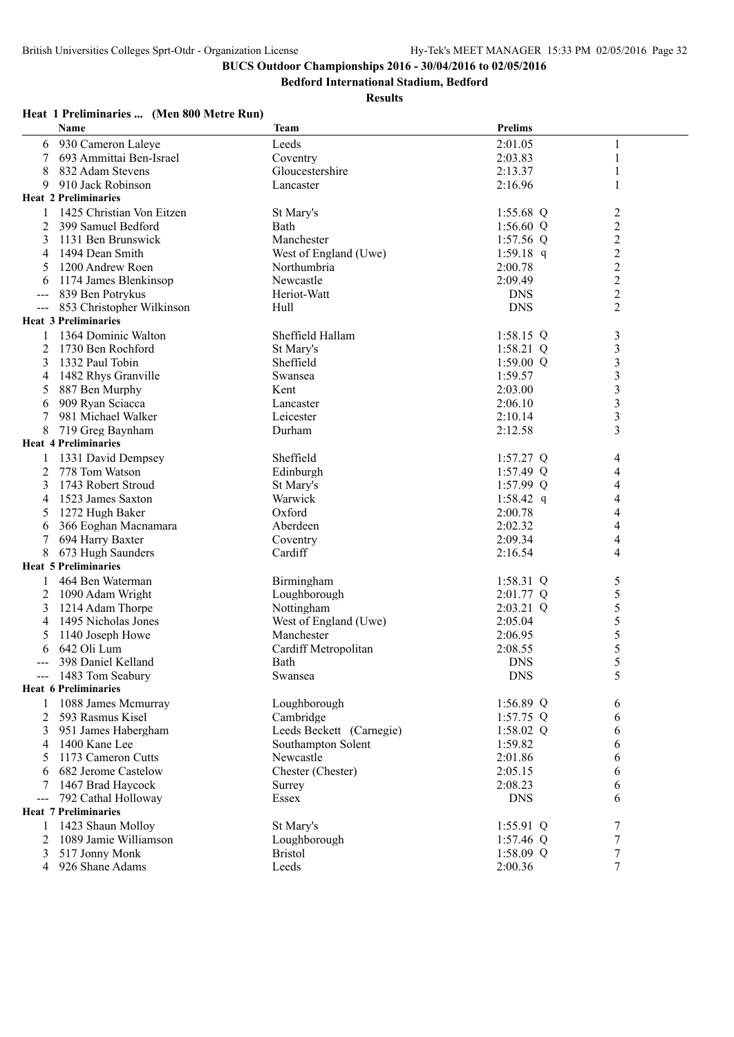**BUCS Outdoor Championships 2016 - 30/04/2016 to 02/05/2016**

**Bedford International Stadium, Bedford**

**Results**

### Heat 1 Preliminaries ... (Men 800 Metre Run)

| | Name | Team | Prelims | | |
|---|---|---|---|---|---|
| 6 | 930 Cameron Laleye | Leeds | 2:01.05 | | 1 |
| 7 | 693 Ammittai Ben-Israel | Coventry | 2:03.83 | | 1 |
| 8 | 832 Adam Stevens | Gloucestershire | 2:13.37 | | 1 |
| 9 | 910 Jack Robinson | Lancaster | 2:16.96 | | 1 |
| **Heat 2 Preliminaries** | | | | | |
| 1 | 1425 Christian Von Eitzen | St Mary's | 1:55.68 | Q | 2 |
| 2 | 399 Samuel Bedford | Bath | 1:56.60 | Q | 2 |
| 3 | 1131 Ben Brunswick | Manchester | 1:57.56 | Q | 2 |
| 4 | 1494 Dean Smith | West of England (Uwe) | 1:59.18 | q | 2 |
| 5 | 1200 Andrew Roen | Northumbria | 2:00.78 | | 2 |
| 6 | 1174 James Blenkinsop | Newcastle | 2:09.49 | | 2 |
| --- | 839 Ben Potrykus | Heriot-Watt | DNS | | 2 |
| --- | 853 Christopher Wilkinson | Hull | DNS | | 2 |
| **Heat 3 Preliminaries** | | | | | |
| 1 | 1364 Dominic Walton | Sheffield Hallam | 1:58.15 | Q | 3 |
| 2 | 1730 Ben Rochford | St Mary's | 1:58.21 | Q | 3 |
| 3 | 1332 Paul Tobin | Sheffield | 1:59.00 | Q | 3 |
| 4 | 1482 Rhys Granville | Swansea | 1:59.57 | | 3 |
| 5 | 887 Ben Murphy | Kent | 2:03.00 | | 3 |
| 6 | 909 Ryan Sciacca | Lancaster | 2:06.10 | | 3 |
| 7 | 981 Michael Walker | Leicester | 2:10.14 | | 3 |
| 8 | 719 Greg Baynham | Durham | 2:12.58 | | 3 |
| **Heat 4 Preliminaries** | | | | | |
| 1 | 1331 David Dempsey | Sheffield | 1:57.27 | Q | 4 |
| 2 | 778 Tom Watson | Edinburgh | 1:57.49 | Q | 4 |
| 3 | 1743 Robert Stroud | St Mary's | 1:57.99 | Q | 4 |
| 4 | 1523 James Saxton | Warwick | 1:58.42 | q | 4 |
| 5 | 1272 Hugh Baker | Oxford | 2:00.78 | | 4 |
| 6 | 366 Eoghan Macnamara | Aberdeen | 2:02.32 | | 4 |
| 7 | 694 Harry Baxter | Coventry | 2:09.34 | | 4 |
| 8 | 673 Hugh Saunders | Cardiff | 2:16.54 | | 4 |
| **Heat 5 Preliminaries** | | | | | |
| 1 | 464 Ben Waterman | Birmingham | 1:58.31 | Q | 5 |
| 2 | 1090 Adam Wright | Loughborough | 2:01.77 | Q | 5 |
| 3 | 1214 Adam Thorpe | Nottingham | 2:03.21 | Q | 5 |
| 4 | 1495 Nicholas Jones | West of England (Uwe) | 2:05.04 | | 5 |
| 5 | 1140 Joseph Howe | Manchester | 2:06.95 | | 5 |
| 6 | 642 Oli Lum | Cardiff Metropolitan | 2:08.55 | | 5 |
| --- | 398 Daniel Kelland | Bath | DNS | | 5 |
| --- | 1483 Tom Seabury | Swansea | DNS | | 5 |
| **Heat 6 Preliminaries** | | | | | |
| 1 | 1088 James Mcmurray | Loughborough | 1:56.89 | Q | 6 |
| 2 | 593 Rasmus Kisel | Cambridge | 1:57.75 | Q | 6 |
| 3 | 951 James Habergham | Leeds Beckett (Carnegie) | 1:58.02 | Q | 6 |
| 4 | 1400 Kane Lee | Southampton Solent | 1:59.82 | | 6 |
| 5 | 1173 Cameron Cutts | Newcastle | 2:01.86 | | 6 |
| 6 | 682 Jerome Castelow | Chester (Chester) | 2:05.15 | | 6 |
| 7 | 1467 Brad Haycock | Surrey | 2:08.23 | | 6 |
| --- | 792 Cathal Holloway | Essex | DNS | | 6 |
| **Heat 7 Preliminaries** | | | | | |
| 1 | 1423 Shaun Molloy | St Mary's | 1:55.91 | Q | 7 |
| 2 | 1089 Jamie Williamson | Loughborough | 1:57.46 | Q | 7 |
| 3 | 517 Jonny Monk | Bristol | 1:58.09 | Q | 7 |
| 4 | 926 Shane Adams | Leeds | 2:00.36 | | 7 |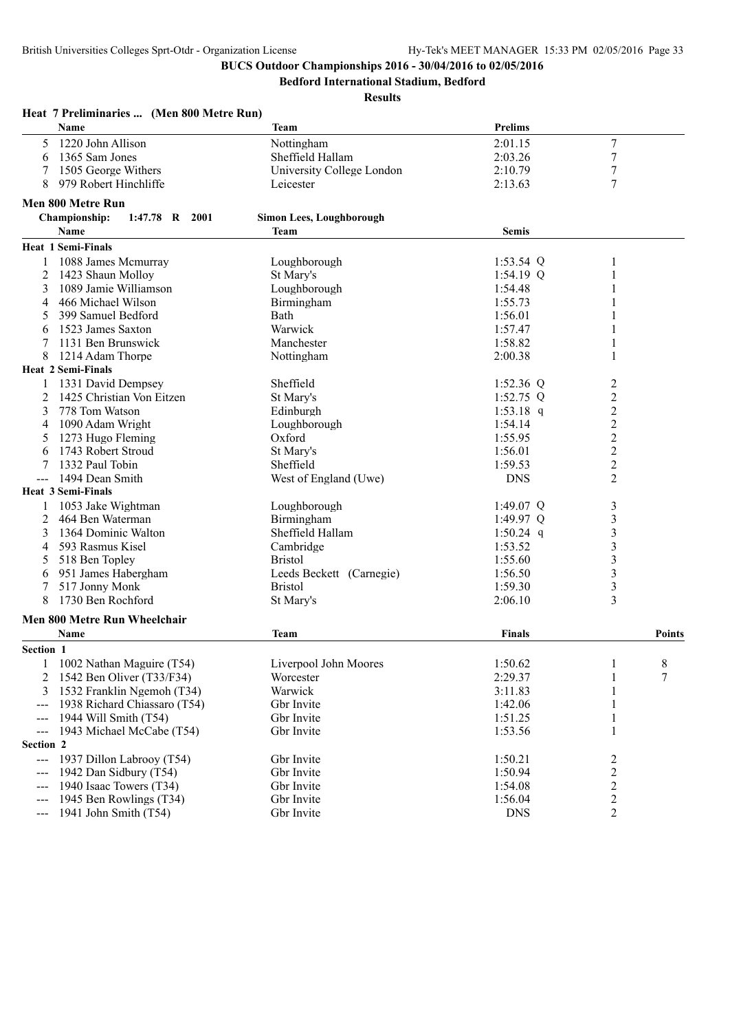**BUCS Outdoor Championships 2016 - 30/04/2016 to 02/05/2016**

**Bedford International Stadium, Bedford**

**Results**

### Heat 7 Preliminaries ... (Men 800 Metre Run)

| | Name | Team | Prelims | |
|---|---|---|---|---|
| 5 | 1220 John Allison | Nottingham | 2:01.15 | 7 |
| 6 | 1365 Sam Jones | Sheffield Hallam | 2:03.26 | 7 |
| 7 | 1505 George Withers | University College London | 2:10.79 | 7 |
| 8 | 979 Robert Hinchliffe | Leicester | 2:13.63 | 7 |

### Men 800 Metre Run

**Championship: 1:47.78 R 2001 Simon Lees, Loughborough**

| | Name | Team | Semis | |
|---|---|---|---|---|
| **Heat 1 Semi-Finals** | | | | |
| 1 | 1088 James Mcmurray | Loughborough | 1:53.54 Q | 1 |
| 2 | 1423 Shaun Molloy | St Mary's | 1:54.19 Q | 1 |
| 3 | 1089 Jamie Williamson | Loughborough | 1:54.48 | 1 |
| 4 | 466 Michael Wilson | Birmingham | 1:55.73 | 1 |
| 5 | 399 Samuel Bedford | Bath | 1:56.01 | 1 |
| 6 | 1523 James Saxton | Warwick | 1:57.47 | 1 |
| 7 | 1131 Ben Brunswick | Manchester | 1:58.82 | 1 |
| 8 | 1214 Adam Thorpe | Nottingham | 2:00.38 | 1 |
| **Heat 2 Semi-Finals** | | | | |
| 1 | 1331 David Dempsey | Sheffield | 1:52.36 Q | 2 |
| 2 | 1425 Christian Von Eitzen | St Mary's | 1:52.75 Q | 2 |
| 3 | 778 Tom Watson | Edinburgh | 1:53.18 q | 2 |
| 4 | 1090 Adam Wright | Loughborough | 1:54.14 | 2 |
| 5 | 1273 Hugo Fleming | Oxford | 1:55.95 | 2 |
| 6 | 1743 Robert Stroud | St Mary's | 1:56.01 | 2 |
| 7 | 1332 Paul Tobin | Sheffield | 1:59.53 | 2 |
| --- | 1494 Dean Smith | West of England (Uwe) | DNS | 2 |
| **Heat 3 Semi-Finals** | | | | |
| 1 | 1053 Jake Wightman | Loughborough | 1:49.07 Q | 3 |
| 2 | 464 Ben Waterman | Birmingham | 1:49.97 Q | 3 |
| 3 | 1364 Dominic Walton | Sheffield Hallam | 1:50.24 q | 3 |
| 4 | 593 Rasmus Kisel | Cambridge | 1:53.52 | 3 |
| 5 | 518 Ben Topley | Bristol | 1:55.60 | 3 |
| 6 | 951 James Habergham | Leeds Beckett (Carnegie) | 1:56.50 | 3 |
| 7 | 517 Jonny Monk | Bristol | 1:59.30 | 3 |
| 8 | 1730 Ben Rochford | St Mary's | 2:06.10 | 3 |

### Men 800 Metre Run Wheelchair

| | Name | Team | Finals | | Points |
|---|---|---|---|---|---|
| **Section 1** | | | | | |
| 1 | 1002 Nathan Maguire (T54) | Liverpool John Moores | 1:50.62 | 1 | 8 |
| 2 | 1542 Ben Oliver (T33/F34) | Worcester | 2:29.37 | 1 | 7 |
| 3 | 1532 Franklin Ngemoh (T34) | Warwick | 3:11.83 | 1 | |
| --- | 1938 Richard Chiassaro (T54) | Gbr Invite | 1:42.06 | 1 | |
| --- | 1944 Will Smith (T54) | Gbr Invite | 1:51.25 | 1 | |
| --- | 1943 Michael McCabe (T54) | Gbr Invite | 1:53.56 | 1 | |
| **Section 2** | | | | | |
| --- | 1937 Dillon Labrooy (T54) | Gbr Invite | 1:50.21 | 2 | |
| --- | 1942 Dan Sidbury (T54) | Gbr Invite | 1:50.94 | 2 | |
| --- | 1940 Isaac Towers (T34) | Gbr Invite | 1:54.08 | 2 | |
| --- | 1945 Ben Rowlings (T34) | Gbr Invite | 1:56.04 | 2 | |
| --- | 1941 John Smith (T54) | Gbr Invite | DNS | 2 | |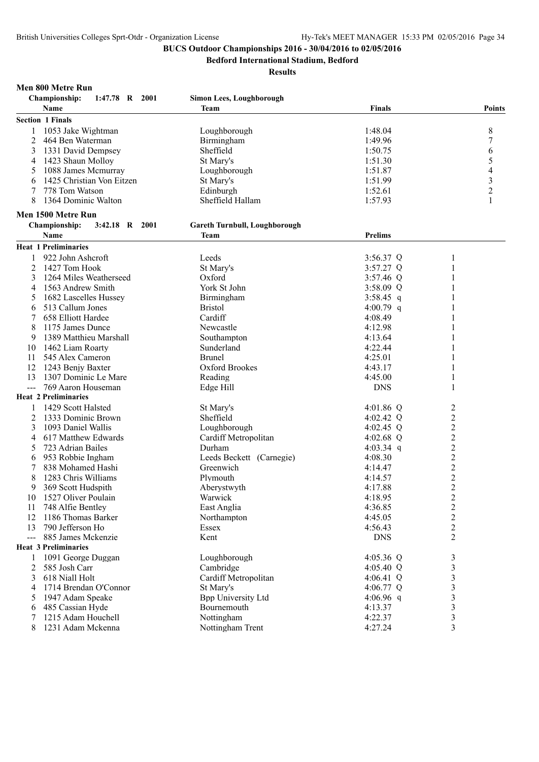**BUCS Outdoor Championships 2016 - 30/04/2016 to 02/05/2016**

**Bedford International Stadium, Bedford**

**Results**

## Men 800 Metre Run

**Championship:** 1:47.78 R 2001 — **Simon Lees, Loughborough**

| | Name | Team | Finals | Points |
|---|---|---|---|---|
| **Section 1 Finals** | | | | |
| 1 | 1053 Jake Wightman | Loughborough | 1:48.04 | 8 |
| 2 | 464 Ben Waterman | Birmingham | 1:49.96 | 7 |
| 3 | 1331 David Dempsey | Sheffield | 1:50.75 | 6 |
| 4 | 1423 Shaun Molloy | St Mary's | 1:51.30 | 5 |
| 5 | 1088 James Mcmurray | Loughborough | 1:51.87 | 4 |
| 6 | 1425 Christian Von Eitzen | St Mary's | 1:51.99 | 3 |
| 7 | 778 Tom Watson | Edinburgh | 1:52.61 | 2 |
| 8 | 1364 Dominic Walton | Sheffield Hallam | 1:57.93 | 1 |

## Men 1500 Metre Run

**Championship:** 3:42.18 R 2001 — **Gareth Turnbull, Loughborough**

| | Name | Team | Prelims | Heat |
|---|---|---|---|---|
| **Heat 1 Preliminaries** | | | | |
| 1 | 922 John Ashcroft | Leeds | 3:56.37 Q | 1 |
| 2 | 1427 Tom Hook | St Mary's | 3:57.27 Q | 1 |
| 3 | 1264 Miles Weatherseed | Oxford | 3:57.46 Q | 1 |
| 4 | 1563 Andrew Smith | York St John | 3:58.09 Q | 1 |
| 5 | 1682 Lascelles Hussey | Birmingham | 3:58.45 q | 1 |
| 6 | 513 Callum Jones | Bristol | 4:00.79 q | 1 |
| 7 | 658 Elliott Hardee | Cardiff | 4:08.49 | 1 |
| 8 | 1175 James Dunce | Newcastle | 4:12.98 | 1 |
| 9 | 1389 Matthieu Marshall | Southampton | 4:13.64 | 1 |
| 10 | 1462 Liam Roarty | Sunderland | 4:22.44 | 1 |
| 11 | 545 Alex Cameron | Brunel | 4:25.01 | 1 |
| 12 | 1243 Benjy Baxter | Oxford Brookes | 4:43.17 | 1 |
| 13 | 1307 Dominic Le Mare | Reading | 4:45.00 | 1 |
| --- | 769 Aaron Houseman | Edge Hill | DNS | 1 |
| **Heat 2 Preliminaries** | | | | |
| 1 | 1429 Scott Halsted | St Mary's | 4:01.86 Q | 2 |
| 2 | 1333 Dominic Brown | Sheffield | 4:02.42 Q | 2 |
| 3 | 1093 Daniel Wallis | Loughborough | 4:02.45 Q | 2 |
| 4 | 617 Matthew Edwards | Cardiff Metropolitan | 4:02.68 Q | 2 |
| 5 | 723 Adrian Bailes | Durham | 4:03.34 q | 2 |
| 6 | 953 Robbie Ingham | Leeds Beckett (Carnegie) | 4:08.30 | 2 |
| 7 | 838 Mohamed Hashi | Greenwich | 4:14.47 | 2 |
| 8 | 1283 Chris Williams | Plymouth | 4:14.57 | 2 |
| 9 | 369 Scott Hudspith | Aberystwyth | 4:17.88 | 2 |
| 10 | 1527 Oliver Poulain | Warwick | 4:18.95 | 2 |
| 11 | 748 Alfie Bentley | East Anglia | 4:36.85 | 2 |
| 12 | 1186 Thomas Barker | Northampton | 4:45.05 | 2 |
| 13 | 790 Jefferson Ho | Essex | 4:56.43 | 2 |
| --- | 885 James Mckenzie | Kent | DNS | 2 |
| **Heat 3 Preliminaries** | | | | |
| 1 | 1091 George Duggan | Loughborough | 4:05.36 Q | 3 |
| 2 | 585 Josh Carr | Cambridge | 4:05.40 Q | 3 |
| 3 | 618 Niall Holt | Cardiff Metropolitan | 4:06.41 Q | 3 |
| 4 | 1714 Brendan O'Connor | St Mary's | 4:06.77 Q | 3 |
| 5 | 1947 Adam Speake | Bpp University Ltd | 4:06.96 q | 3 |
| 6 | 485 Cassian Hyde | Bournemouth | 4:13.37 | 3 |
| 7 | 1215 Adam Houchell | Nottingham | 4:22.37 | 3 |
| 8 | 1231 Adam Mckenna | Nottingham Trent | 4:27.24 | 3 |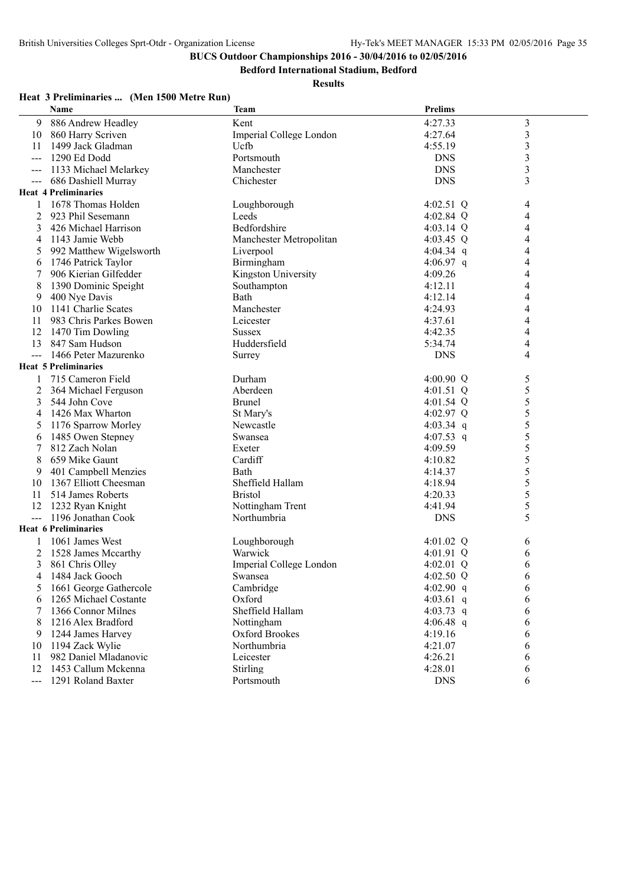**BUCS Outdoor Championships 2016 - 30/04/2016 to 02/05/2016**

**Bedford International Stadium, Bedford**

**Results**

### Heat 3 Preliminaries ... (Men 1500 Metre Run)

| | Name | Team | Prelims | |
|---|---|---|---|---|
| 9 | 886 Andrew Headley | Kent | 4:27.33 | 3 |
| 10 | 860 Harry Scriven | Imperial College London | 4:27.64 | 3 |
| 11 | 1499 Jack Gladman | Ucfb | 4:55.19 | 3 |
| --- | 1290 Ed Dodd | Portsmouth | DNS | 3 |
| --- | 1133 Michael Melarkey | Manchester | DNS | 3 |
| --- | 686 Dashiell Murray | Chichester | DNS | 3 |
| **Heat 4 Preliminaries** | | | | |
| 1 | 1678 Thomas Holden | Loughborough | 4:02.51 Q | 4 |
| 2 | 923 Phil Sesemann | Leeds | 4:02.84 Q | 4 |
| 3 | 426 Michael Harrison | Bedfordshire | 4:03.14 Q | 4 |
| 4 | 1143 Jamie Webb | Manchester Metropolitan | 4:03.45 Q | 4 |
| 5 | 992 Matthew Wigelsworth | Liverpool | 4:04.34 q | 4 |
| 6 | 1746 Patrick Taylor | Birmingham | 4:06.97 q | 4 |
| 7 | 906 Kierian Gilfedder | Kingston University | 4:09.26 | 4 |
| 8 | 1390 Dominic Speight | Southampton | 4:12.11 | 4 |
| 9 | 400 Nye Davis | Bath | 4:12.14 | 4 |
| 10 | 1141 Charlie Scates | Manchester | 4:24.93 | 4 |
| 11 | 983 Chris Parkes Bowen | Leicester | 4:37.61 | 4 |
| 12 | 1470 Tim Dowling | Sussex | 4:42.35 | 4 |
| 13 | 847 Sam Hudson | Huddersfield | 5:34.74 | 4 |
| --- | 1466 Peter Mazurenko | Surrey | DNS | 4 |
| **Heat 5 Preliminaries** | | | | |
| 1 | 715 Cameron Field | Durham | 4:00.90 Q | 5 |
| 2 | 364 Michael Ferguson | Aberdeen | 4:01.51 Q | 5 |
| 3 | 544 John Cove | Brunel | 4:01.54 Q | 5 |
| 4 | 1426 Max Wharton | St Mary's | 4:02.97 Q | 5 |
| 5 | 1176 Sparrow Morley | Newcastle | 4:03.34 q | 5 |
| 6 | 1485 Owen Stepney | Swansea | 4:07.53 q | 5 |
| 7 | 812 Zach Nolan | Exeter | 4:09.59 | 5 |
| 8 | 659 Mike Gaunt | Cardiff | 4:10.82 | 5 |
| 9 | 401 Campbell Menzies | Bath | 4:14.37 | 5 |
| 10 | 1367 Elliott Cheesman | Sheffield Hallam | 4:18.94 | 5 |
| 11 | 514 James Roberts | Bristol | 4:20.33 | 5 |
| 12 | 1232 Ryan Knight | Nottingham Trent | 4:41.94 | 5 |
| --- | 1196 Jonathan Cook | Northumbria | DNS | 5 |
| **Heat 6 Preliminaries** | | | | |
| 1 | 1061 James West | Loughborough | 4:01.02 Q | 6 |
| 2 | 1528 James Mccarthy | Warwick | 4:01.91 Q | 6 |
| 3 | 861 Chris Olley | Imperial College London | 4:02.01 Q | 6 |
| 4 | 1484 Jack Gooch | Swansea | 4:02.50 Q | 6 |
| 5 | 1661 George Gathercole | Cambridge | 4:02.90 q | 6 |
| 6 | 1265 Michael Costante | Oxford | 4:03.61 q | 6 |
| 7 | 1366 Connor Milnes | Sheffield Hallam | 4:03.73 q | 6 |
| 8 | 1216 Alex Bradford | Nottingham | 4:06.48 q | 6 |
| 9 | 1244 James Harvey | Oxford Brookes | 4:19.16 | 6 |
| 10 | 1194 Zack Wylie | Northumbria | 4:21.07 | 6 |
| 11 | 982 Daniel Mladanovic | Leicester | 4:26.21 | 6 |
| 12 | 1453 Callum Mckenna | Stirling | 4:28.01 | 6 |
| --- | 1291 Roland Baxter | Portsmouth | DNS | 6 |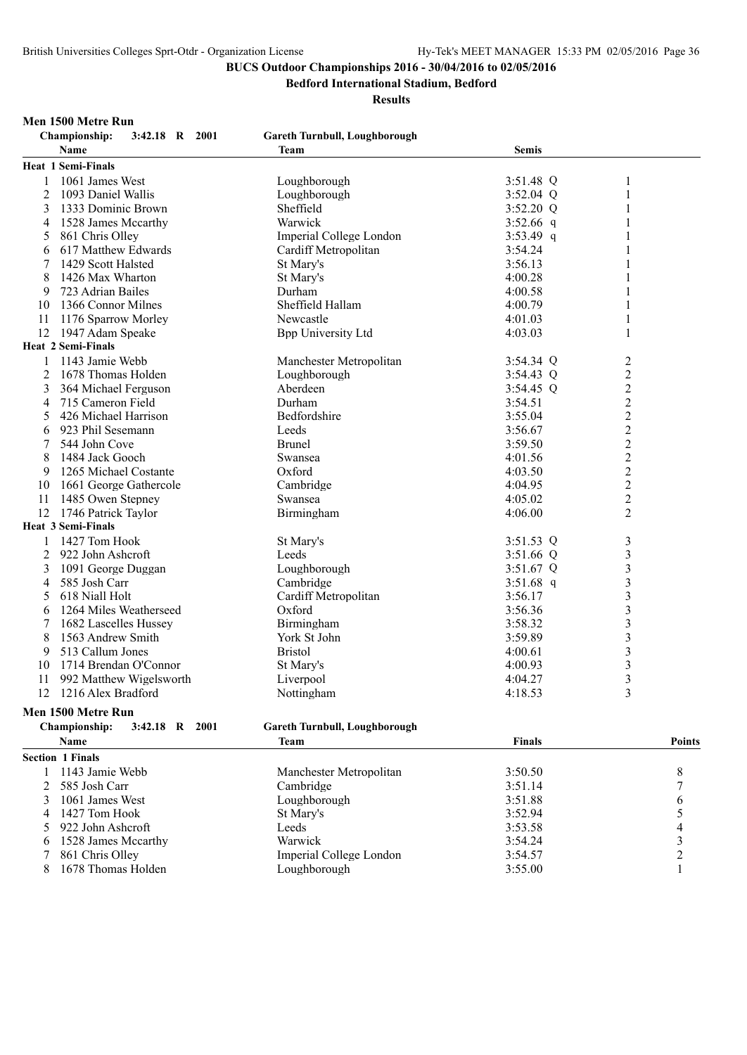**BUCS Outdoor Championships 2016 - 30/04/2016 to 02/05/2016**

**Bedford International Stadium, Bedford**

**Results**

### Men 1500 Metre Run

**Championship:** 3:42.18 R 2001 — Gareth Turnbull, Loughborough

| | Name | Team | Semis | |
|---|---|---|---|---|
| **Heat 1 Semi-Finals** | | | | |
| 1 | 1061 James West | Loughborough | 3:51.48 Q | 1 |
| 2 | 1093 Daniel Wallis | Loughborough | 3:52.04 Q | 1 |
| 3 | 1333 Dominic Brown | Sheffield | 3:52.20 Q | 1 |
| 4 | 1528 James Mccarthy | Warwick | 3:52.66 q | 1 |
| 5 | 861 Chris Olley | Imperial College London | 3:53.49 q | 1 |
| 6 | 617 Matthew Edwards | Cardiff Metropolitan | 3:54.24 | 1 |
| 7 | 1429 Scott Halsted | St Mary's | 3:56.13 | 1 |
| 8 | 1426 Max Wharton | St Mary's | 4:00.28 | 1 |
| 9 | 723 Adrian Bailes | Durham | 4:00.58 | 1 |
| 10 | 1366 Connor Milnes | Sheffield Hallam | 4:00.79 | 1 |
| 11 | 1176 Sparrow Morley | Newcastle | 4:01.03 | 1 |
| 12 | 1947 Adam Speake | Bpp University Ltd | 4:03.03 | 1 |
| **Heat 2 Semi-Finals** | | | | |
| 1 | 1143 Jamie Webb | Manchester Metropolitan | 3:54.34 Q | 2 |
| 2 | 1678 Thomas Holden | Loughborough | 3:54.43 Q | 2 |
| 3 | 364 Michael Ferguson | Aberdeen | 3:54.45 Q | 2 |
| 4 | 715 Cameron Field | Durham | 3:54.51 | 2 |
| 5 | 426 Michael Harrison | Bedfordshire | 3:55.04 | 2 |
| 6 | 923 Phil Sesemann | Leeds | 3:56.67 | 2 |
| 7 | 544 John Cove | Brunel | 3:59.50 | 2 |
| 8 | 1484 Jack Gooch | Swansea | 4:01.56 | 2 |
| 9 | 1265 Michael Costante | Oxford | 4:03.50 | 2 |
| 10 | 1661 George Gathercole | Cambridge | 4:04.95 | 2 |
| 11 | 1485 Owen Stepney | Swansea | 4:05.02 | 2 |
| 12 | 1746 Patrick Taylor | Birmingham | 4:06.00 | 2 |
| **Heat 3 Semi-Finals** | | | | |
| 1 | 1427 Tom Hook | St Mary's | 3:51.53 Q | 3 |
| 2 | 922 John Ashcroft | Leeds | 3:51.66 Q | 3 |
| 3 | 1091 George Duggan | Loughborough | 3:51.67 Q | 3 |
| 4 | 585 Josh Carr | Cambridge | 3:51.68 q | 3 |
| 5 | 618 Niall Holt | Cardiff Metropolitan | 3:56.17 | 3 |
| 6 | 1264 Miles Weatherseed | Oxford | 3:56.36 | 3 |
| 7 | 1682 Lascelles Hussey | Birmingham | 3:58.32 | 3 |
| 8 | 1563 Andrew Smith | York St John | 3:59.89 | 3 |
| 9 | 513 Callum Jones | Bristol | 4:00.61 | 3 |
| 10 | 1714 Brendan O'Connor | St Mary's | 4:00.93 | 3 |
| 11 | 992 Matthew Wigelsworth | Liverpool | 4:04.27 | 3 |
| 12 | 1216 Alex Bradford | Nottingham | 4:18.53 | 3 |

### Men 1500 Metre Run

**Championship:** 3:42.18 R 2001 — Gareth Turnbull, Loughborough

| | Name | Team | Finals | Points |
|---|---|---|---|---|
| **Section 1 Finals** | | | | |
| 1 | 1143 Jamie Webb | Manchester Metropolitan | 3:50.50 | 8 |
| 2 | 585 Josh Carr | Cambridge | 3:51.14 | 7 |
| 3 | 1061 James West | Loughborough | 3:51.88 | 6 |
| 4 | 1427 Tom Hook | St Mary's | 3:52.94 | 5 |
| 5 | 922 John Ashcroft | Leeds | 3:53.58 | 4 |
| 6 | 1528 James Mccarthy | Warwick | 3:54.24 | 3 |
| 7 | 861 Chris Olley | Imperial College London | 3:54.57 | 2 |
| 8 | 1678 Thomas Holden | Loughborough | 3:55.00 | 1 |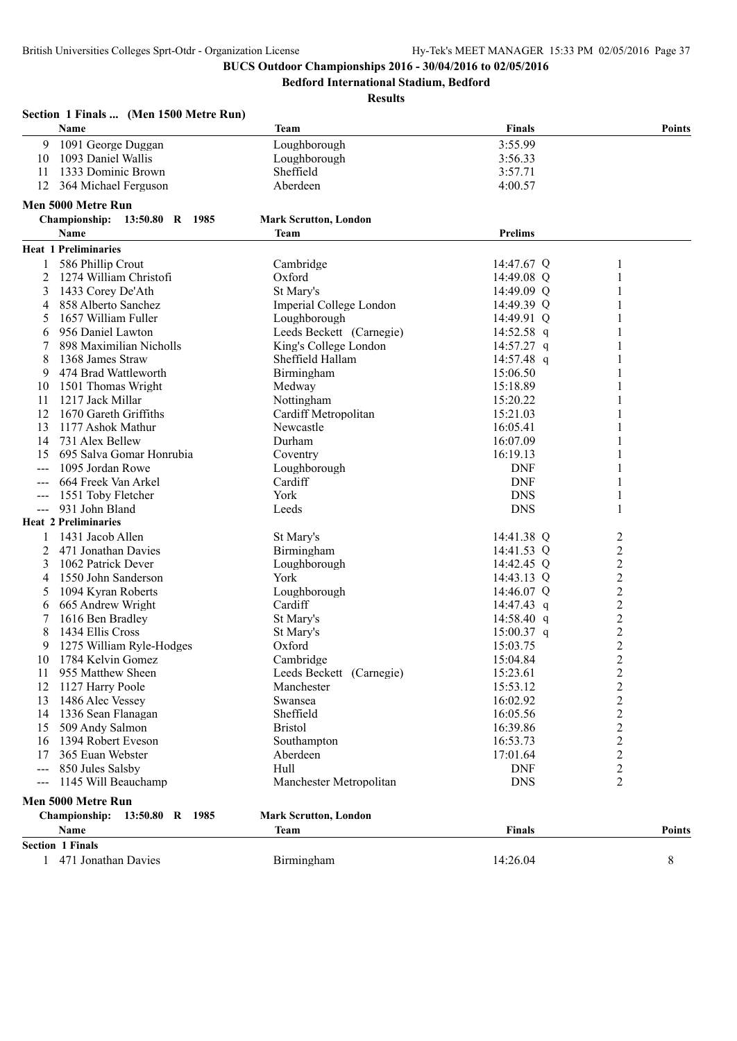**BUCS Outdoor Championships 2016 - 30/04/2016 to 02/05/2016**

**Bedford International Stadium, Bedford**

**Results**

### Section 1 Finals ... (Men 1500 Metre Run)

| | Name | Team | Finals | Points |
|---|---|---|---|---|
| 9 | 1091 George Duggan | Loughborough | 3:55.99 | |
| 10 | 1093 Daniel Wallis | Loughborough | 3:56.33 | |
| 11 | 1333 Dominic Brown | Sheffield | 3:57.71 | |
| 12 | 364 Michael Ferguson | Aberdeen | 4:00.57 | |

### Men 5000 Metre Run

**Championship: 13:50.80 R 1985 Mark Scrutton, London**

| | Name | Team | Prelims | |
|---|---|---|---|---|
| **Heat 1 Preliminaries** | | | | |
| 1 | 586 Phillip Crout | Cambridge | 14:47.67 Q | 1 |
| 2 | 1274 William Christofi | Oxford | 14:49.08 Q | 1 |
| 3 | 1433 Corey De'Ath | St Mary's | 14:49.09 Q | 1 |
| 4 | 858 Alberto Sanchez | Imperial College London | 14:49.39 Q | 1 |
| 5 | 1657 William Fuller | Loughborough | 14:49.91 Q | 1 |
| 6 | 956 Daniel Lawton | Leeds Beckett (Carnegie) | 14:52.58 q | 1 |
| 7 | 898 Maximilian Nicholls | King's College London | 14:57.27 q | 1 |
| 8 | 1368 James Straw | Sheffield Hallam | 14:57.48 q | 1 |
| 9 | 474 Brad Wattleworth | Birmingham | 15:06.50 | 1 |
| 10 | 1501 Thomas Wright | Medway | 15:18.89 | 1 |
| 11 | 1217 Jack Millar | Nottingham | 15:20.22 | 1 |
| 12 | 1670 Gareth Griffiths | Cardiff Metropolitan | 15:21.03 | 1 |
| 13 | 1177 Ashok Mathur | Newcastle | 16:05.41 | 1 |
| 14 | 731 Alex Bellew | Durham | 16:07.09 | 1 |
| 15 | 695 Salva Gomar Honrubia | Coventry | 16:19.13 | 1 |
| --- | 1095 Jordan Rowe | Loughborough | DNF | 1 |
| --- | 664 Freek Van Arkel | Cardiff | DNF | 1 |
| --- | 1551 Toby Fletcher | York | DNS | 1 |
| --- | 931 John Bland | Leeds | DNS | 1 |
| **Heat 2 Preliminaries** | | | | |
| 1 | 1431 Jacob Allen | St Mary's | 14:41.38 Q | 2 |
| 2 | 471 Jonathan Davies | Birmingham | 14:41.53 Q | 2 |
| 3 | 1062 Patrick Dever | Loughborough | 14:42.45 Q | 2 |
| 4 | 1550 John Sanderson | York | 14:43.13 Q | 2 |
| 5 | 1094 Kyran Roberts | Loughborough | 14:46.07 Q | 2 |
| 6 | 665 Andrew Wright | Cardiff | 14:47.43 q | 2 |
| 7 | 1616 Ben Bradley | St Mary's | 14:58.40 q | 2 |
| 8 | 1434 Ellis Cross | St Mary's | 15:00.37 q | 2 |
| 9 | 1275 William Ryle-Hodges | Oxford | 15:03.75 | 2 |
| 10 | 1784 Kelvin Gomez | Cambridge | 15:04.84 | 2 |
| 11 | 955 Matthew Sheen | Leeds Beckett (Carnegie) | 15:23.61 | 2 |
| 12 | 1127 Harry Poole | Manchester | 15:53.12 | 2 |
| 13 | 1486 Alec Vessey | Swansea | 16:02.92 | 2 |
| 14 | 1336 Sean Flanagan | Sheffield | 16:05.56 | 2 |
| 15 | 509 Andy Salmon | Bristol | 16:39.86 | 2 |
| 16 | 1394 Robert Eveson | Southampton | 16:53.73 | 2 |
| 17 | 365 Euan Webster | Aberdeen | 17:01.64 | 2 |
| --- | 850 Jules Salsby | Hull | DNF | 2 |
| --- | 1145 Will Beauchamp | Manchester Metropolitan | DNS | 2 |

### Men 5000 Metre Run

**Championship: 13:50.80 R 1985 Mark Scrutton, London**

| | Name | Team | Finals | Points |
|---|---|---|---|---|
| **Section 1 Finals** | | | | |
| 1 | 471 Jonathan Davies | Birmingham | 14:26.04 | 8 |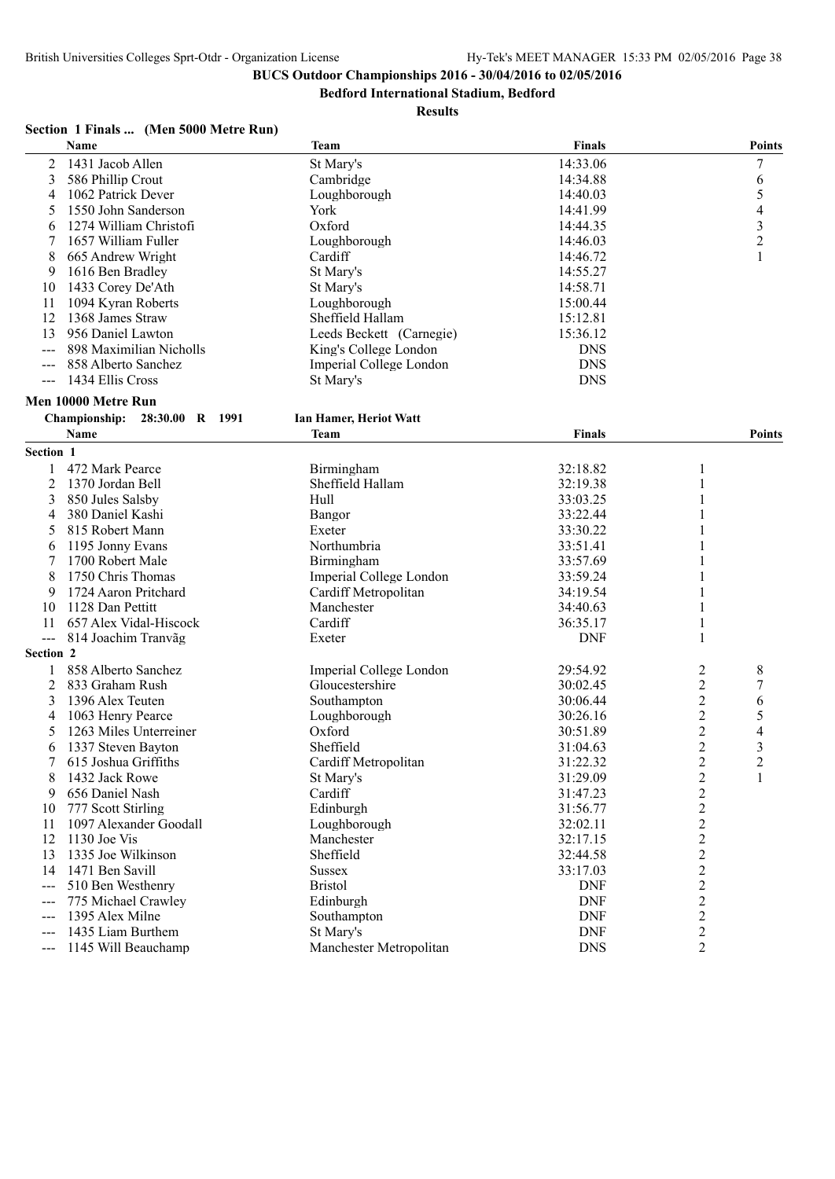# BUCS Outdoor Championships 2016 - 30/04/2016 to 02/05/2016

**Bedford International Stadium, Bedford**

**Results**

### Section 1 Finals ... (Men 5000 Metre Run)

| | Name | Team | Finals | Points |
|---|---|---|---|---|
| 2 | 1431 Jacob Allen | St Mary's | 14:33.06 | 7 |
| 3 | 586 Phillip Crout | Cambridge | 14:34.88 | 6 |
| 4 | 1062 Patrick Dever | Loughborough | 14:40.03 | 5 |
| 5 | 1550 John Sanderson | York | 14:41.99 | 4 |
| 6 | 1274 William Christofi | Oxford | 14:44.35 | 3 |
| 7 | 1657 William Fuller | Loughborough | 14:46.03 | 2 |
| 8 | 665 Andrew Wright | Cardiff | 14:46.72 | 1 |
| 9 | 1616 Ben Bradley | St Mary's | 14:55.27 | |
| 10 | 1433 Corey De'Ath | St Mary's | 14:58.71 | |
| 11 | 1094 Kyran Roberts | Loughborough | 15:00.44 | |
| 12 | 1368 James Straw | Sheffield Hallam | 15:12.81 | |
| 13 | 956 Daniel Lawton | Leeds Beckett (Carnegie) | 15:36.12 | |
| --- | 898 Maximilian Nicholls | King's College London | DNS | |
| --- | 858 Alberto Sanchez | Imperial College London | DNS | |
| --- | 1434 Ellis Cross | St Mary's | DNS | |

### Men 10000 Metre Run

**Championship: 28:30.00 R 1991 Ian Hamer, Heriot Watt**

| | Name | Team | Finals | Section | Points |
|---|---|---|---|---|---|
| **Section 1** | | | | | |
| 1 | 472 Mark Pearce | Birmingham | 32:18.82 | 1 | |
| 2 | 1370 Jordan Bell | Sheffield Hallam | 32:19.38 | 1 | |
| 3 | 850 Jules Salsby | Hull | 33:03.25 | 1 | |
| 4 | 380 Daniel Kashi | Bangor | 33:22.44 | 1 | |
| 5 | 815 Robert Mann | Exeter | 33:30.22 | 1 | |
| 6 | 1195 Jonny Evans | Northumbria | 33:51.41 | 1 | |
| 7 | 1700 Robert Male | Birmingham | 33:57.69 | 1 | |
| 8 | 1750 Chris Thomas | Imperial College London | 33:59.24 | 1 | |
| 9 | 1724 Aaron Pritchard | Cardiff Metropolitan | 34:19.54 | 1 | |
| 10 | 1128 Dan Pettitt | Manchester | 34:40.63 | 1 | |
| 11 | 657 Alex Vidal-Hiscock | Cardiff | 36:35.17 | 1 | |
| --- | 814 Joachim Tranvãg | Exeter | DNF | 1 | |
| **Section 2** | | | | | |
| 1 | 858 Alberto Sanchez | Imperial College London | 29:54.92 | 2 | 8 |
| 2 | 833 Graham Rush | Gloucestershire | 30:02.45 | 2 | 7 |
| 3 | 1396 Alex Teuten | Southampton | 30:06.44 | 2 | 6 |
| 4 | 1063 Henry Pearce | Loughborough | 30:26.16 | 2 | 5 |
| 5 | 1263 Miles Unterreiner | Oxford | 30:51.89 | 2 | 4 |
| 6 | 1337 Steven Bayton | Sheffield | 31:04.63 | 2 | 3 |
| 7 | 615 Joshua Griffiths | Cardiff Metropolitan | 31:22.32 | 2 | 2 |
| 8 | 1432 Jack Rowe | St Mary's | 31:29.09 | 2 | 1 |
| 9 | 656 Daniel Nash | Cardiff | 31:47.23 | 2 | |
| 10 | 777 Scott Stirling | Edinburgh | 31:56.77 | 2 | |
| 11 | 1097 Alexander Goodall | Loughborough | 32:02.11 | 2 | |
| 12 | 1130 Joe Vis | Manchester | 32:17.15 | 2 | |
| 13 | 1335 Joe Wilkinson | Sheffield | 32:44.58 | 2 | |
| 14 | 1471 Ben Savill | Sussex | 33:17.03 | 2 | |
| --- | 510 Ben Westhenry | Bristol | DNF | 2 | |
| --- | 775 Michael Crawley | Edinburgh | DNF | 2 | |
| --- | 1395 Alex Milne | Southampton | DNF | 2 | |
| --- | 1435 Liam Burthem | St Mary's | DNF | 2 | |
| --- | 1145 Will Beauchamp | Manchester Metropolitan | DNS | 2 | |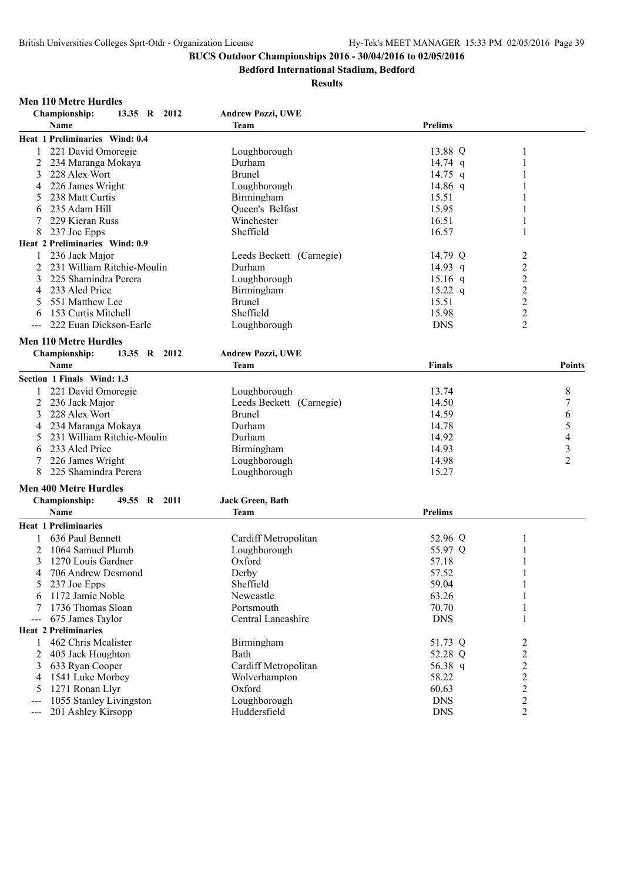**BUCS Outdoor Championships 2016 - 30/04/2016 to 02/05/2016**

**Bedford International Stadium, Bedford**

**Results**

### Men 110 Metre Hurdles

**Championship:** 13.35 R 2012 — **Andrew Pozzi, UWE**

| | Name | Team | Prelims | | Heat |
|---|---|---|---|---|---|
| **Heat 1 Preliminaries Wind: 0.4** | | | | | |
| 1 | 221 David Omoregie | Loughborough | 13.88 | Q | 1 |
| 2 | 234 Maranga Mokaya | Durham | 14.74 | q | 1 |
| 3 | 228 Alex Wort | Brunel | 14.75 | q | 1 |
| 4 | 226 James Wright | Loughborough | 14.86 | q | 1 |
| 5 | 238 Matt Curtis | Birmingham | 15.51 | | 1 |
| 6 | 235 Adam Hill | Queen's Belfast | 15.95 | | 1 |
| 7 | 229 Kieran Russ | Winchester | 16.51 | | 1 |
| 8 | 237 Joe Epps | Sheffield | 16.57 | | 1 |
| **Heat 2 Preliminaries Wind: 0.9** | | | | | |
| 1 | 236 Jack Major | Leeds Beckett (Carnegie) | 14.79 | Q | 2 |
| 2 | 231 William Ritchie-Moulin | Durham | 14.93 | q | 2 |
| 3 | 225 Shamindra Perera | Loughborough | 15.16 | q | 2 |
| 4 | 233 Aled Price | Birmingham | 15.22 | q | 2 |
| 5 | 551 Matthew Lee | Brunel | 15.51 | | 2 |
| 6 | 153 Curtis Mitchell | Sheffield | 15.98 | | 2 |
| --- | 222 Euan Dickson-Earle | Loughborough | DNS | | 2 |

### Men 110 Metre Hurdles

**Championship:** 13.35 R 2012 — **Andrew Pozzi, UWE**

| | Name | Team | Finals | Points |
|---|---|---|---|---|
| **Section 1 Finals Wind: 1.3** | | | | |
| 1 | 221 David Omoregie | Loughborough | 13.74 | 8 |
| 2 | 236 Jack Major | Leeds Beckett (Carnegie) | 14.50 | 7 |
| 3 | 228 Alex Wort | Brunel | 14.59 | 6 |
| 4 | 234 Maranga Mokaya | Durham | 14.78 | 5 |
| 5 | 231 William Ritchie-Moulin | Durham | 14.92 | 4 |
| 6 | 233 Aled Price | Birmingham | 14.93 | 3 |
| 7 | 226 James Wright | Loughborough | 14.98 | 2 |
| 8 | 225 Shamindra Perera | Loughborough | 15.27 | |

### Men 400 Metre Hurdles

**Championship:** 49.55 R 2011 — **Jack Green, Bath**

| | Name | Team | Prelims | | Heat |
|---|---|---|---|---|---|
| **Heat 1 Preliminaries** | | | | | |
| 1 | 636 Paul Bennett | Cardiff Metropolitan | 52.96 | Q | 1 |
| 2 | 1064 Samuel Plumb | Loughborough | 55.97 | Q | 1 |
| 3 | 1270 Louis Gardner | Oxford | 57.18 | | 1 |
| 4 | 706 Andrew Desmond | Derby | 57.52 | | 1 |
| 5 | 237 Joe Epps | Sheffield | 59.04 | | 1 |
| 6 | 1172 Jamie Noble | Newcastle | 63.26 | | 1 |
| 7 | 1736 Thomas Sloan | Portsmouth | 70.70 | | 1 |
| --- | 675 James Taylor | Central Lancashire | DNS | | 1 |
| **Heat 2 Preliminaries** | | | | | |
| 1 | 462 Chris Mcalister | Birmingham | 51.73 | Q | 2 |
| 2 | 405 Jack Houghton | Bath | 52.28 | Q | 2 |
| 3 | 633 Ryan Cooper | Cardiff Metropolitan | 56.38 | q | 2 |
| 4 | 1541 Luke Morbey | Wolverhampton | 58.22 | | 2 |
| 5 | 1271 Ronan Llyr | Oxford | 60.63 | | 2 |
| --- | 1055 Stanley Livingston | Loughborough | DNS | | 2 |
| --- | 201 Ashley Kirsopp | Huddersfield | DNS | | 2 |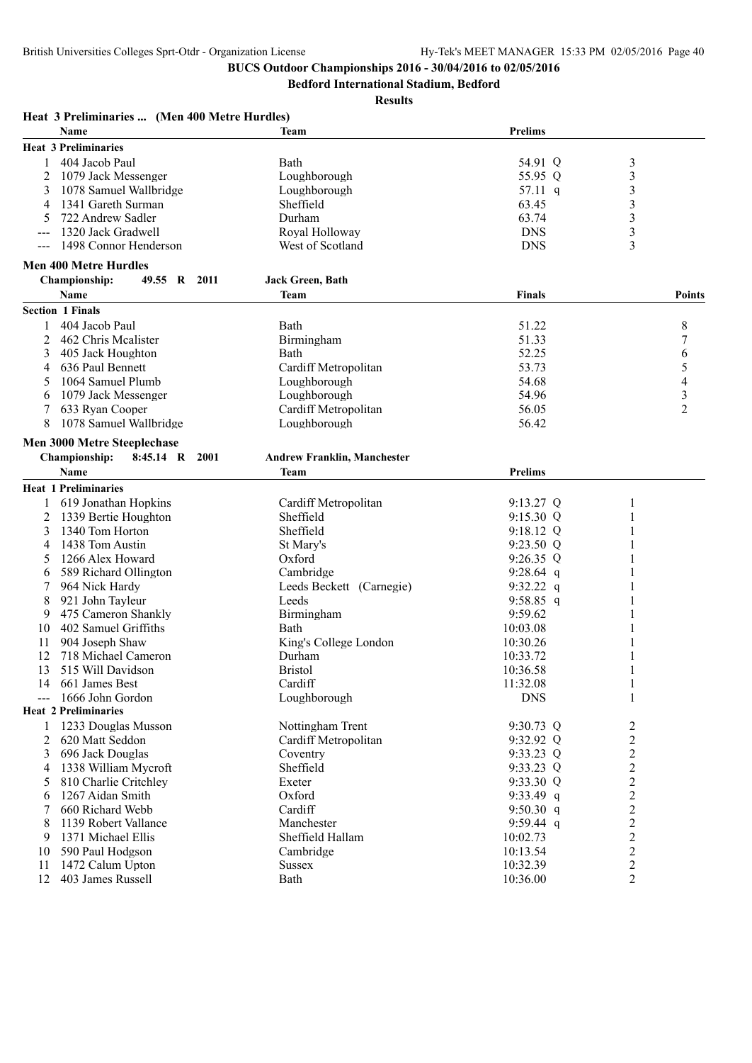**BUCS Outdoor Championships 2016 - 30/04/2016 to 02/05/2016**

**Bedford International Stadium, Bedford**

**Results**

### Heat 3 Preliminaries ... (Men 400 Metre Hurdles)

| | Name | Team | Prelims | | Heat |
|---|---|---|---|---|---|
| **Heat 3 Preliminaries** | | | | | |
| 1 | 404 Jacob Paul | Bath | 54.91 | Q | 3 |
| 2 | 1079 Jack Messenger | Loughborough | 55.95 | Q | 3 |
| 3 | 1078 Samuel Wallbridge | Loughborough | 57.11 | q | 3 |
| 4 | 1341 Gareth Surman | Sheffield | 63.45 | | 3 |
| 5 | 722 Andrew Sadler | Durham | 63.74 | | 3 |
| --- | 1320 Jack Gradwell | Royal Holloway | DNS | | 3 |
| --- | 1498 Connor Henderson | West of Scotland | DNS | | 3 |

### Men 400 Metre Hurdles

**Championship:** 49.55 R 2011 Jack Green, Bath

| | Name | Team | Finals | Points |
|---|---|---|---|---|
| **Section 1 Finals** | | | | |
| 1 | 404 Jacob Paul | Bath | 51.22 | 8 |
| 2 | 462 Chris Mcalister | Birmingham | 51.33 | 7 |
| 3 | 405 Jack Houghton | Bath | 52.25 | 6 |
| 4 | 636 Paul Bennett | Cardiff Metropolitan | 53.73 | 5 |
| 5 | 1064 Samuel Plumb | Loughborough | 54.68 | 4 |
| 6 | 1079 Jack Messenger | Loughborough | 54.96 | 3 |
| 7 | 633 Ryan Cooper | Cardiff Metropolitan | 56.05 | 2 |
| 8 | 1078 Samuel Wallbridge | Loughborough | 56.42 | |

### Men 3000 Metre Steeplechase

**Championship:** 8:45.14 R 2001 Andrew Franklin, Manchester

| | Name | Team | Prelims | | Heat |
|---|---|---|---|---|---|
| **Heat 1 Preliminaries** | | | | | |
| 1 | 619 Jonathan Hopkins | Cardiff Metropolitan | 9:13.27 | Q | 1 |
| 2 | 1339 Bertie Houghton | Sheffield | 9:15.30 | Q | 1 |
| 3 | 1340 Tom Horton | Sheffield | 9:18.12 | Q | 1 |
| 4 | 1438 Tom Austin | St Mary's | 9:23.50 | Q | 1 |
| 5 | 1266 Alex Howard | Oxford | 9:26.35 | Q | 1 |
| 6 | 589 Richard Ollington | Cambridge | 9:28.64 | q | 1 |
| 7 | 964 Nick Hardy | Leeds Beckett (Carnegie) | 9:32.22 | q | 1 |
| 8 | 921 John Tayleur | Leeds | 9:58.85 | q | 1 |
| 9 | 475 Cameron Shankly | Birmingham | 9:59.62 | | 1 |
| 10 | 402 Samuel Griffiths | Bath | 10:03.08 | | 1 |
| 11 | 904 Joseph Shaw | King's College London | 10:30.26 | | 1 |
| 12 | 718 Michael Cameron | Durham | 10:33.72 | | 1 |
| 13 | 515 Will Davidson | Bristol | 10:36.58 | | 1 |
| 14 | 661 James Best | Cardiff | 11:32.08 | | 1 |
| --- | 1666 John Gordon | Loughborough | DNS | | 1 |
| **Heat 2 Preliminaries** | | | | | |
| 1 | 1233 Douglas Musson | Nottingham Trent | 9:30.73 | Q | 2 |
| 2 | 620 Matt Seddon | Cardiff Metropolitan | 9:32.92 | Q | 2 |
| 3 | 696 Jack Douglas | Coventry | 9:33.23 | Q | 2 |
| 4 | 1338 William Mycroft | Sheffield | 9:33.23 | Q | 2 |
| 5 | 810 Charlie Critchley | Exeter | 9:33.30 | Q | 2 |
| 6 | 1267 Aidan Smith | Oxford | 9:33.49 | q | 2 |
| 7 | 660 Richard Webb | Cardiff | 9:50.30 | q | 2 |
| 8 | 1139 Robert Vallance | Manchester | 9:59.44 | q | 2 |
| 9 | 1371 Michael Ellis | Sheffield Hallam | 10:02.73 | | 2 |
| 10 | 590 Paul Hodgson | Cambridge | 10:13.54 | | 2 |
| 11 | 1472 Calum Upton | Sussex | 10:32.39 | | 2 |
| 12 | 403 James Russell | Bath | 10:36.00 | | 2 |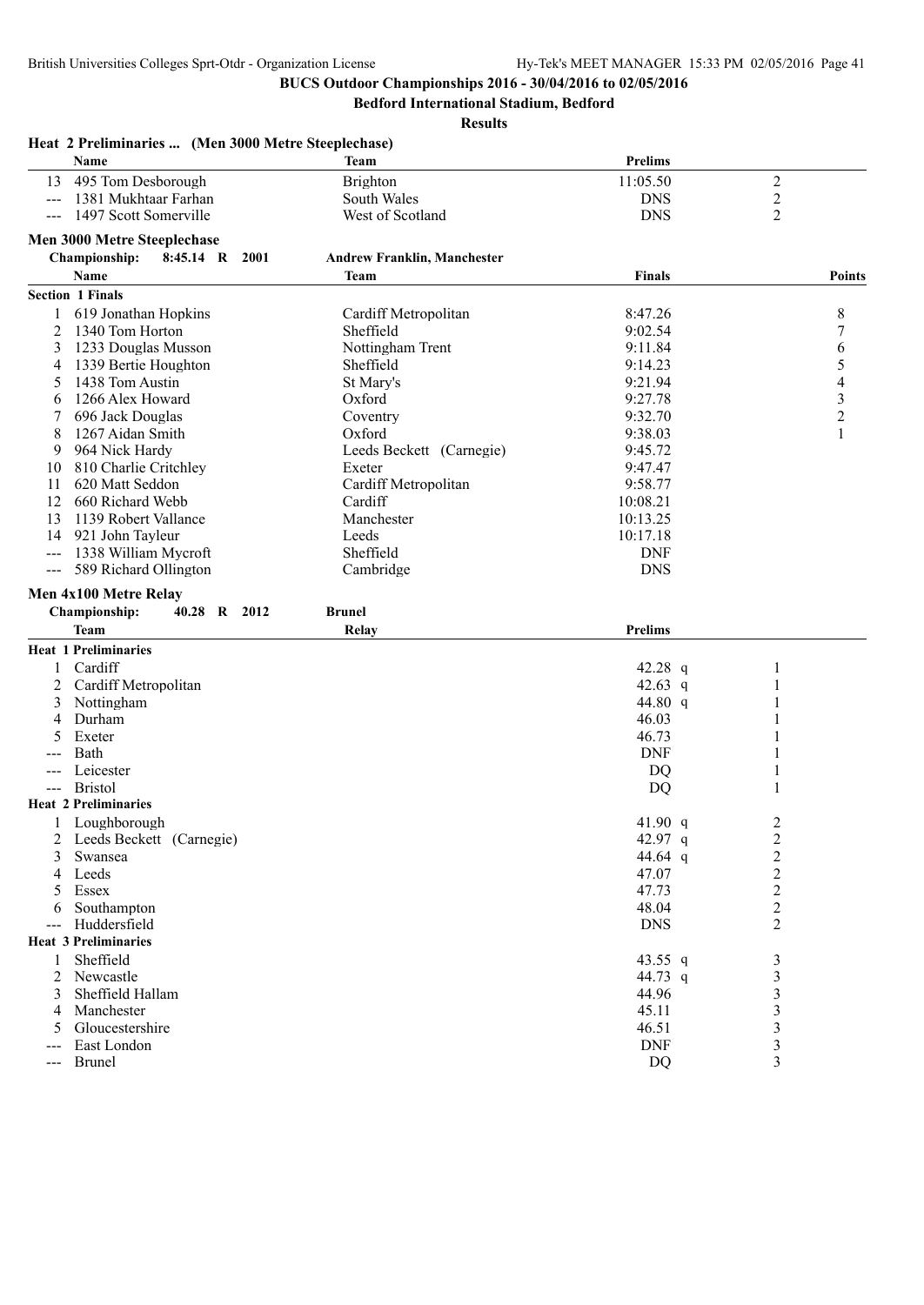**BUCS Outdoor Championships 2016 - 30/04/2016 to 02/05/2016**

**Bedford International Stadium, Bedford**

**Results**

### Heat 2 Preliminaries ... (Men 3000 Metre Steeplechase)

| | Name | Team | Prelims | |
|---|---|---|---|---|
| 13 | 495 Tom Desborough | Brighton | 11:05.50 | 2 |
| --- | 1381 Mukhtaar Farhan | South Wales | DNS | 2 |
| --- | 1497 Scott Somerville | West of Scotland | DNS | 2 |

### Men 3000 Metre Steeplechase

**Championship: 8:45.14 R 2001 Andrew Franklin, Manchester**

| | Name | Team | Finals | Points |
|---|---|---|---|---|
| **Section 1 Finals** | | | | |
| 1 | 619 Jonathan Hopkins | Cardiff Metropolitan | 8:47.26 | 8 |
| 2 | 1340 Tom Horton | Sheffield | 9:02.54 | 7 |
| 3 | 1233 Douglas Musson | Nottingham Trent | 9:11.84 | 6 |
| 4 | 1339 Bertie Houghton | Sheffield | 9:14.23 | 5 |
| 5 | 1438 Tom Austin | St Mary's | 9:21.94 | 4 |
| 6 | 1266 Alex Howard | Oxford | 9:27.78 | 3 |
| 7 | 696 Jack Douglas | Coventry | 9:32.70 | 2 |
| 8 | 1267 Aidan Smith | Oxford | 9:38.03 | 1 |
| 9 | 964 Nick Hardy | Leeds Beckett (Carnegie) | 9:45.72 | |
| 10 | 810 Charlie Critchley | Exeter | 9:47.47 | |
| 11 | 620 Matt Seddon | Cardiff Metropolitan | 9:58.77 | |
| 12 | 660 Richard Webb | Cardiff | 10:08.21 | |
| 13 | 1139 Robert Vallance | Manchester | 10:13.25 | |
| 14 | 921 John Tayleur | Leeds | 10:17.18 | |
| --- | 1338 William Mycroft | Sheffield | DNF | |
| --- | 589 Richard Ollington | Cambridge | DNS | |

### Men 4x100 Metre Relay

**Championship: 40.28 R 2012 Brunel**

| | Team | Relay | Prelims | |
|---|---|---|---|---|
| **Heat 1 Preliminaries** | | | | |
| 1 | Cardiff | | 42.28 q | 1 |
| 2 | Cardiff Metropolitan | | 42.63 q | 1 |
| 3 | Nottingham | | 44.80 q | 1 |
| 4 | Durham | | 46.03 | 1 |
| 5 | Exeter | | 46.73 | 1 |
| --- | Bath | | DNF | 1 |
| --- | Leicester | | DQ | 1 |
| --- | Bristol | | DQ | 1 |
| **Heat 2 Preliminaries** | | | | |
| 1 | Loughborough | | 41.90 q | 2 |
| 2 | Leeds Beckett (Carnegie) | | 42.97 q | 2 |
| 3 | Swansea | | 44.64 q | 2 |
| 4 | Leeds | | 47.07 | 2 |
| 5 | Essex | | 47.73 | 2 |
| 6 | Southampton | | 48.04 | 2 |
| --- | Huddersfield | | DNS | 2 |
| **Heat 3 Preliminaries** | | | | |
| 1 | Sheffield | | 43.55 q | 3 |
| 2 | Newcastle | | 44.73 q | 3 |
| 3 | Sheffield Hallam | | 44.96 | 3 |
| 4 | Manchester | | 45.11 | 3 |
| 5 | Gloucestershire | | 46.51 | 3 |
| --- | East London | | DNF | 3 |
| --- | Brunel | | DQ | 3 |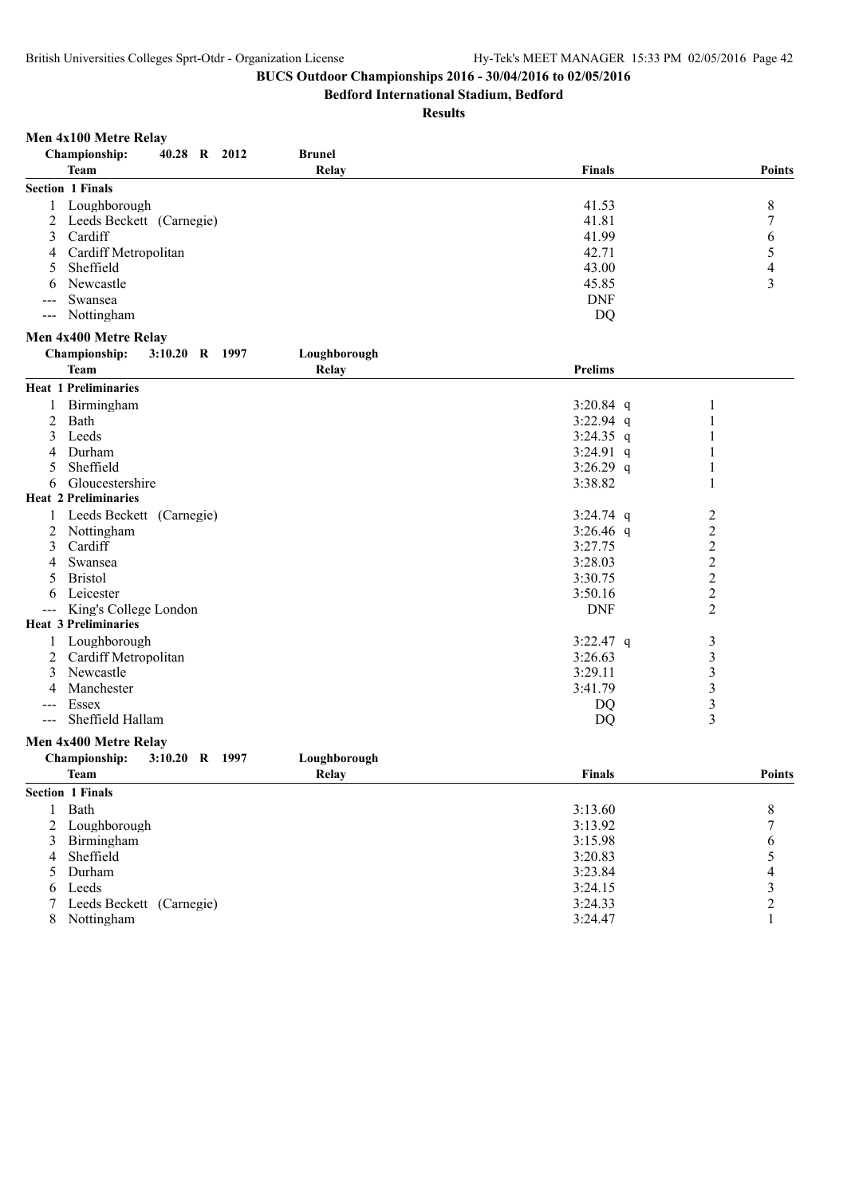# BUCS Outdoor Championships 2016 - 30/04/2016 to 02/05/2016

## Bedford International Stadium, Bedford

### Results

**Men 4x100 Metre Relay**

Championship: 40.28 R 2012 Brunel

| | Team | Relay | Finals | Points |
|---|---|---|---|---|
| **Section 1 Finals** | | | | |
| 1 | Loughborough | | 41.53 | 8 |
| 2 | Leeds Beckett (Carnegie) | | 41.81 | 7 |
| 3 | Cardiff | | 41.99 | 6 |
| 4 | Cardiff Metropolitan | | 42.71 | 5 |
| 5 | Sheffield | | 43.00 | 4 |
| 6 | Newcastle | | 45.85 | 3 |
| --- | Swansea | | DNF | |
| --- | Nottingham | | DQ | |

**Men 4x400 Metre Relay**

Championship: 3:10.20 R 1997 Loughborough

| | Team | Relay | Prelims | |
|---|---|---|---|---|
| **Heat 1 Preliminaries** | | | | |
| 1 | Birmingham | | 3:20.84 q | 1 |
| 2 | Bath | | 3:22.94 q | 1 |
| 3 | Leeds | | 3:24.35 q | 1 |
| 4 | Durham | | 3:24.91 q | 1 |
| 5 | Sheffield | | 3:26.29 q | 1 |
| 6 | Gloucestershire | | 3:38.82 | 1 |
| **Heat 2 Preliminaries** | | | | |
| 1 | Leeds Beckett (Carnegie) | | 3:24.74 q | 2 |
| 2 | Nottingham | | 3:26.46 q | 2 |
| 3 | Cardiff | | 3:27.75 | 2 |
| 4 | Swansea | | 3:28.03 | 2 |
| 5 | Bristol | | 3:30.75 | 2 |
| 6 | Leicester | | 3:50.16 | 2 |
| --- | King's College London | | DNF | 2 |
| **Heat 3 Preliminaries** | | | | |
| 1 | Loughborough | | 3:22.47 q | 3 |
| 2 | Cardiff Metropolitan | | 3:26.63 | 3 |
| 3 | Newcastle | | 3:29.11 | 3 |
| 4 | Manchester | | 3:41.79 | 3 |
| --- | Essex | | DQ | 3 |
| --- | Sheffield Hallam | | DQ | 3 |

**Men 4x400 Metre Relay**

Championship: 3:10.20 R 1997 Loughborough

| | Team | Relay | Finals | Points |
|---|---|---|---|---|
| **Section 1 Finals** | | | | |
| 1 | Bath | | 3:13.60 | 8 |
| 2 | Loughborough | | 3:13.92 | 7 |
| 3 | Birmingham | | 3:15.98 | 6 |
| 4 | Sheffield | | 3:20.83 | 5 |
| 5 | Durham | | 3:23.84 | 4 |
| 6 | Leeds | | 3:24.15 | 3 |
| 7 | Leeds Beckett (Carnegie) | | 3:24.33 | 2 |
| 8 | Nottingham | | 3:24.47 | 1 |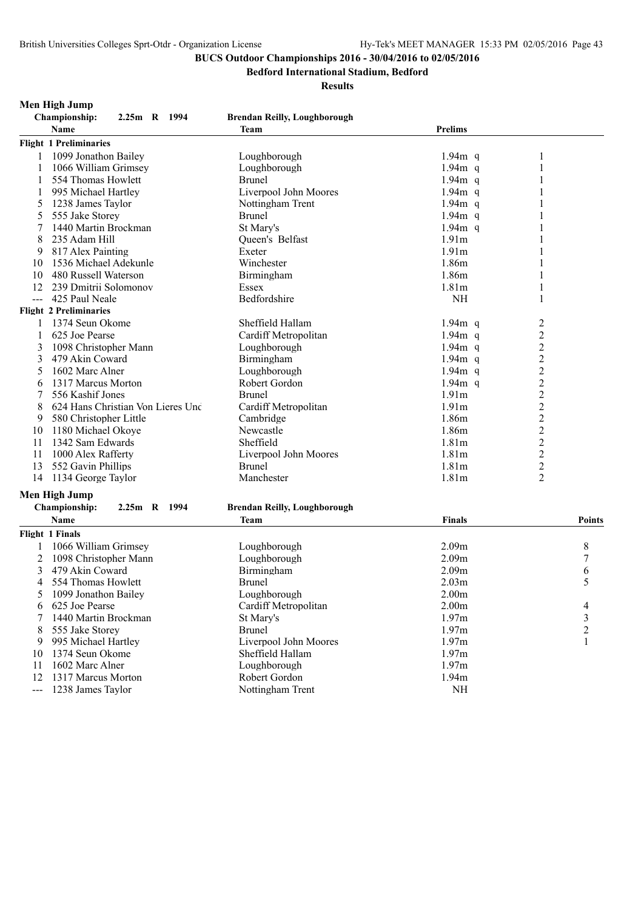**BUCS Outdoor Championships 2016 - 30/04/2016 to 02/05/2016**

**Bedford International Stadium, Bedford**

**Results**

## Men High Jump

**Championship:** 2.25m R 1994 **Brendan Reilly, Loughborough**

| | Name | Team | Prelims | |
|---|---|---|---|---|
| **Flight 1 Preliminaries** | | | | |
| 1 | 1099 Jonathon Bailey | Loughborough | 1.94m q | 1 |
| 1 | 1066 William Grimsey | Loughborough | 1.94m q | 1 |
| 1 | 554 Thomas Howlett | Brunel | 1.94m q | 1 |
| 1 | 995 Michael Hartley | Liverpool John Moores | 1.94m q | 1 |
| 5 | 1238 James Taylor | Nottingham Trent | 1.94m q | 1 |
| 5 | 555 Jake Storey | Brunel | 1.94m q | 1 |
| 7 | 1440 Martin Brockman | St Mary's | 1.94m q | 1 |
| 8 | 235 Adam Hill | Queen's Belfast | 1.91m | 1 |
| 9 | 817 Alex Painting | Exeter | 1.91m | 1 |
| 10 | 1536 Michael Adekunle | Winchester | 1.86m | 1 |
| 10 | 480 Russell Waterson | Birmingham | 1.86m | 1 |
| 12 | 239 Dmitrii Solomonov | Essex | 1.81m | 1 |
| --- | 425 Paul Neale | Bedfordshire | NH | 1 |
| **Flight 2 Preliminaries** | | | | |
| 1 | 1374 Seun Okome | Sheffield Hallam | 1.94m q | 2 |
| 1 | 625 Joe Pearse | Cardiff Metropolitan | 1.94m q | 2 |
| 3 | 1098 Christopher Mann | Loughborough | 1.94m q | 2 |
| 3 | 479 Akin Coward | Birmingham | 1.94m q | 2 |
| 5 | 1602 Marc Alner | Loughborough | 1.94m q | 2 |
| 6 | 1317 Marcus Morton | Robert Gordon | 1.94m q | 2 |
| 7 | 556 Kashif Jones | Brunel | 1.91m | 2 |
| 8 | 624 Hans Christian Von Lieres Und | Cardiff Metropolitan | 1.91m | 2 |
| 9 | 580 Christopher Little | Cambridge | 1.86m | 2 |
| 10 | 1180 Michael Okoye | Newcastle | 1.86m | 2 |
| 11 | 1342 Sam Edwards | Sheffield | 1.81m | 2 |
| 11 | 1000 Alex Rafferty | Liverpool John Moores | 1.81m | 2 |
| 13 | 552 Gavin Phillips | Brunel | 1.81m | 2 |
| 14 | 1134 George Taylor | Manchester | 1.81m | 2 |

## Men High Jump

**Championship:** 2.25m R 1994 **Brendan Reilly, Loughborough**

| | Name | Team | Finals | Points |
|---|---|---|---|---|
| **Flight 1 Finals** | | | | |
| 1 | 1066 William Grimsey | Loughborough | 2.09m | 8 |
| 2 | 1098 Christopher Mann | Loughborough | 2.09m | 7 |
| 3 | 479 Akin Coward | Birmingham | 2.09m | 6 |
| 4 | 554 Thomas Howlett | Brunel | 2.03m | 5 |
| 5 | 1099 Jonathon Bailey | Loughborough | 2.00m | |
| 6 | 625 Joe Pearse | Cardiff Metropolitan | 2.00m | 4 |
| 7 | 1440 Martin Brockman | St Mary's | 1.97m | 3 |
| 8 | 555 Jake Storey | Brunel | 1.97m | 2 |
| 9 | 995 Michael Hartley | Liverpool John Moores | 1.97m | 1 |
| 10 | 1374 Seun Okome | Sheffield Hallam | 1.97m | |
| 11 | 1602 Marc Alner | Loughborough | 1.97m | |
| 12 | 1317 Marcus Morton | Robert Gordon | 1.94m | |
| --- | 1238 James Taylor | Nottingham Trent | NH | |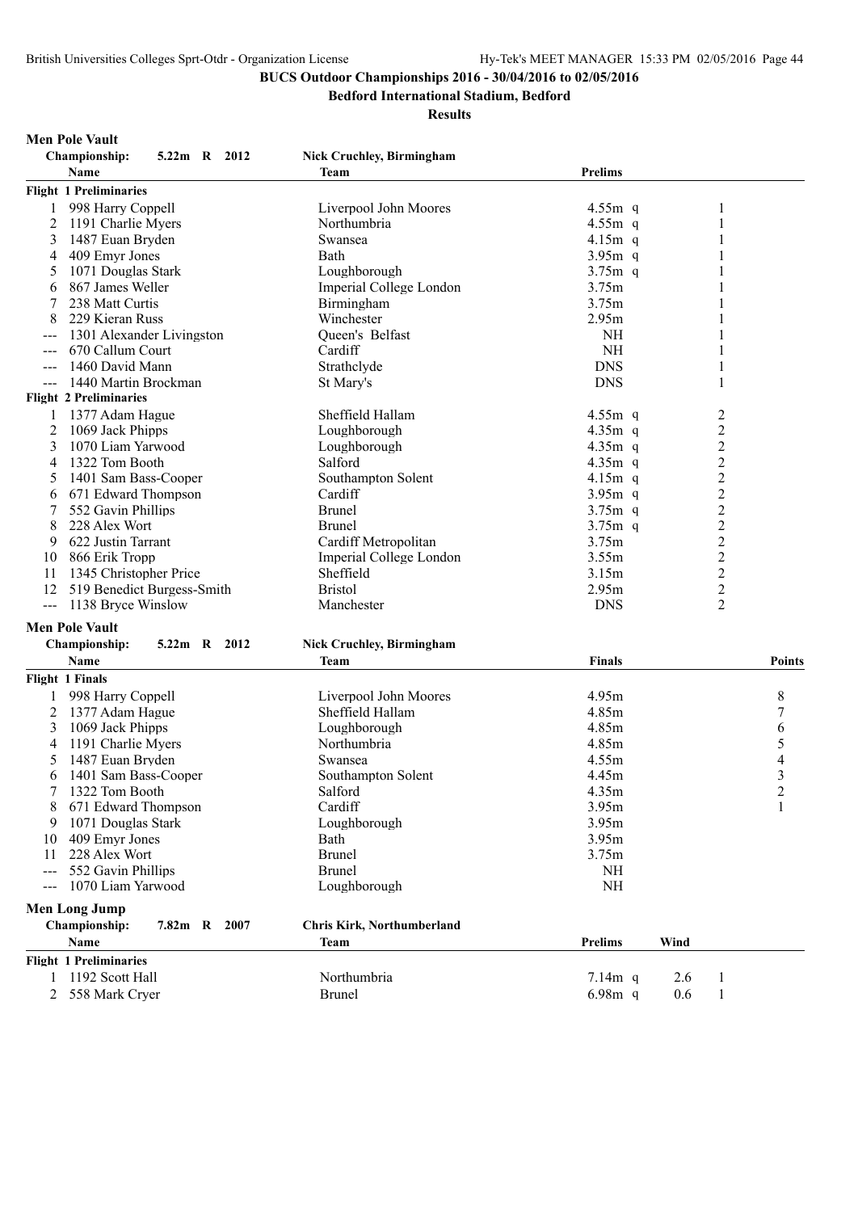**BUCS Outdoor Championships 2016 - 30/04/2016 to 02/05/2016**

**Bedford International Stadium, Bedford**

**Results**

### Men Pole Vault

**Championship: 5.22m R 2012 Nick Cruchley, Birmingham**

| | Name | Team | Prelims | |
|---|---|---|---|---|
| **Flight 1 Preliminaries** | | | | |
| 1 | 998 Harry Coppell | Liverpool John Moores | 4.55m q | 1 |
| 2 | 1191 Charlie Myers | Northumbria | 4.55m q | 1 |
| 3 | 1487 Euan Bryden | Swansea | 4.15m q | 1 |
| 4 | 409 Emyr Jones | Bath | 3.95m q | 1 |
| 5 | 1071 Douglas Stark | Loughborough | 3.75m q | 1 |
| 6 | 867 James Weller | Imperial College London | 3.75m | 1 |
| 7 | 238 Matt Curtis | Birmingham | 3.75m | 1 |
| 8 | 229 Kieran Russ | Winchester | 2.95m | 1 |
| --- | 1301 Alexander Livingston | Queen's Belfast | NH | 1 |
| --- | 670 Callum Court | Cardiff | NH | 1 |
| --- | 1460 David Mann | Strathclyde | DNS | 1 |
| --- | 1440 Martin Brockman | St Mary's | DNS | 1 |
| **Flight 2 Preliminaries** | | | | |
| 1 | 1377 Adam Hague | Sheffield Hallam | 4.55m q | 2 |
| 2 | 1069 Jack Phipps | Loughborough | 4.35m q | 2 |
| 3 | 1070 Liam Yarwood | Loughborough | 4.35m q | 2 |
| 4 | 1322 Tom Booth | Salford | 4.35m q | 2 |
| 5 | 1401 Sam Bass-Cooper | Southampton Solent | 4.15m q | 2 |
| 6 | 671 Edward Thompson | Cardiff | 3.95m q | 2 |
| 7 | 552 Gavin Phillips | Brunel | 3.75m q | 2 |
| 8 | 228 Alex Wort | Brunel | 3.75m q | 2 |
| 9 | 622 Justin Tarrant | Cardiff Metropolitan | 3.75m | 2 |
| 10 | 866 Erik Tropp | Imperial College London | 3.55m | 2 |
| 11 | 1345 Christopher Price | Sheffield | 3.15m | 2 |
| 12 | 519 Benedict Burgess-Smith | Bristol | 2.95m | 2 |
| --- | 1138 Bryce Winslow | Manchester | DNS | 2 |

### Men Pole Vault

**Championship: 5.22m R 2012 Nick Cruchley, Birmingham**

| | Name | Team | Finals | Points |
|---|---|---|---|---|
| **Flight 1 Finals** | | | | |
| 1 | 998 Harry Coppell | Liverpool John Moores | 4.95m | 8 |
| 2 | 1377 Adam Hague | Sheffield Hallam | 4.85m | 7 |
| 3 | 1069 Jack Phipps | Loughborough | 4.85m | 6 |
| 4 | 1191 Charlie Myers | Northumbria | 4.85m | 5 |
| 5 | 1487 Euan Bryden | Swansea | 4.55m | 4 |
| 6 | 1401 Sam Bass-Cooper | Southampton Solent | 4.45m | 3 |
| 7 | 1322 Tom Booth | Salford | 4.35m | 2 |
| 8 | 671 Edward Thompson | Cardiff | 3.95m | 1 |
| 9 | 1071 Douglas Stark | Loughborough | 3.95m | |
| 10 | 409 Emyr Jones | Bath | 3.95m | |
| 11 | 228 Alex Wort | Brunel | 3.75m | |
| --- | 552 Gavin Phillips | Brunel | NH | |
| --- | 1070 Liam Yarwood | Loughborough | NH | |

### Men Long Jump

**Championship: 7.82m R 2007 Chris Kirk, Northumberland**

| | Name | Team | Prelims | Wind | |
|---|---|---|---|---|---|
| **Flight 1 Preliminaries** | | | | | |
| 1 | 1192 Scott Hall | Northumbria | 7.14m q | 2.6 | 1 |
| 2 | 558 Mark Cryer | Brunel | 6.98m q | 0.6 | 1 |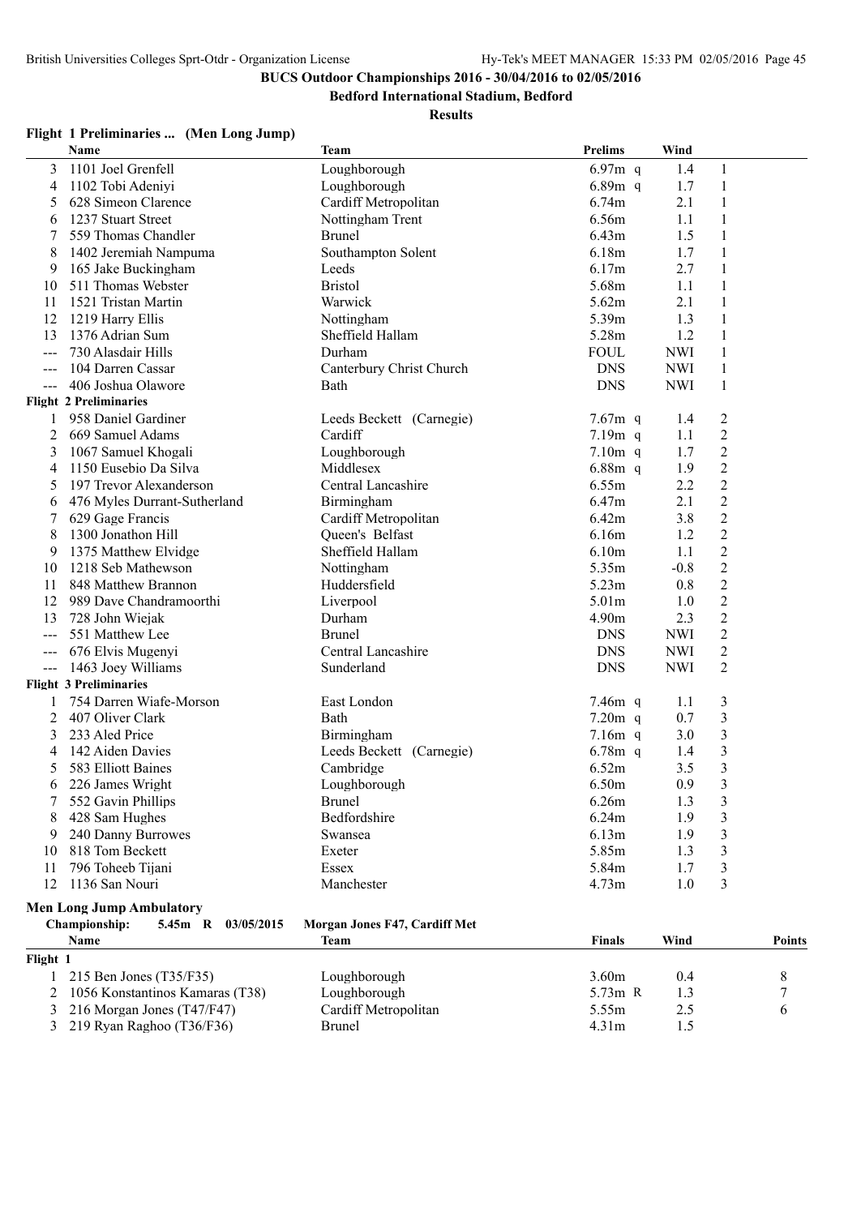**BUCS Outdoor Championships 2016 - 30/04/2016 to 02/05/2016**

**Bedford International Stadium, Bedford**

**Results**

### Flight 1 Preliminaries ... (Men Long Jump)

| | Name | Team | Prelims | Wind | |
|---|---|---|---|---|---|
| 3 | 1101 Joel Grenfell | Loughborough | 6.97m q | 1.4 | 1 |
| 4 | 1102 Tobi Adeniyi | Loughborough | 6.89m q | 1.7 | 1 |
| 5 | 628 Simeon Clarence | Cardiff Metropolitan | 6.74m | 2.1 | 1 |
| 6 | 1237 Stuart Street | Nottingham Trent | 6.56m | 1.1 | 1 |
| 7 | 559 Thomas Chandler | Brunel | 6.43m | 1.5 | 1 |
| 8 | 1402 Jeremiah Nampuma | Southampton Solent | 6.18m | 1.7 | 1 |
| 9 | 165 Jake Buckingham | Leeds | 6.17m | 2.7 | 1 |
| 10 | 511 Thomas Webster | Bristol | 5.68m | 1.1 | 1 |
| 11 | 1521 Tristan Martin | Warwick | 5.62m | 2.1 | 1 |
| 12 | 1219 Harry Ellis | Nottingham | 5.39m | 1.3 | 1 |
| 13 | 1376 Adrian Sum | Sheffield Hallam | 5.28m | 1.2 | 1 |
| --- | 730 Alasdair Hills | Durham | FOUL | NWI | 1 |
| --- | 104 Darren Cassar | Canterbury Christ Church | DNS | NWI | 1 |
| --- | 406 Joshua Olawore | Bath | DNS | NWI | 1 |
| **Flight 2 Preliminaries** | | | | | |
| 1 | 958 Daniel Gardiner | Leeds Beckett (Carnegie) | 7.67m q | 1.4 | 2 |
| 2 | 669 Samuel Adams | Cardiff | 7.19m q | 1.1 | 2 |
| 3 | 1067 Samuel Khogali | Loughborough | 7.10m q | 1.7 | 2 |
| 4 | 1150 Eusebio Da Silva | Middlesex | 6.88m q | 1.9 | 2 |
| 5 | 197 Trevor Alexanderson | Central Lancashire | 6.55m | 2.2 | 2 |
| 6 | 476 Myles Durrant-Sutherland | Birmingham | 6.47m | 2.1 | 2 |
| 7 | 629 Gage Francis | Cardiff Metropolitan | 6.42m | 3.8 | 2 |
| 8 | 1300 Jonathon Hill | Queen's Belfast | 6.16m | 1.2 | 2 |
| 9 | 1375 Matthew Elvidge | Sheffield Hallam | 6.10m | 1.1 | 2 |
| 10 | 1218 Seb Mathewson | Nottingham | 5.35m | -0.8 | 2 |
| 11 | 848 Matthew Brannon | Huddersfield | 5.23m | 0.8 | 2 |
| 12 | 989 Dave Chandramoorthi | Liverpool | 5.01m | 1.0 | 2 |
| 13 | 728 John Wiejak | Durham | 4.90m | 2.3 | 2 |
| --- | 551 Matthew Lee | Brunel | DNS | NWI | 2 |
| --- | 676 Elvis Mugenyi | Central Lancashire | DNS | NWI | 2 |
| --- | 1463 Joey Williams | Sunderland | DNS | NWI | 2 |
| **Flight 3 Preliminaries** | | | | | |
| 1 | 754 Darren Wiafe-Morson | East London | 7.46m q | 1.1 | 3 |
| 2 | 407 Oliver Clark | Bath | 7.20m q | 0.7 | 3 |
| 3 | 233 Aled Price | Birmingham | 7.16m q | 3.0 | 3 |
| 4 | 142 Aiden Davies | Leeds Beckett (Carnegie) | 6.78m q | 1.4 | 3 |
| 5 | 583 Elliott Baines | Cambridge | 6.52m | 3.5 | 3 |
| 6 | 226 James Wright | Loughborough | 6.50m | 0.9 | 3 |
| 7 | 552 Gavin Phillips | Brunel | 6.26m | 1.3 | 3 |
| 8 | 428 Sam Hughes | Bedfordshire | 6.24m | 1.9 | 3 |
| 9 | 240 Danny Burrowes | Swansea | 6.13m | 1.9 | 3 |
| 10 | 818 Tom Beckett | Exeter | 5.85m | 1.3 | 3 |
| 11 | 796 Toheeb Tijani | Essex | 5.84m | 1.7 | 3 |
| 12 | 1136 San Nouri | Manchester | 4.73m | 1.0 | 3 |

### Men Long Jump Ambulatory

**Championship:** 5.45m R 03/05/2015 **Morgan Jones F47, Cardiff Met**

| | Name | Team | Finals | Wind | Points |
|---|---|---|---|---|---|
| **Flight 1** | | | | | |
| 1 | 215 Ben Jones (T35/F35) | Loughborough | 3.60m | 0.4 | 8 |
| 2 | 1056 Konstantinos Kamaras (T38) | Loughborough | 5.73m R | 1.3 | 7 |
| 3 | 216 Morgan Jones (T47/F47) | Cardiff Metropolitan | 5.55m | 2.5 | 6 |
| 3 | 219 Ryan Raghoo (T36/F36) | Brunel | 4.31m | 1.5 | |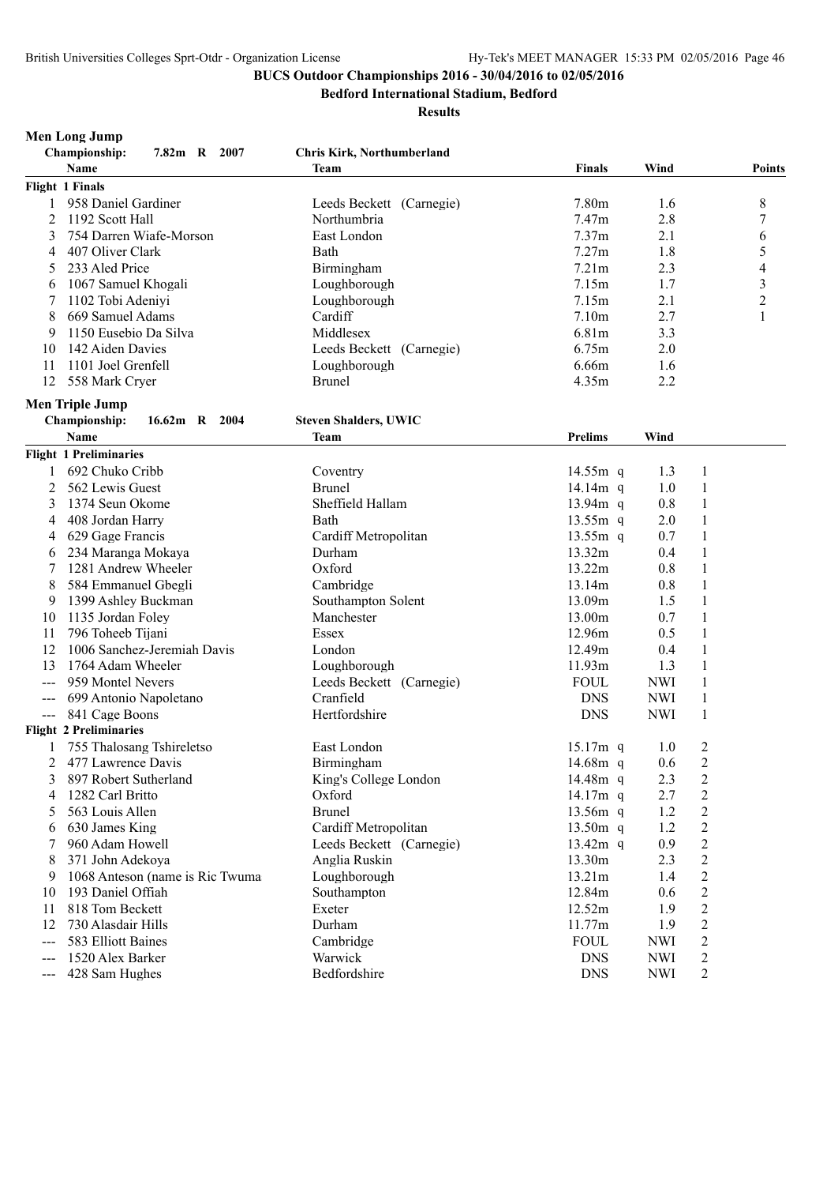BUCS Outdoor Championships 2016 - 30/04/2016 to 02/05/2016

Bedford International Stadium, Bedford

Results

## Men Long Jump

Championship: 7.82m R 2007 Chris Kirk, Northumberland

| | Name | Team | Finals | Wind | Points |
|---|---|---|---|---|---|
| **Flight 1 Finals** | | | | | |
| 1 | 958 Daniel Gardiner | Leeds Beckett (Carnegie) | 7.80m | 1.6 | 8 |
| 2 | 1192 Scott Hall | Northumbria | 7.47m | 2.8 | 7 |
| 3 | 754 Darren Wiafe-Morson | East London | 7.37m | 2.1 | 6 |
| 4 | 407 Oliver Clark | Bath | 7.27m | 1.8 | 5 |
| 5 | 233 Aled Price | Birmingham | 7.21m | 2.3 | 4 |
| 6 | 1067 Samuel Khogali | Loughborough | 7.15m | 1.7 | 3 |
| 7 | 1102 Tobi Adeniyi | Loughborough | 7.15m | 2.1 | 2 |
| 8 | 669 Samuel Adams | Cardiff | 7.10m | 2.7 | 1 |
| 9 | 1150 Eusebio Da Silva | Middlesex | 6.81m | 3.3 | |
| 10 | 142 Aiden Davies | Leeds Beckett (Carnegie) | 6.75m | 2.0 | |
| 11 | 1101 Joel Grenfell | Loughborough | 6.66m | 1.6 | |
| 12 | 558 Mark Cryer | Brunel | 4.35m | 2.2 | |

## Men Triple Jump

Championship: 16.62m R 2004 Steven Shalders, UWIC

| | Name | Team | Prelims | Wind | |
|---|---|---|---|---|---|
| **Flight 1 Preliminaries** | | | | | |
| 1 | 692 Chuko Cribb | Coventry | 14.55m q | 1.3 | 1 |
| 2 | 562 Lewis Guest | Brunel | 14.14m q | 1.0 | 1 |
| 3 | 1374 Seun Okome | Sheffield Hallam | 13.94m q | 0.8 | 1 |
| 4 | 408 Jordan Harry | Bath | 13.55m q | 2.0 | 1 |
| 4 | 629 Gage Francis | Cardiff Metropolitan | 13.55m q | 0.7 | 1 |
| 6 | 234 Maranga Mokaya | Durham | 13.32m | 0.4 | 1 |
| 7 | 1281 Andrew Wheeler | Oxford | 13.22m | 0.8 | 1 |
| 8 | 584 Emmanuel Gbegli | Cambridge | 13.14m | 0.8 | 1 |
| 9 | 1399 Ashley Buckman | Southampton Solent | 13.09m | 1.5 | 1 |
| 10 | 1135 Jordan Foley | Manchester | 13.00m | 0.7 | 1 |
| 11 | 796 Toheeb Tijani | Essex | 12.96m | 0.5 | 1 |
| 12 | 1006 Sanchez-Jeremiah Davis | London | 12.49m | 0.4 | 1 |
| 13 | 1764 Adam Wheeler | Loughborough | 11.93m | 1.3 | 1 |
| --- | 959 Montel Nevers | Leeds Beckett (Carnegie) | FOUL | NWI | 1 |
| --- | 699 Antonio Napoletano | Cranfield | DNS | NWI | 1 |
| --- | 841 Cage Boons | Hertfordshire | DNS | NWI | 1 |
| **Flight 2 Preliminaries** | | | | | |
| 1 | 755 Thalosang Tshireletso | East London | 15.17m q | 1.0 | 2 |
| 2 | 477 Lawrence Davis | Birmingham | 14.68m q | 0.6 | 2 |
| 3 | 897 Robert Sutherland | King's College London | 14.48m q | 2.3 | 2 |
| 4 | 1282 Carl Britto | Oxford | 14.17m q | 2.7 | 2 |
| 5 | 563 Louis Allen | Brunel | 13.56m q | 1.2 | 2 |
| 6 | 630 James King | Cardiff Metropolitan | 13.50m q | 1.2 | 2 |
| 7 | 960 Adam Howell | Leeds Beckett (Carnegie) | 13.42m q | 0.9 | 2 |
| 8 | 371 John Adekoya | Anglia Ruskin | 13.30m | 2.3 | 2 |
| 9 | 1068 Anteson (name is Ric Twuma | Loughborough | 13.21m | 1.4 | 2 |
| 10 | 193 Daniel Offiah | Southampton | 12.84m | 0.6 | 2 |
| 11 | 818 Tom Beckett | Exeter | 12.52m | 1.9 | 2 |
| 12 | 730 Alasdair Hills | Durham | 11.77m | 1.9 | 2 |
| --- | 583 Elliott Baines | Cambridge | FOUL | NWI | 2 |
| --- | 1520 Alex Barker | Warwick | DNS | NWI | 2 |
| --- | 428 Sam Hughes | Bedfordshire | DNS | NWI | 2 |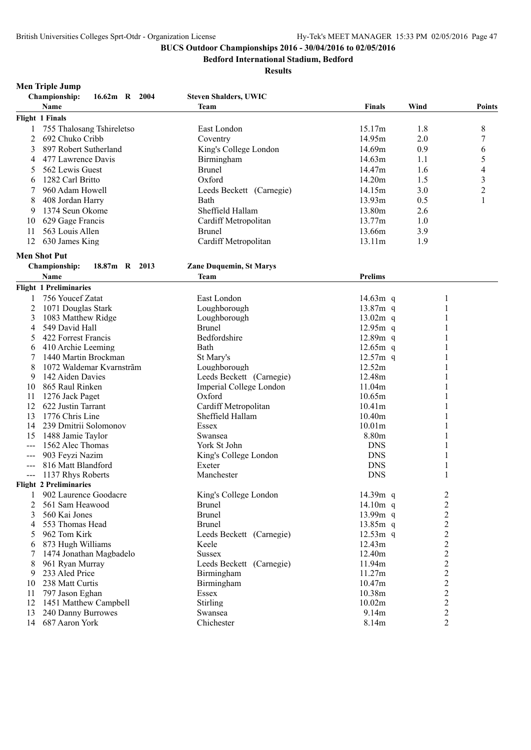# BUCS Outdoor Championships 2016 - 30/04/2016 to 02/05/2016

**Bedford International Stadium, Bedford**

**Results**

## Men Triple Jump

**Championship:** 16.62m R 2004 — **Steven Shalders, UWIC**

| | Name | Team | Finals | Wind | Points |
|---|---|---|---|---|---|
| **Flight 1 Finals** | | | | | |
| 1 | 755 Thalosang Tshireletso | East London | 15.17m | 1.8 | 8 |
| 2 | 692 Chuko Cribb | Coventry | 14.95m | 2.0 | 7 |
| 3 | 897 Robert Sutherland | King's College London | 14.69m | 0.9 | 6 |
| 4 | 477 Lawrence Davis | Birmingham | 14.63m | 1.1 | 5 |
| 5 | 562 Lewis Guest | Brunel | 14.47m | 1.6 | 4 |
| 6 | 1282 Carl Britto | Oxford | 14.20m | 1.5 | 3 |
| 7 | 960 Adam Howell | Leeds Beckett (Carnegie) | 14.15m | 3.0 | 2 |
| 8 | 408 Jordan Harry | Bath | 13.93m | 0.5 | 1 |
| 9 | 1374 Seun Okome | Sheffield Hallam | 13.80m | 2.6 | |
| 10 | 629 Gage Francis | Cardiff Metropolitan | 13.77m | 1.0 | |
| 11 | 563 Louis Allen | Brunel | 13.66m | 3.9 | |
| 12 | 630 James King | Cardiff Metropolitan | 13.11m | 1.9 | |

## Men Shot Put

**Championship:** 18.87m R 2013 — **Zane Duquemin, St Marys**

| | Name | Team | Prelims | | Flight |
|---|---|---|---|---|---|
| **Flight 1 Preliminaries** | | | | | |
| 1 | 756 Youcef Zatat | East London | 14.63m | q | 1 |
| 2 | 1071 Douglas Stark | Loughborough | 13.87m | q | 1 |
| 3 | 1083 Matthew Ridge | Loughborough | 13.02m | q | 1 |
| 4 | 549 David Hall | Brunel | 12.95m | q | 1 |
| 5 | 422 Forrest Francis | Bedfordshire | 12.89m | q | 1 |
| 6 | 410 Archie Leeming | Bath | 12.65m | q | 1 |
| 7 | 1440 Martin Brockman | St Mary's | 12.57m | q | 1 |
| 8 | 1072 Waldemar Kvarnsträm | Loughborough | 12.52m | | 1 |
| 9 | 142 Aiden Davies | Leeds Beckett (Carnegie) | 12.48m | | 1 |
| 10 | 865 Raul Rinken | Imperial College London | 11.04m | | 1 |
| 11 | 1276 Jack Paget | Oxford | 10.65m | | 1 |
| 12 | 622 Justin Tarrant | Cardiff Metropolitan | 10.41m | | 1 |
| 13 | 1776 Chris Line | Sheffield Hallam | 10.40m | | 1 |
| 14 | 239 Dmitrii Solomonov | Essex | 10.01m | | 1 |
| 15 | 1488 Jamie Taylor | Swansea | 8.80m | | 1 |
| --- | 1562 Alec Thomas | York St John | DNS | | 1 |
| --- | 903 Feyzi Nazim | King's College London | DNS | | 1 |
| --- | 816 Matt Blandford | Exeter | DNS | | 1 |
| --- | 1137 Rhys Roberts | Manchester | DNS | | 1 |
| **Flight 2 Preliminaries** | | | | | |
| 1 | 902 Laurence Goodacre | King's College London | 14.39m | q | 2 |
| 2 | 561 Sam Heawood | Brunel | 14.10m | q | 2 |
| 3 | 560 Kai Jones | Brunel | 13.99m | q | 2 |
| 4 | 553 Thomas Head | Brunel | 13.85m | q | 2 |
| 5 | 962 Tom Kirk | Leeds Beckett (Carnegie) | 12.53m | q | 2 |
| 6 | 873 Hugh Williams | Keele | 12.43m | | 2 |
| 7 | 1474 Jonathan Magbadelo | Sussex | 12.40m | | 2 |
| 8 | 961 Ryan Murray | Leeds Beckett (Carnegie) | 11.94m | | 2 |
| 9 | 233 Aled Price | Birmingham | 11.27m | | 2 |
| 10 | 238 Matt Curtis | Birmingham | 10.47m | | 2 |
| 11 | 797 Jason Eghan | Essex | 10.38m | | 2 |
| 12 | 1451 Matthew Campbell | Stirling | 10.02m | | 2 |
| 13 | 240 Danny Burrowes | Swansea | 9.14m | | 2 |
| 14 | 687 Aaron York | Chichester | 8.14m | | 2 |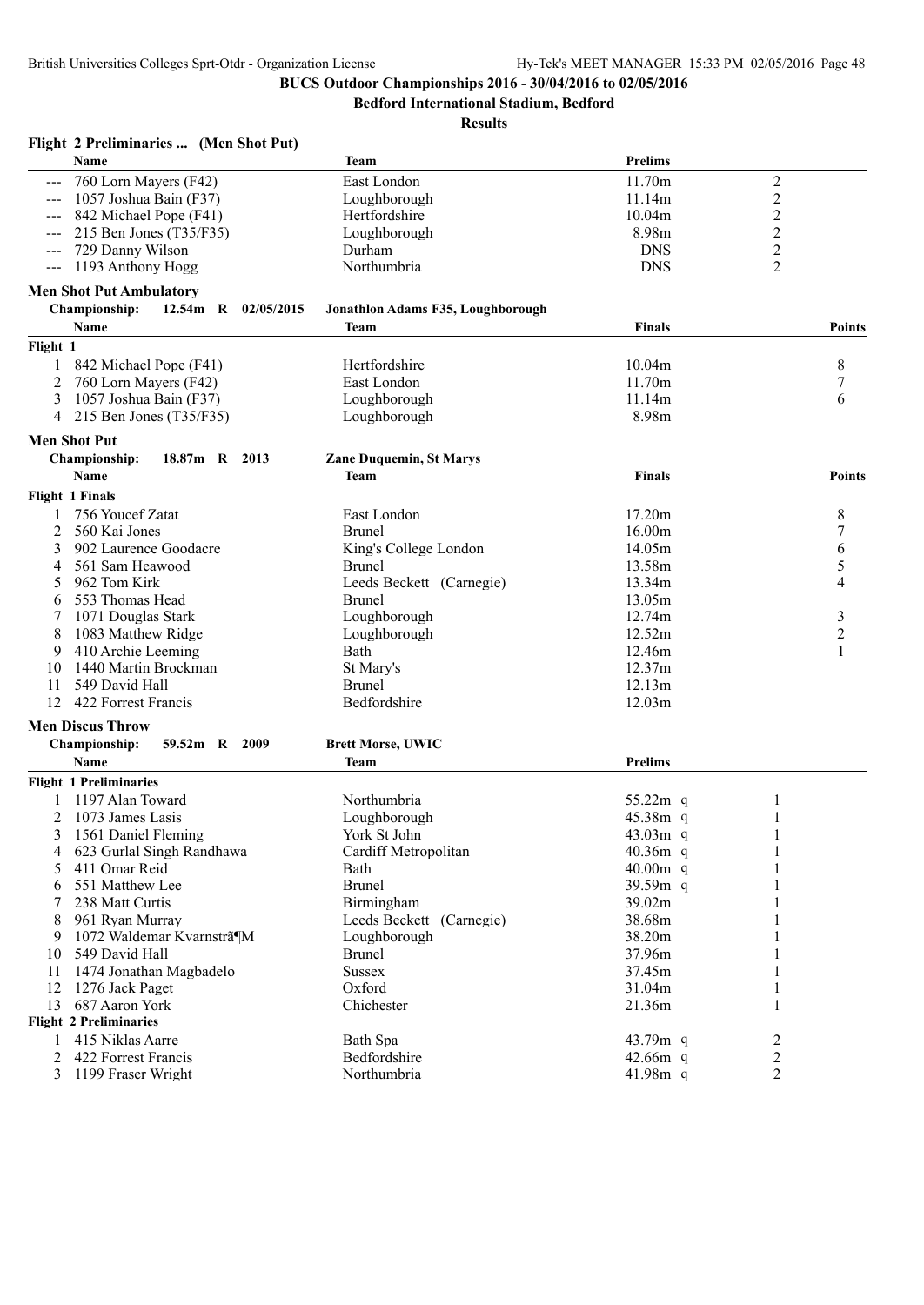**BUCS Outdoor Championships 2016 - 30/04/2016 to 02/05/2016**

**Bedford International Stadium, Bedford**

**Results**

### Flight 2 Preliminaries ... (Men Shot Put)

| | Name | Team | Prelims | |
|---|---|---|---|---|
| --- | 760 Lorn Mayers (F42) | East London | 11.70m | 2 |
| --- | 1057 Joshua Bain (F37) | Loughborough | 11.14m | 2 |
| --- | 842 Michael Pope (F41) | Hertfordshire | 10.04m | 2 |
| --- | 215 Ben Jones (T35/F35) | Loughborough | 8.98m | 2 |
| --- | 729 Danny Wilson | Durham | DNS | 2 |
| --- | 1193 Anthony Hogg | Northumbria | DNS | 2 |

### Men Shot Put Ambulatory

**Championship: 12.54m R 02/05/2015 Jonathlon Adams F35, Loughborough**

| | Name | Team | Finals | Points |
|---|---|---|---|---|
| **Flight 1** | | | | |
| 1 | 842 Michael Pope (F41) | Hertfordshire | 10.04m | 8 |
| 2 | 760 Lorn Mayers (F42) | East London | 11.70m | 7 |
| 3 | 1057 Joshua Bain (F37) | Loughborough | 11.14m | 6 |
| 4 | 215 Ben Jones (T35/F35) | Loughborough | 8.98m | |

### Men Shot Put

**Championship: 18.87m R 2013 Zane Duquemin, St Marys**

| | Name | Team | Finals | Points |
|---|---|---|---|---|
| **Flight 1 Finals** | | | | |
| 1 | 756 Youcef Zatat | East London | 17.20m | 8 |
| 2 | 560 Kai Jones | Brunel | 16.00m | 7 |
| 3 | 902 Laurence Goodacre | King's College London | 14.05m | 6 |
| 4 | 561 Sam Heawood | Brunel | 13.58m | 5 |
| 5 | 962 Tom Kirk | Leeds Beckett (Carnegie) | 13.34m | 4 |
| 6 | 553 Thomas Head | Brunel | 13.05m | |
| 7 | 1071 Douglas Stark | Loughborough | 12.74m | 3 |
| 8 | 1083 Matthew Ridge | Loughborough | 12.52m | 2 |
| 9 | 410 Archie Leeming | Bath | 12.46m | 1 |
| 10 | 1440 Martin Brockman | St Mary's | 12.37m | |
| 11 | 549 David Hall | Brunel | 12.13m | |
| 12 | 422 Forrest Francis | Bedfordshire | 12.03m | |

### Men Discus Throw

**Championship: 59.52m R 2009 Brett Morse, UWIC**

| | Name | Team | Prelims | |
|---|---|---|---|---|
| **Flight 1 Preliminaries** | | | | |
| 1 | 1197 Alan Toward | Northumbria | 55.22m q | 1 |
| 2 | 1073 James Lasis | Loughborough | 45.38m q | 1 |
| 3 | 1561 Daniel Fleming | York St John | 43.03m q | 1 |
| 4 | 623 Gurlal Singh Randhawa | Cardiff Metropolitan | 40.36m q | 1 |
| 5 | 411 Omar Reid | Bath | 40.00m q | 1 |
| 6 | 551 Matthew Lee | Brunel | 39.59m q | 1 |
| 7 | 238 Matt Curtis | Birmingham | 39.02m | 1 |
| 8 | 961 Ryan Murray | Leeds Beckett (Carnegie) | 38.68m | 1 |
| 9 | 1072 Waldemar Kvarnstrã¶M | Loughborough | 38.20m | 1 |
| 10 | 549 David Hall | Brunel | 37.96m | 1 |
| 11 | 1474 Jonathan Magbadelo | Sussex | 37.45m | 1 |
| 12 | 1276 Jack Paget | Oxford | 31.04m | 1 |
| 13 | 687 Aaron York | Chichester | 21.36m | 1 |
| **Flight 2 Preliminaries** | | | | |
| 1 | 415 Niklas Aarre | Bath Spa | 43.79m q | 2 |
| 2 | 422 Forrest Francis | Bedfordshire | 42.66m q | 2 |
| 3 | 1199 Fraser Wright | Northumbria | 41.98m q | 2 |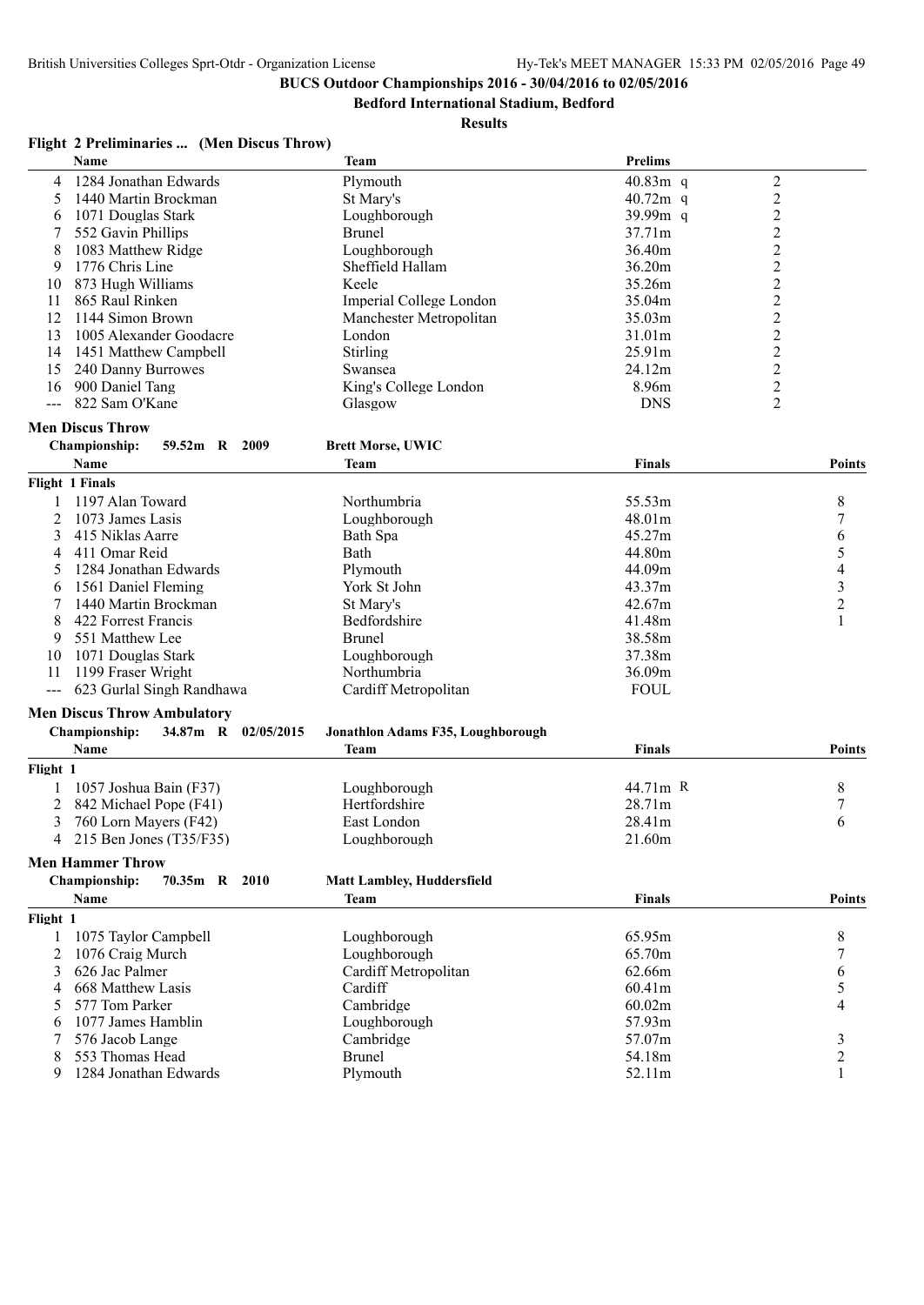**BUCS Outdoor Championships 2016 - 30/04/2016 to 02/05/2016**

**Bedford International Stadium, Bedford**

**Results**

### Flight 2 Preliminaries ... (Men Discus Throw)

| | Name | Team | Prelims | | |
|---|---|---|---|---|---|
| 4 | 1284 Jonathan Edwards | Plymouth | 40.83m | q | 2 |
| 5 | 1440 Martin Brockman | St Mary's | 40.72m | q | 2 |
| 6 | 1071 Douglas Stark | Loughborough | 39.99m | q | 2 |
| 7 | 552 Gavin Phillips | Brunel | 37.71m | | 2 |
| 8 | 1083 Matthew Ridge | Loughborough | 36.40m | | 2 |
| 9 | 1776 Chris Line | Sheffield Hallam | 36.20m | | 2 |
| 10 | 873 Hugh Williams | Keele | 35.26m | | 2 |
| 11 | 865 Raul Rinken | Imperial College London | 35.04m | | 2 |
| 12 | 1144 Simon Brown | Manchester Metropolitan | 35.03m | | 2 |
| 13 | 1005 Alexander Goodacre | London | 31.01m | | 2 |
| 14 | 1451 Matthew Campbell | Stirling | 25.91m | | 2 |
| 15 | 240 Danny Burrowes | Swansea | 24.12m | | 2 |
| 16 | 900 Daniel Tang | King's College London | 8.96m | | 2 |
| --- | 822 Sam O'Kane | Glasgow | DNS | | 2 |

### Men Discus Throw

**Championship:** 59.52m R 2009 — **Brett Morse, UWIC**

| | Name | Team | Finals | Points |
|---|---|---|---|---|
| **Flight 1 Finals** | | | | |
| 1 | 1197 Alan Toward | Northumbria | 55.53m | 8 |
| 2 | 1073 James Lasis | Loughborough | 48.01m | 7 |
| 3 | 415 Niklas Aarre | Bath Spa | 45.27m | 6 |
| 4 | 411 Omar Reid | Bath | 44.80m | 5 |
| 5 | 1284 Jonathan Edwards | Plymouth | 44.09m | 4 |
| 6 | 1561 Daniel Fleming | York St John | 43.37m | 3 |
| 7 | 1440 Martin Brockman | St Mary's | 42.67m | 2 |
| 8 | 422 Forrest Francis | Bedfordshire | 41.48m | 1 |
| 9 | 551 Matthew Lee | Brunel | 38.58m | |
| 10 | 1071 Douglas Stark | Loughborough | 37.38m | |
| 11 | 1199 Fraser Wright | Northumbria | 36.09m | |
| --- | 623 Gurlal Singh Randhawa | Cardiff Metropolitan | FOUL | |

### Men Discus Throw Ambulatory

**Championship:** 34.87m R 02/05/2015 — **Jonathlon Adams F35, Loughborough**

| | Name | Team | Finals | Points |
|---|---|---|---|---|
| **Flight 1** | | | | |
| 1 | 1057 Joshua Bain (F37) | Loughborough | 44.71m R | 8 |
| 2 | 842 Michael Pope (F41) | Hertfordshire | 28.71m | 7 |
| 3 | 760 Lorn Mayers (F42) | East London | 28.41m | 6 |
| 4 | 215 Ben Jones (T35/F35) | Loughborough | 21.60m | |

### Men Hammer Throw

**Championship:** 70.35m R 2010 — **Matt Lambley, Huddersfield**

| | Name | Team | Finals | Points |
|---|---|---|---|---|
| **Flight 1** | | | | |
| 1 | 1075 Taylor Campbell | Loughborough | 65.95m | 8 |
| 2 | 1076 Craig Murch | Loughborough | 65.70m | 7 |
| 3 | 626 Jac Palmer | Cardiff Metropolitan | 62.66m | 6 |
| 4 | 668 Matthew Lasis | Cardiff | 60.41m | 5 |
| 5 | 577 Tom Parker | Cambridge | 60.02m | 4 |
| 6 | 1077 James Hamblin | Loughborough | 57.93m | |
| 7 | 576 Jacob Lange | Cambridge | 57.07m | 3 |
| 8 | 553 Thomas Head | Brunel | 54.18m | 2 |
| 9 | 1284 Jonathan Edwards | Plymouth | 52.11m | 1 |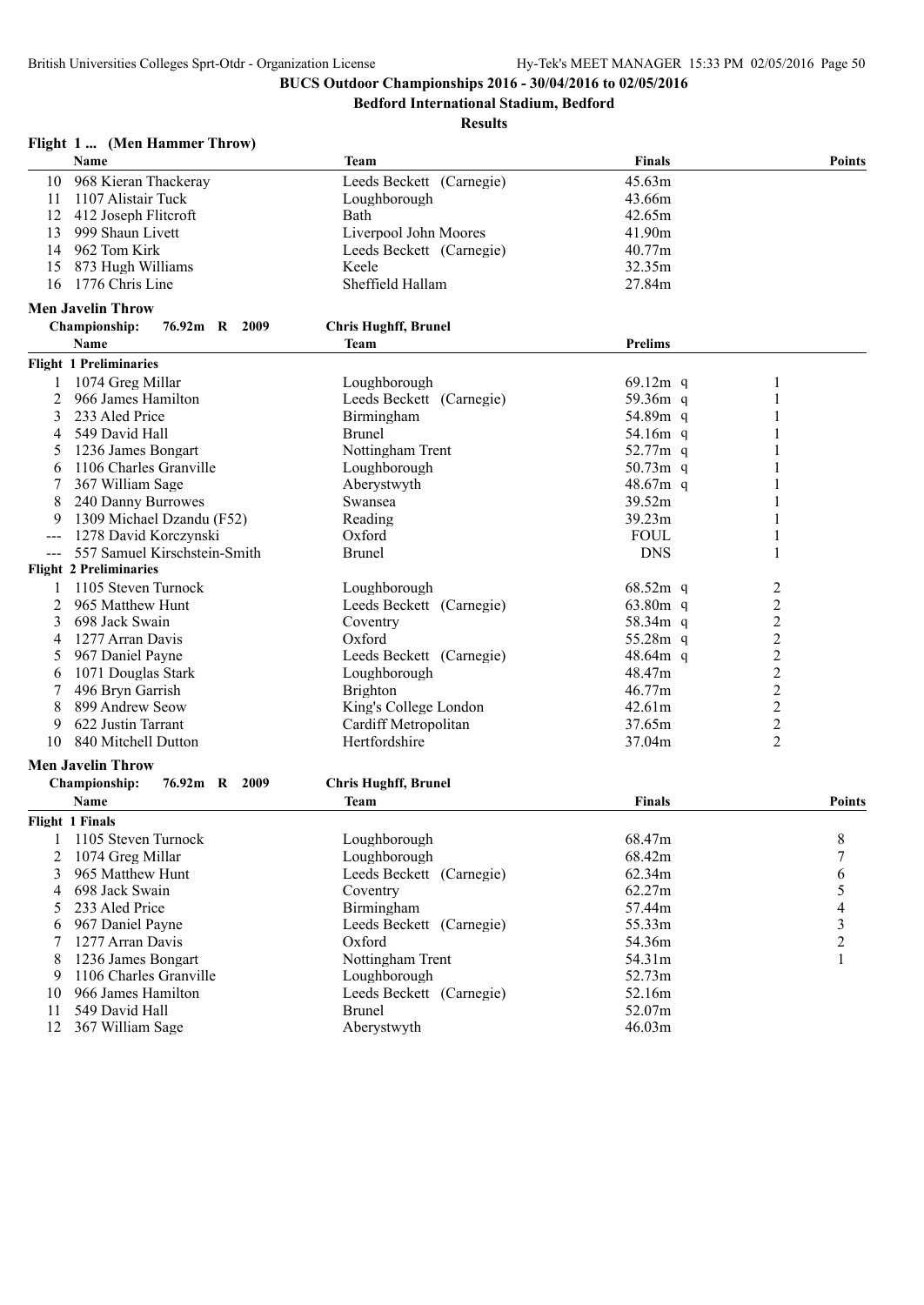**BUCS Outdoor Championships 2016 - 30/04/2016 to 02/05/2016**

**Bedford International Stadium, Bedford**

**Results**

### Flight 1 ... (Men Hammer Throw)

| | Name | Team | Finals | Points |
|---|---|---|---|---|
| 10 | 968 Kieran Thackeray | Leeds Beckett (Carnegie) | 45.63m | |
| 11 | 1107 Alistair Tuck | Loughborough | 43.66m | |
| 12 | 412 Joseph Flitcroft | Bath | 42.65m | |
| 13 | 999 Shaun Livett | Liverpool John Moores | 41.90m | |
| 14 | 962 Tom Kirk | Leeds Beckett (Carnegie) | 40.77m | |
| 15 | 873 Hugh Williams | Keele | 32.35m | |
| 16 | 1776 Chris Line | Sheffield Hallam | 27.84m | |

### Men Javelin Throw

**Championship:** 76.92m R 2009 Chris Hughff, Brunel

| | Name | Team | Prelims | |
|---|---|---|---|---|
| **Flight 1 Preliminaries** | | | | |
| 1 | 1074 Greg Millar | Loughborough | 69.12m q | 1 |
| 2 | 966 James Hamilton | Leeds Beckett (Carnegie) | 59.36m q | 1 |
| 3 | 233 Aled Price | Birmingham | 54.89m q | 1 |
| 4 | 549 David Hall | Brunel | 54.16m q | 1 |
| 5 | 1236 James Bongart | Nottingham Trent | 52.77m q | 1 |
| 6 | 1106 Charles Granville | Loughborough | 50.73m q | 1 |
| 7 | 367 William Sage | Aberystwyth | 48.67m q | 1 |
| 8 | 240 Danny Burrowes | Swansea | 39.52m | 1 |
| 9 | 1309 Michael Dzandu (F52) | Reading | 39.23m | 1 |
| --- | 1278 David Korczynski | Oxford | FOUL | 1 |
| --- | 557 Samuel Kirschstein-Smith | Brunel | DNS | 1 |
| **Flight 2 Preliminaries** | | | | |
| 1 | 1105 Steven Turnock | Loughborough | 68.52m q | 2 |
| 2 | 965 Matthew Hunt | Leeds Beckett (Carnegie) | 63.80m q | 2 |
| 3 | 698 Jack Swain | Coventry | 58.34m q | 2 |
| 4 | 1277 Arran Davis | Oxford | 55.28m q | 2 |
| 5 | 967 Daniel Payne | Leeds Beckett (Carnegie) | 48.64m q | 2 |
| 6 | 1071 Douglas Stark | Loughborough | 48.47m | 2 |
| 7 | 496 Bryn Garrish | Brighton | 46.77m | 2 |
| 8 | 899 Andrew Seow | King's College London | 42.61m | 2 |
| 9 | 622 Justin Tarrant | Cardiff Metropolitan | 37.65m | 2 |
| 10 | 840 Mitchell Dutton | Hertfordshire | 37.04m | 2 |

### Men Javelin Throw

**Championship:** 76.92m R 2009 Chris Hughff, Brunel

| | Name | Team | Finals | Points |
|---|---|---|---|---|
| **Flight 1 Finals** | | | | |
| 1 | 1105 Steven Turnock | Loughborough | 68.47m | 8 |
| 2 | 1074 Greg Millar | Loughborough | 68.42m | 7 |
| 3 | 965 Matthew Hunt | Leeds Beckett (Carnegie) | 62.34m | 6 |
| 4 | 698 Jack Swain | Coventry | 62.27m | 5 |
| 5 | 233 Aled Price | Birmingham | 57.44m | 4 |
| 6 | 967 Daniel Payne | Leeds Beckett (Carnegie) | 55.33m | 3 |
| 7 | 1277 Arran Davis | Oxford | 54.36m | 2 |
| 8 | 1236 James Bongart | Nottingham Trent | 54.31m | 1 |
| 9 | 1106 Charles Granville | Loughborough | 52.73m | |
| 10 | 966 James Hamilton | Leeds Beckett (Carnegie) | 52.16m | |
| 11 | 549 David Hall | Brunel | 52.07m | |
| 12 | 367 William Sage | Aberystwyth | 46.03m | |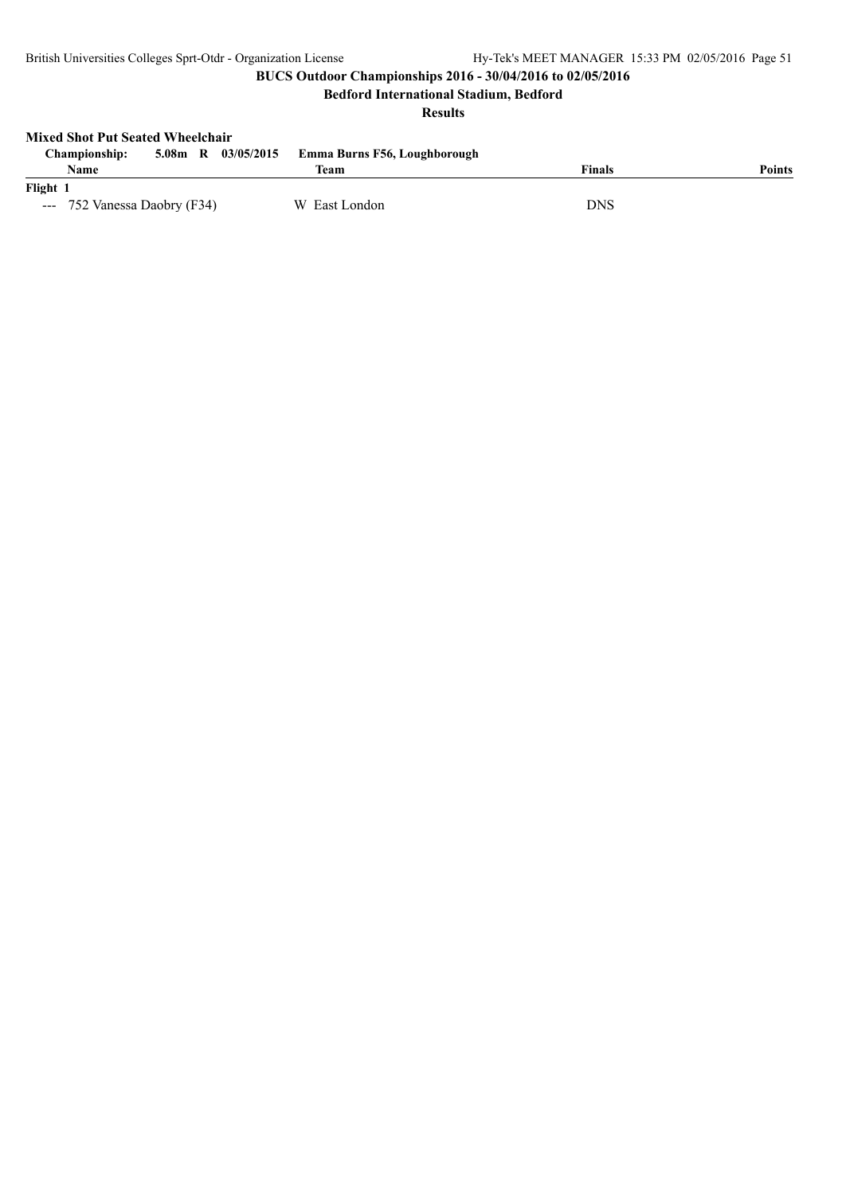**BUCS Outdoor Championships 2016 - 30/04/2016 to 02/05/2016**

**Bedford International Stadium, Bedford**

**Results**

**Mixed Shot Put Seated Wheelchair**

**Championship: 5.08m R 03/05/2015 Emma Burns F56, Loughborough**

| | Name | Team | Finals | Points |
|---|---|---|---|---|
| **Flight 1** | | | | |
| --- | 752 Vanessa Daobry (F34) | W East London | DNS | |